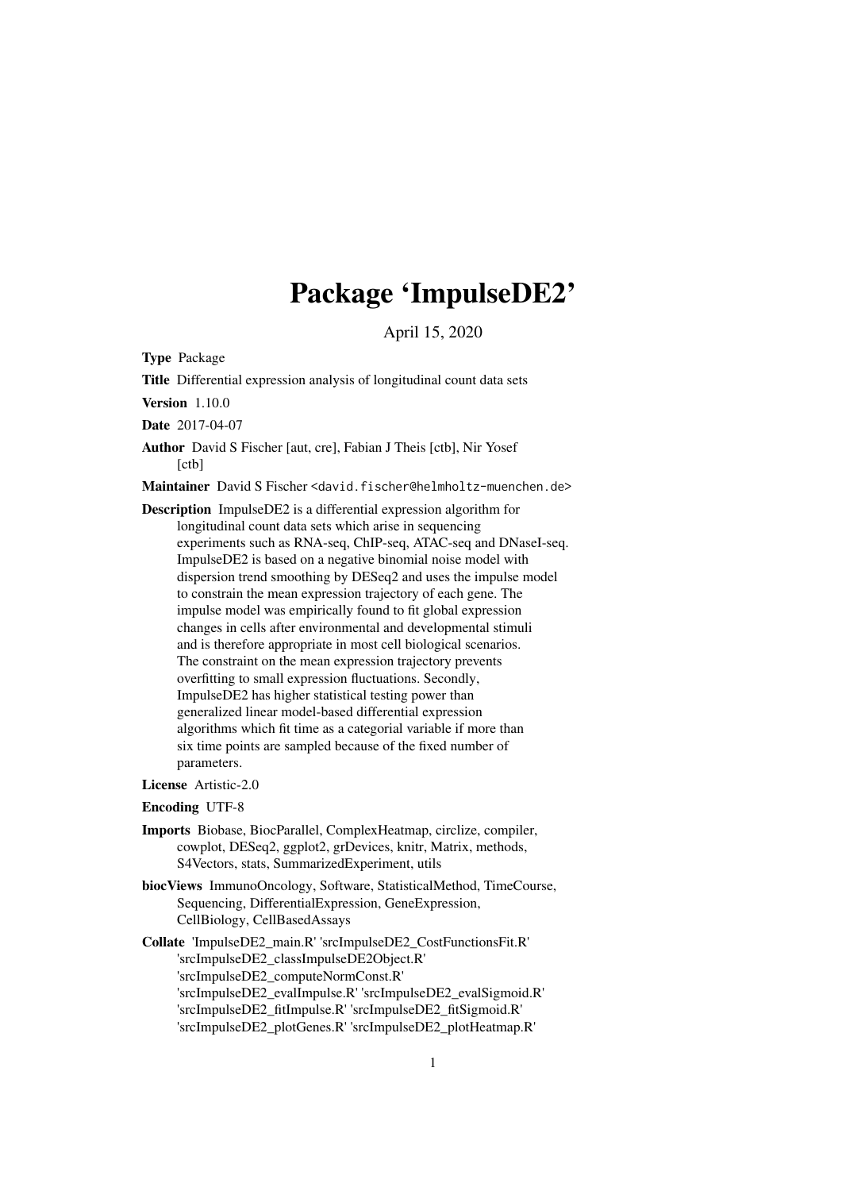# Package 'ImpulseDE2'

April 15, 2020

**Type** Package

**Title** Differential expression analysis of longitudinal count data sets

**Version** 1.10.0

**Date** 2017-04-07

**Author** David S Fischer [aut, cre], Fabian J Theis [ctb], Nir Yosef [ctb]

**Maintainer** David S Fischer <david.fischer@helmholtz-muenchen.de>

**Description** ImpulseDE2 is a differential expression algorithm for longitudinal count data sets which arise in sequencing experiments such as RNA-seq, ChIP-seq, ATAC-seq and DNaseI-seq. ImpulseDE2 is based on a negative binomial noise model with dispersion trend smoothing by DESeq2 and uses the impulse model to constrain the mean expression trajectory of each gene. The impulse model was empirically found to fit global expression changes in cells after environmental and developmental stimuli and is therefore appropriate in most cell biological scenarios. The constraint on the mean expression trajectory prevents overfitting to small expression fluctuations. Secondly, ImpulseDE2 has higher statistical testing power than generalized linear model-based differential expression algorithms which fit time as a categorial variable if more than six time points are sampled because of the fixed number of parameters.

**License** Artistic-2.0

**Encoding** UTF-8

**Imports** Biobase, BiocParallel, ComplexHeatmap, circlize, compiler, cowplot, DESeq2, ggplot2, grDevices, knitr, Matrix, methods, S4Vectors, stats, SummarizedExperiment, utils

**biocViews** ImmunoOncology, Software, StatisticalMethod, TimeCourse, Sequencing, DifferentialExpression, GeneExpression, CellBiology, CellBasedAssays

**Collate** 'ImpulseDE2_main.R' 'srcImpulseDE2_CostFunctionsFit.R' 'srcImpulseDE2_classImpulseDE2Object.R' 'srcImpulseDE2_computeNormConst.R' 'srcImpulseDE2_evalImpulse.R' 'srcImpulseDE2_evalSigmoid.R' 'srcImpulseDE2_fitImpulse.R' 'srcImpulseDE2_fitSigmoid.R' 'srcImpulseDE2_plotGenes.R' 'srcImpulseDE2_plotHeatmap.R'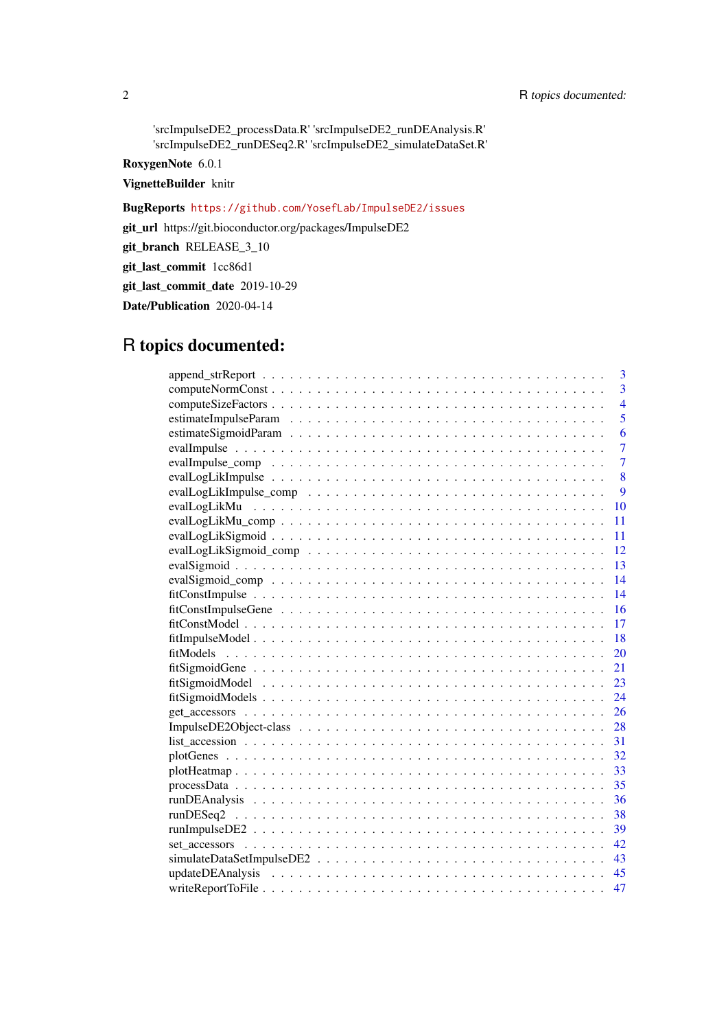'srcImpulseDE2_processData.R' 'srcImpulseDE2_runDEAnalysis.R'
'srcImpulseDE2_runDESeq2.R' 'srcImpulseDE2_simulateDataSet.R'

**RoxygenNote** 6.0.1

**VignetteBuilder** knitr

**BugReports** https://github.com/YosefLab/ImpulseDE2/issues

**git_url** https://git.bioconductor.org/packages/ImpulseDE2

**git_branch** RELEASE_3_10

**git_last_commit** 1cc86d1

**git_last_commit_date** 2019-10-29

**Date/Publication** 2020-04-14

# R topics documented:

| | |
|---|---|
| append_strReport | 3 |
| computeNormConst | 3 |
| computeSizeFactors | 4 |
| estimateImpulseParam | 5 |
| estimateSigmoidParam | 6 |
| evalImpulse | 7 |
| evalImpulse_comp | 7 |
| evalLogLikImpulse | 8 |
| evalLogLikImpulse_comp | 9 |
| evalLogLikMu | 10 |
| evalLogLikMu_comp | 11 |
| evalLogLikSigmoid | 11 |
| evalLogLikSigmoid_comp | 12 |
| evalSigmoid | 13 |
| evalSigmoid_comp | 14 |
| fitConstImpulse | 14 |
| fitConstImpulseGene | 16 |
| fitConstModel | 17 |
| fitImpulseModel | 18 |
| fitModels | 20 |
| fitSigmoidGene | 21 |
| fitSigmoidModel | 23 |
| fitSigmoidModels | 24 |
| get_accessors | 26 |
| ImpulseDE2Object-class | 28 |
| list_accession | 31 |
| plotGenes | 32 |
| plotHeatmap | 33 |
| processData | 35 |
| runDEAnalysis | 36 |
| runDESeq2 | 38 |
| runImpulseDE2 | 39 |
| set_accessors | 42 |
| simulateDataSetImpulseDE2 | 43 |
| updateDEAnalysis | 45 |
| writeReportToFile | 47 |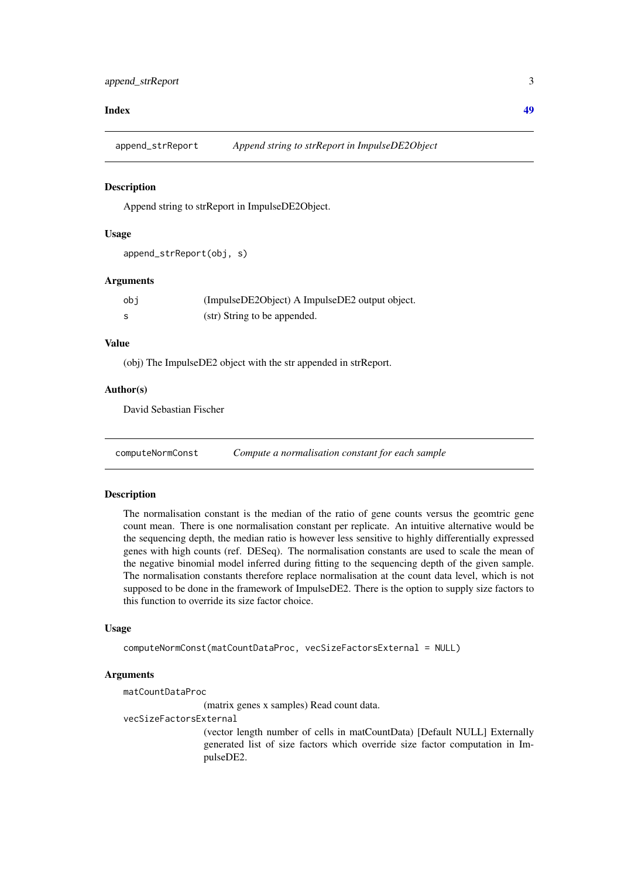Index 49

## append_strReport — *Append string to strReport in ImpulseDE2Object*

### Description

Append string to strReport in ImpulseDE2Object.

### Usage

```
append_strReport(obj, s)
```

### Arguments

| | |
|---|---|
| `obj` | (ImpulseDE2Object) A ImpulseDE2 output object. |
| `s` | (str) String to be appended. |

### Value

(obj) The ImpulseDE2 object with the str appended in strReport.

### Author(s)

David Sebastian Fischer

## computeNormConst — *Compute a normalisation constant for each sample*

### Description

The normalisation constant is the median of the ratio of gene counts versus the geomtric gene count mean. There is one normalisation constant per replicate. An intuitive alternative would be the sequencing depth, the median ratio is however less sensitive to highly differentially expressed genes with high counts (ref. DESeq). The normalisation constants are used to scale the mean of the negative binomial model inferred during fitting to the sequencing depth of the given sample. The normalisation constants therefore replace normalisation at the count data level, which is not supposed to be done in the framework of ImpulseDE2. There is the option to supply size factors to this function to override its size factor choice.

### Usage

```
computeNormConst(matCountDataProc, vecSizeFactorsExternal = NULL)
```

### Arguments

| | |
|---|---|
| `matCountDataProc` | (matrix genes x samples) Read count data. |
| `vecSizeFactorsExternal` | (vector length number of cells in matCountData) [Default NULL] Externally generated list of size factors which override size factor computation in ImpulseDE2. |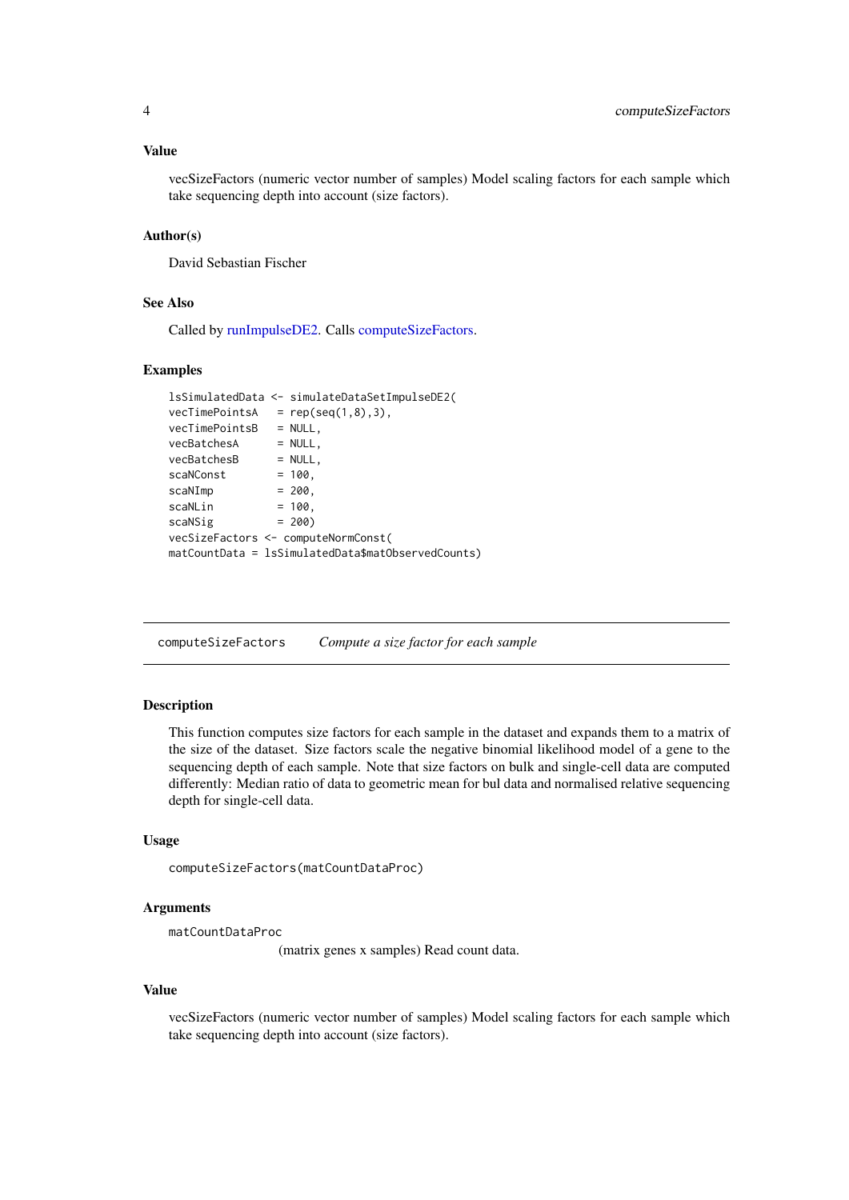### Value

vecSizeFactors (numeric vector number of samples) Model scaling factors for each sample which take sequencing depth into account (size factors).

### Author(s)

David Sebastian Fischer

### See Also

Called by runImpulseDE2. Calls computeSizeFactors.

### Examples

```
lsSimulatedData <- simulateDataSetImpulseDE2(
vecTimePointsA   = rep(seq(1,8),3),
vecTimePointsB   = NULL,
vecBatchesA      = NULL,
vecBatchesB      = NULL,
scaNConst        = 100,
scaNImp          = 200,
scaNLin          = 100,
scaNSig          = 200)
vecSizeFactors <- computeNormConst(
matCountData = lsSimulatedData$matObservedCounts)
```

---

## computeSizeFactors    *Compute a size factor for each sample*

---

### Description

This function computes size factors for each sample in the dataset and expands them to a matrix of the size of the dataset. Size factors scale the negative binomial likelihood model of a gene to the sequencing depth of each sample. Note that size factors on bulk and single-cell data are computed differently: Median ratio of data to geometric mean for bul data and normalised relative sequencing depth for single-cell data.

### Usage

```
computeSizeFactors(matCountDataProc)
```

### Arguments

`matCountDataProc`
(matrix genes x samples) Read count data.

### Value

vecSizeFactors (numeric vector number of samples) Model scaling factors for each sample which take sequencing depth into account (size factors).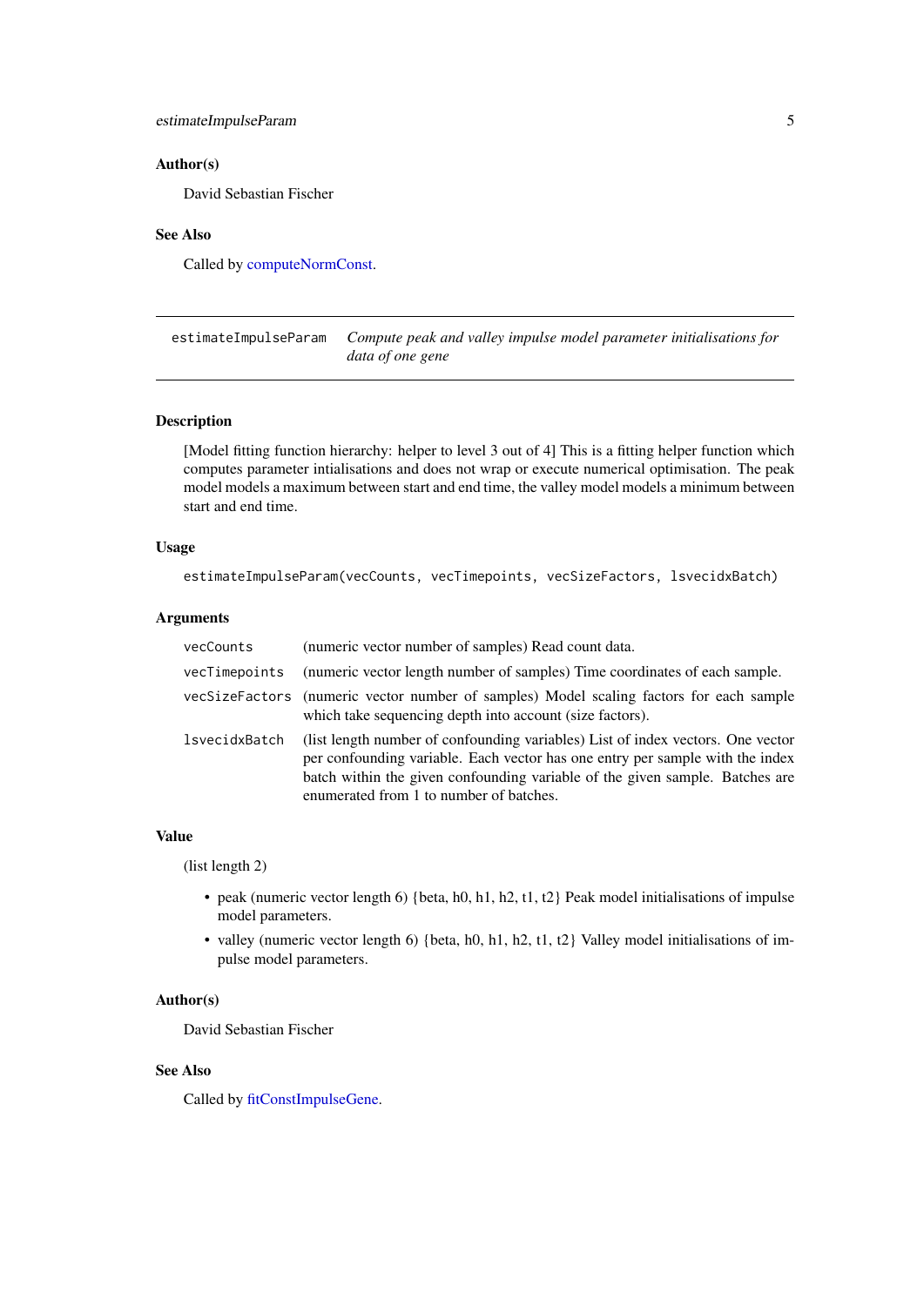## Author(s)

David Sebastian Fischer

## See Also

Called by computeNormConst.

---

# estimateImpulseParam — *Compute peak and valley impulse model parameter initialisations for data of one gene*

## Description

[Model fitting function hierarchy: helper to level 3 out of 4] This is a fitting helper function which computes parameter intialisations and does not wrap or execute numerical optimisation. The peak model models a maximum between start and end time, the valley model models a minimum between start and end time.

## Usage

```
estimateImpulseParam(vecCounts, vecTimepoints, vecSizeFactors, lsvecidxBatch)
```

## Arguments

| | |
|---|---|
| `vecCounts` | (numeric vector number of samples) Read count data. |
| `vecTimepoints` | (numeric vector length number of samples) Time coordinates of each sample. |
| `vecSizeFactors` | (numeric vector number of samples) Model scaling factors for each sample which take sequencing depth into account (size factors). |
| `lsvecidxBatch` | (list length number of confounding variables) List of index vectors. One vector per confounding variable. Each vector has one entry per sample with the index batch within the given confounding variable of the given sample. Batches are enumerated from 1 to number of batches. |

## Value

(list length 2)

- peak (numeric vector length 6) {beta, h0, h1, h2, t1, t2} Peak model initialisations of impulse model parameters.
- valley (numeric vector length 6) {beta, h0, h1, h2, t1, t2} Valley model initialisations of impulse model parameters.

## Author(s)

David Sebastian Fischer

## See Also

Called by fitConstImpulseGene.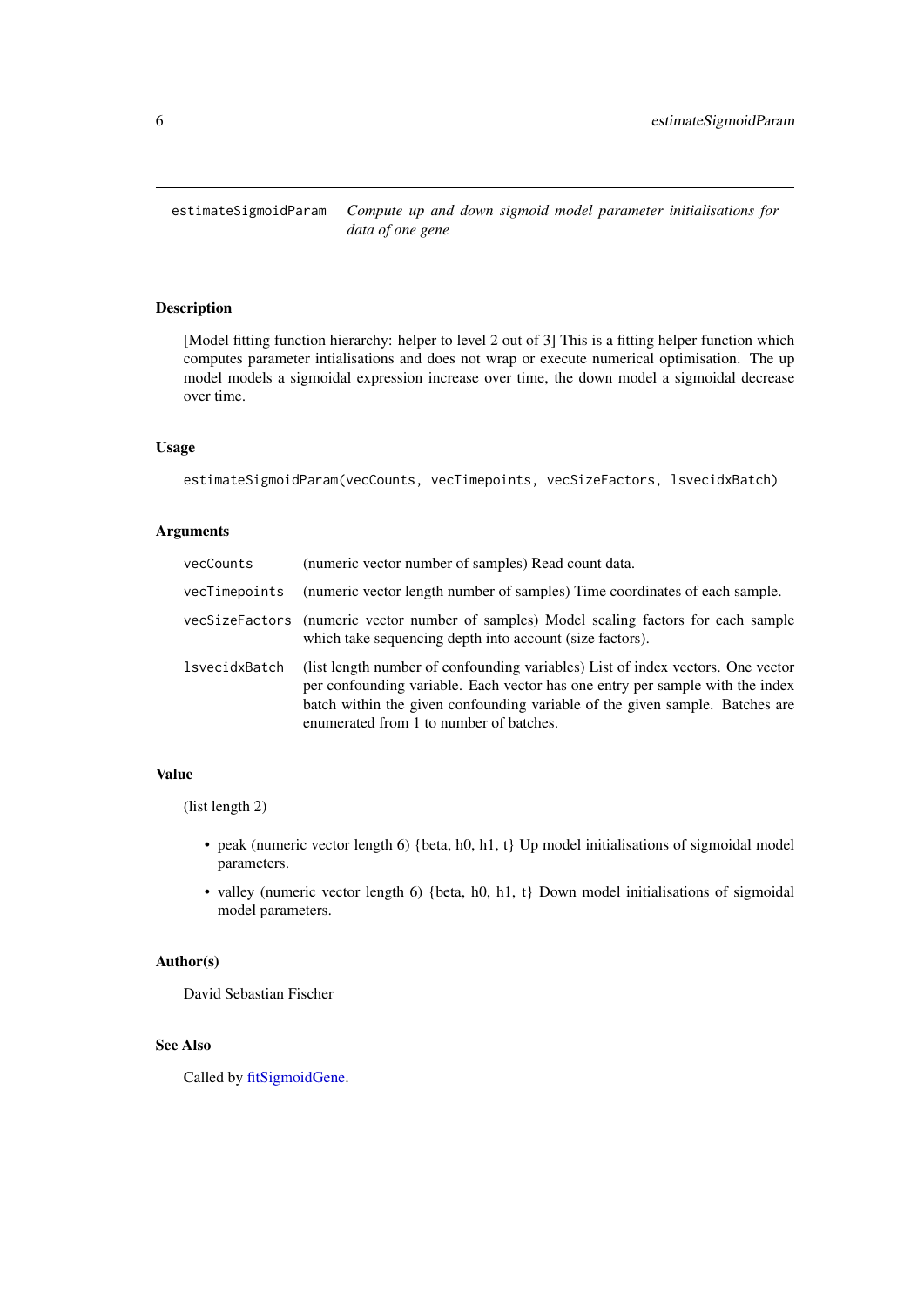# estimateSigmoidParam

*Compute up and down sigmoid model parameter initialisations for data of one gene*

## Description

[Model fitting function hierarchy: helper to level 2 out of 3] This is a fitting helper function which computes parameter intialisations and does not wrap or execute numerical optimisation. The up model models a sigmoidal expression increase over time, the down model a sigmoidal decrease over time.

## Usage

```
estimateSigmoidParam(vecCounts, vecTimepoints, vecSizeFactors, lsvecidxBatch)
```

## Arguments

| | |
|---|---|
| vecCounts | (numeric vector number of samples) Read count data. |
| vecTimepoints | (numeric vector length number of samples) Time coordinates of each sample. |
| vecSizeFactors | (numeric vector number of samples) Model scaling factors for each sample which take sequencing depth into account (size factors). |
| lsvecidxBatch | (list length number of confounding variables) List of index vectors. One vector per confounding variable. Each vector has one entry per sample with the index batch within the given confounding variable of the given sample. Batches are enumerated from 1 to number of batches. |

## Value

(list length 2)

- peak (numeric vector length 6) {beta, h0, h1, t} Up model initialisations of sigmoidal model parameters.
- valley (numeric vector length 6) {beta, h0, h1, t} Down model initialisations of sigmoidal model parameters.

## Author(s)

David Sebastian Fischer

## See Also

Called by fitSigmoidGene.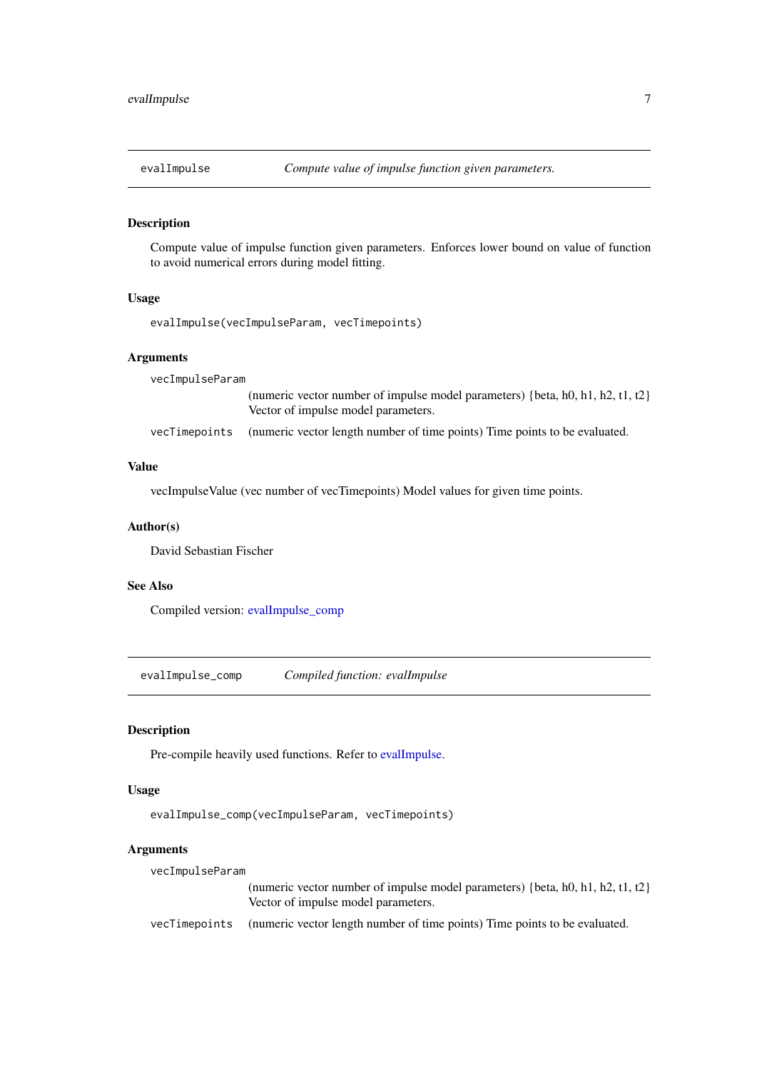## evalImpulse    *Compute value of impulse function given parameters.*

### Description

Compute value of impulse function given parameters. Enforces lower bound on value of function to avoid numerical errors during model fitting.

### Usage

```
evalImpulse(vecImpulseParam, vecTimepoints)
```

### Arguments

| | |
|---|---|
| `vecImpulseParam` | (numeric vector number of impulse model parameters) {beta, h0, h1, h2, t1, t2} Vector of impulse model parameters. |
| `vecTimepoints` | (numeric vector length number of time points) Time points to be evaluated. |

### Value

vecImpulseValue (vec number of vecTimepoints) Model values for given time points.

### Author(s)

David Sebastian Fischer

### See Also

Compiled version: evalImpulse_comp

## evalImpulse_comp    *Compiled function: evalImpulse*

### Description

Pre-compile heavily used functions. Refer to evalImpulse.

### Usage

```
evalImpulse_comp(vecImpulseParam, vecTimepoints)
```

### Arguments

| | |
|---|---|
| `vecImpulseParam` | (numeric vector number of impulse model parameters) {beta, h0, h1, h2, t1, t2} Vector of impulse model parameters. |
| `vecTimepoints` | (numeric vector length number of time points) Time points to be evaluated. |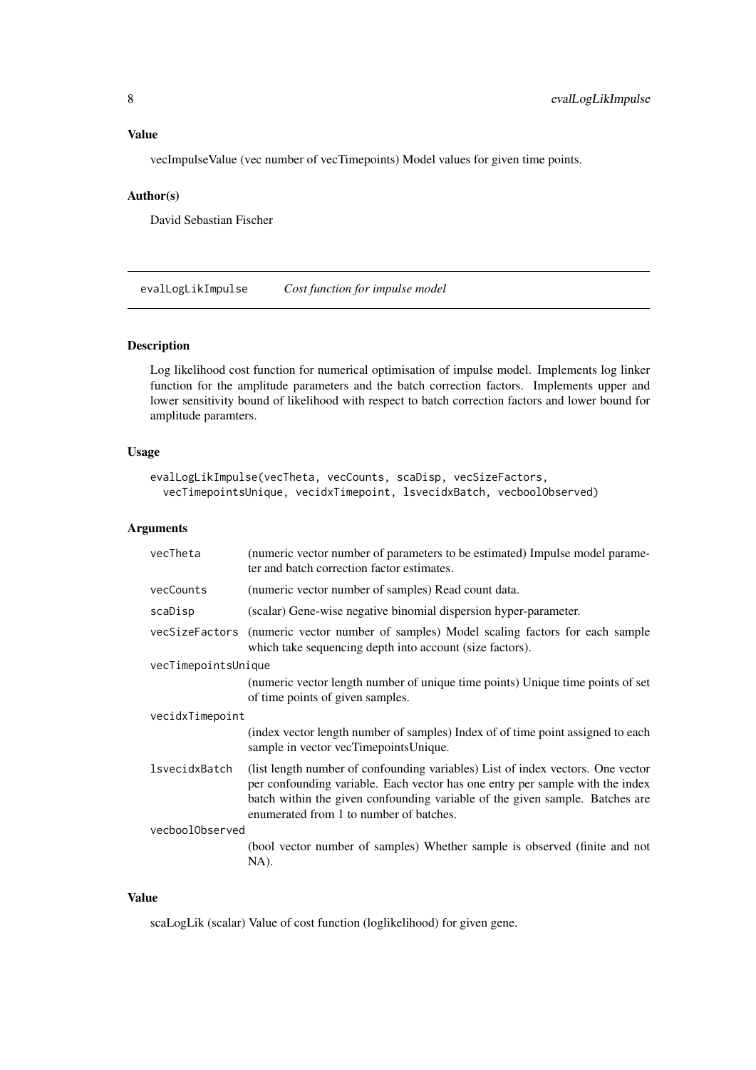## Value

vecImpulseValue (vec number of vecTimepoints) Model values for given time points.

## Author(s)

David Sebastian Fischer

---

# evalLogLikImpulse    *Cost function for impulse model*

## Description

Log likelihood cost function for numerical optimisation of impulse model. Implements log linker function for the amplitude parameters and the batch correction factors. Implements upper and lower sensitivity bound of likelihood with respect to batch correction factors and lower bound for amplitude paramters.

## Usage

```
evalLogLikImpulse(vecTheta, vecCounts, scaDisp, vecSizeFactors,
  vecTimepointsUnique, vecidxTimepoint, lsvecidxBatch, vecboolObserved)
```

## Arguments

| | |
|---|---|
| vecTheta | (numeric vector number of parameters to be estimated) Impulse model parameter and batch correction factor estimates. |
| vecCounts | (numeric vector number of samples) Read count data. |
| scaDisp | (scalar) Gene-wise negative binomial dispersion hyper-parameter. |
| vecSizeFactors | (numeric vector number of samples) Model scaling factors for each sample which take sequencing depth into account (size factors). |
| vecTimepointsUnique | (numeric vector length number of unique time points) Unique time points of set of time points of given samples. |
| vecidxTimepoint | (index vector length number of samples) Index of of time point assigned to each sample in vector vecTimepointsUnique. |
| lsvecidxBatch | (list length number of confounding variables) List of index vectors. One vector per confounding variable. Each vector has one entry per sample with the index batch within the given confounding variable of the given sample. Batches are enumerated from 1 to number of batches. |
| vecboolObserved | (bool vector number of samples) Whether sample is observed (finite and not NA). |

## Value

scaLogLik (scalar) Value of cost function (loglikelihood) for given gene.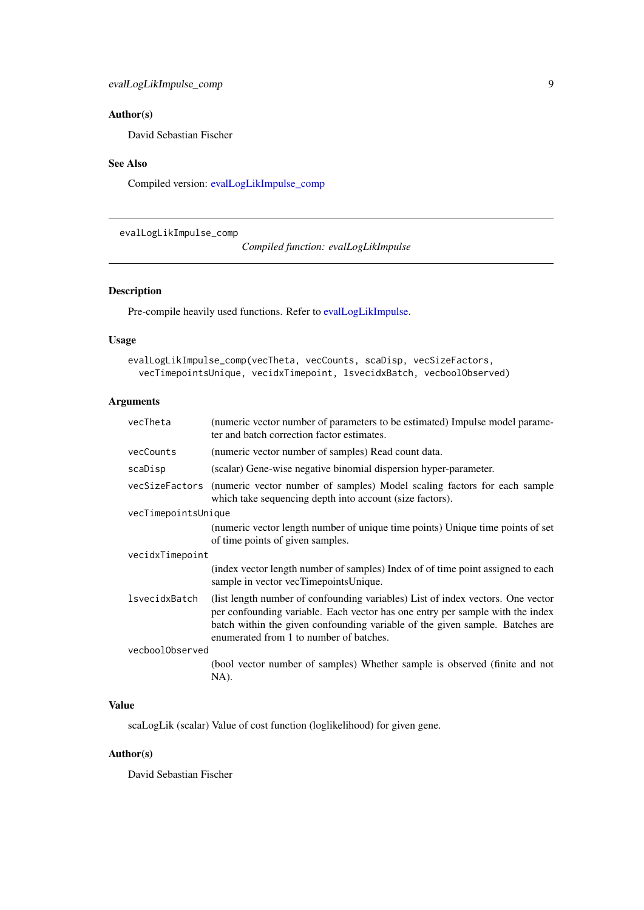### Author(s)

David Sebastian Fischer

### See Also

Compiled version: evalLogLikImpulse_comp

---

## evalLogLikImpulse_comp    *Compiled function: evalLogLikImpulse*

---

### Description

Pre-compile heavily used functions. Refer to evalLogLikImpulse.

### Usage

```
evalLogLikImpulse_comp(vecTheta, vecCounts, scaDisp, vecSizeFactors,
  vecTimepointsUnique, vecidxTimepoint, lsvecidxBatch, vecboolObserved)
```

### Arguments

| | |
|---|---|
| vecTheta | (numeric vector number of parameters to be estimated) Impulse model parameter and batch correction factor estimates. |
| vecCounts | (numeric vector number of samples) Read count data. |
| scaDisp | (scalar) Gene-wise negative binomial dispersion hyper-parameter. |
| vecSizeFactors | (numeric vector number of samples) Model scaling factors for each sample which take sequencing depth into account (size factors). |
| vecTimepointsUnique | (numeric vector length number of unique time points) Unique time points of set of time points of given samples. |
| vecidxTimepoint | (index vector length number of samples) Index of of time point assigned to each sample in vector vecTimepointsUnique. |
| lsvecidxBatch | (list length number of confounding variables) List of index vectors. One vector per confounding variable. Each vector has one entry per sample with the index batch within the given confounding variable of the given sample. Batches are enumerated from 1 to number of batches. |
| vecboolObserved | (bool vector number of samples) Whether sample is observed (finite and not NA). |

### Value

scaLogLik (scalar) Value of cost function (loglikelihood) for given gene.

### Author(s)

David Sebastian Fischer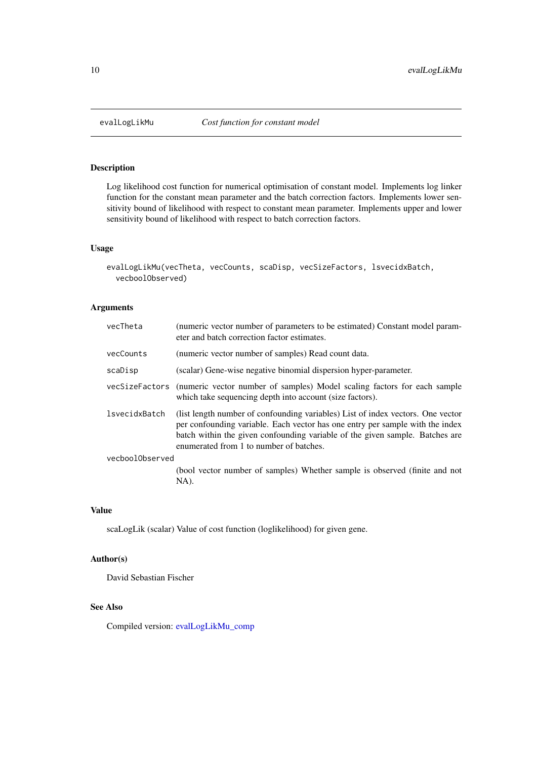evalLogLikMu *Cost function for constant model*

## Description

Log likelihood cost function for numerical optimisation of constant model. Implements log linker function for the constant mean parameter and the batch correction factors. Implements lower sensitivity bound of likelihood with respect to constant mean parameter. Implements upper and lower sensitivity bound of likelihood with respect to batch correction factors.

## Usage

```
evalLogLikMu(vecTheta, vecCounts, scaDisp, vecSizeFactors, lsvecidxBatch,
  vecboolObserved)
```

## Arguments

| | |
|---|---|
| vecTheta | (numeric vector number of parameters to be estimated) Constant model parameter and batch correction factor estimates. |
| vecCounts | (numeric vector number of samples) Read count data. |
| scaDisp | (scalar) Gene-wise negative binomial dispersion hyper-parameter. |
| vecSizeFactors | (numeric vector number of samples) Model scaling factors for each sample which take sequencing depth into account (size factors). |
| lsvecidxBatch | (list length number of confounding variables) List of index vectors. One vector per confounding variable. Each vector has one entry per sample with the index batch within the given confounding variable of the given sample. Batches are enumerated from 1 to number of batches. |
| vecboolObserved | (bool vector number of samples) Whether sample is observed (finite and not NA). |

## Value

scaLogLik (scalar) Value of cost function (loglikelihood) for given gene.

## Author(s)

David Sebastian Fischer

## See Also

Compiled version: evalLogLikMu_comp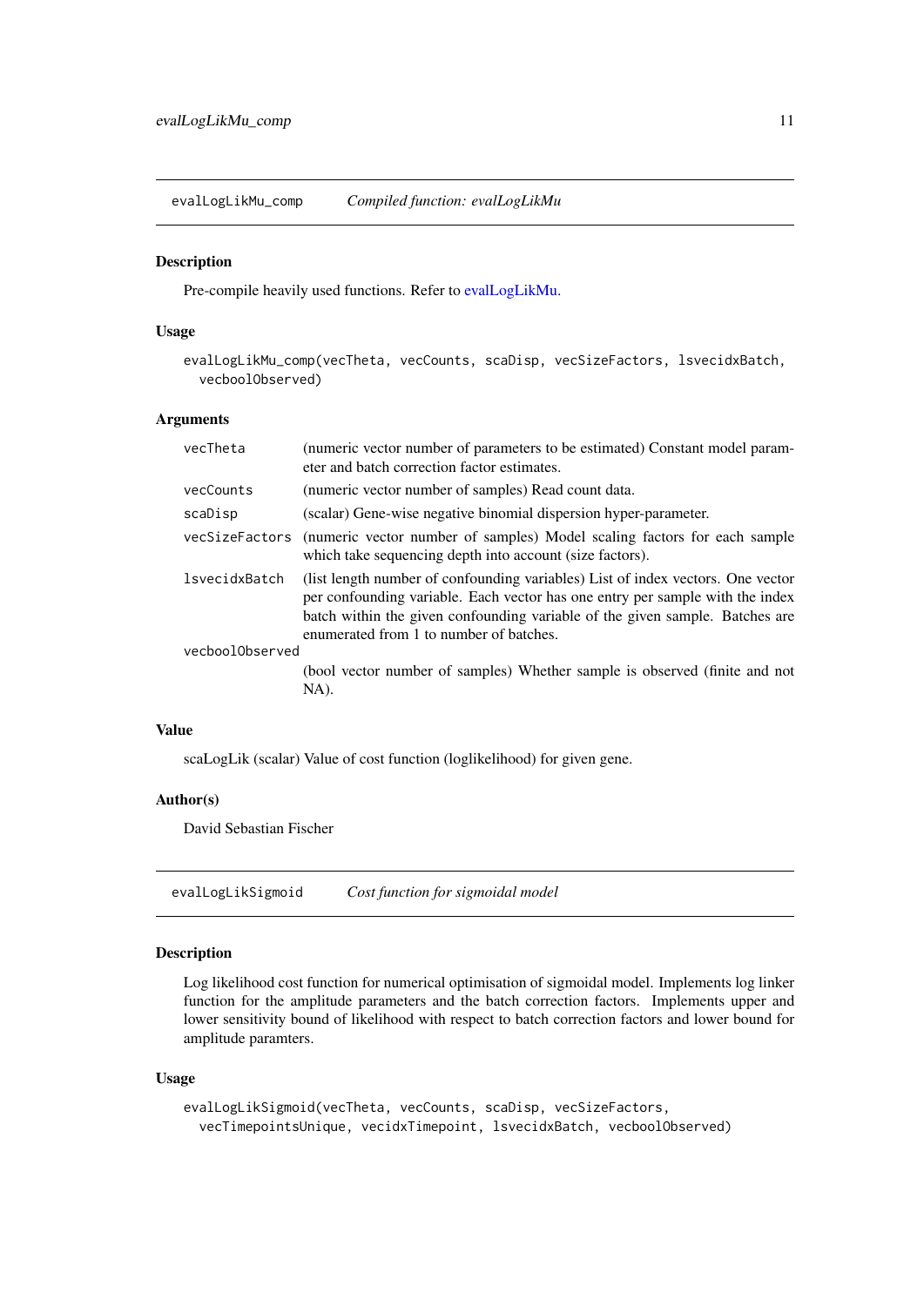## evalLogLikMu_comp    *Compiled function: evalLogLikMu*

### Description

Pre-compile heavily used functions. Refer to evalLogLikMu.

### Usage

```
evalLogLikMu_comp(vecTheta, vecCounts, scaDisp, vecSizeFactors, lsvecidxBatch,
  vecboolObserved)
```

### Arguments

| | |
|---|---|
| vecTheta | (numeric vector number of parameters to be estimated) Constant model parameter and batch correction factor estimates. |
| vecCounts | (numeric vector number of samples) Read count data. |
| scaDisp | (scalar) Gene-wise negative binomial dispersion hyper-parameter. |
| vecSizeFactors | (numeric vector number of samples) Model scaling factors for each sample which take sequencing depth into account (size factors). |
| lsvecidxBatch | (list length number of confounding variables) List of index vectors. One vector per confounding variable. Each vector has one entry per sample with the index batch within the given confounding variable of the given sample. Batches are enumerated from 1 to number of batches. |
| vecboolObserved | (bool vector number of samples) Whether sample is observed (finite and not NA). |

### Value

scaLogLik (scalar) Value of cost function (loglikelihood) for given gene.

### Author(s)

David Sebastian Fischer

## evalLogLikSigmoid    *Cost function for sigmoidal model*

### Description

Log likelihood cost function for numerical optimisation of sigmoidal model. Implements log linker function for the amplitude parameters and the batch correction factors. Implements upper and lower sensitivity bound of likelihood with respect to batch correction factors and lower bound for amplitude paramters.

### Usage

```
evalLogLikSigmoid(vecTheta, vecCounts, scaDisp, vecSizeFactors,
  vecTimepointsUnique, vecidxTimepoint, lsvecidxBatch, vecboolObserved)
```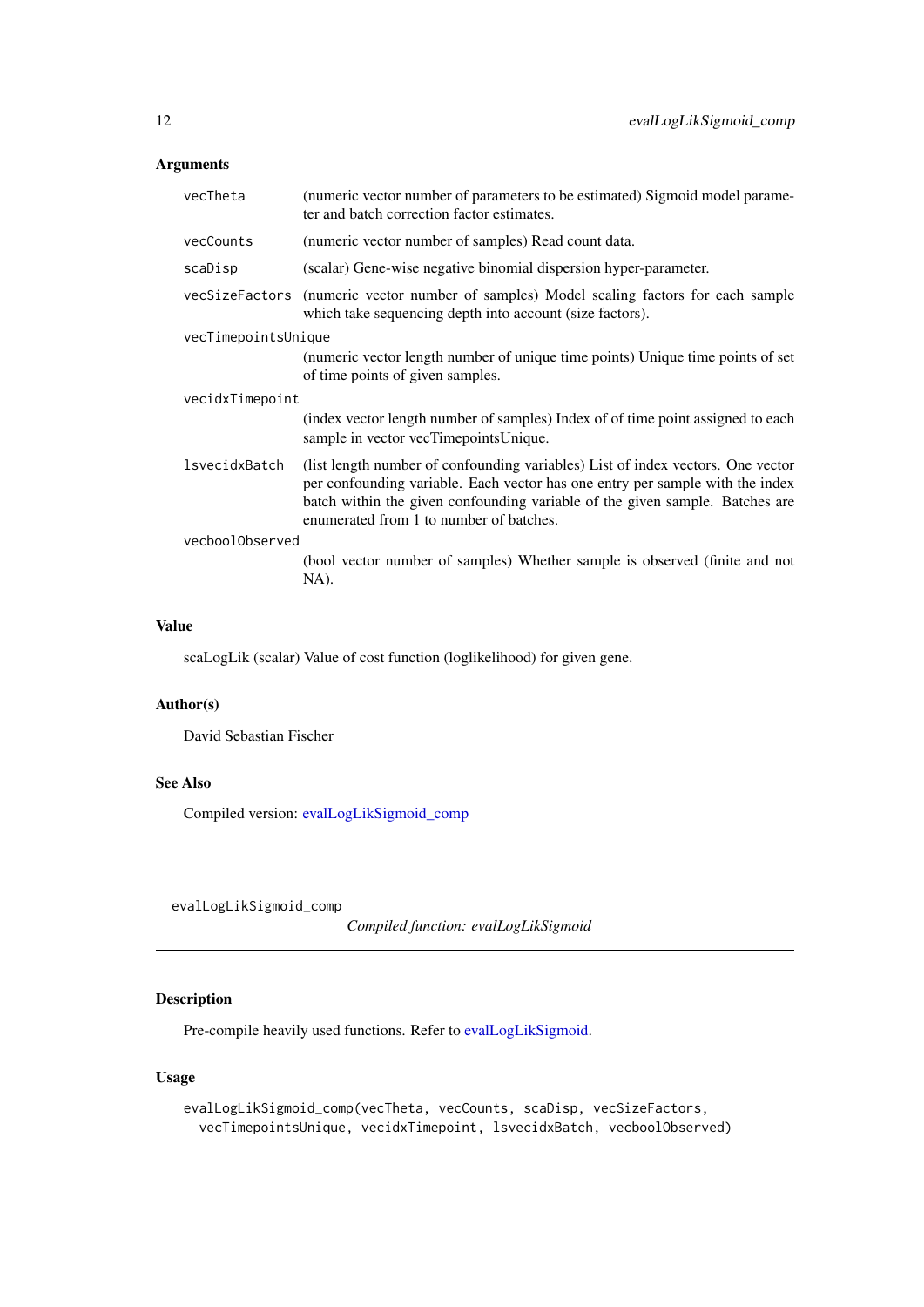### Arguments

- `vecTheta` (numeric vector number of parameters to be estimated) Sigmoid model parameter and batch correction factor estimates.
- `vecCounts` (numeric vector number of samples) Read count data.
- `scaDisp` (scalar) Gene-wise negative binomial dispersion hyper-parameter.
- `vecSizeFactors` (numeric vector number of samples) Model scaling factors for each sample which take sequencing depth into account (size factors).
- `vecTimepointsUnique` (numeric vector length number of unique time points) Unique time points of set of time points of given samples.
- `vecidxTimepoint` (index vector length number of samples) Index of of time point assigned to each sample in vector vecTimepointsUnique.
- `lsvecidxBatch` (list length number of confounding variables) List of index vectors. One vector per confounding variable. Each vector has one entry per sample with the index batch within the given confounding variable of the given sample. Batches are enumerated from 1 to number of batches.
- `vecboolObserved` (bool vector number of samples) Whether sample is observed (finite and not NA).

### Value

scaLogLik (scalar) Value of cost function (loglikelihood) for given gene.

### Author(s)

David Sebastian Fischer

### See Also

Compiled version: evalLogLikSigmoid_comp

---

## evalLogLikSigmoid_comp

*Compiled function: evalLogLikSigmoid*

---

### Description

Pre-compile heavily used functions. Refer to evalLogLikSigmoid.

### Usage

```
evalLogLikSigmoid_comp(vecTheta, vecCounts, scaDisp, vecSizeFactors,
  vecTimepointsUnique, vecidxTimepoint, lsvecidxBatch, vecboolObserved)
```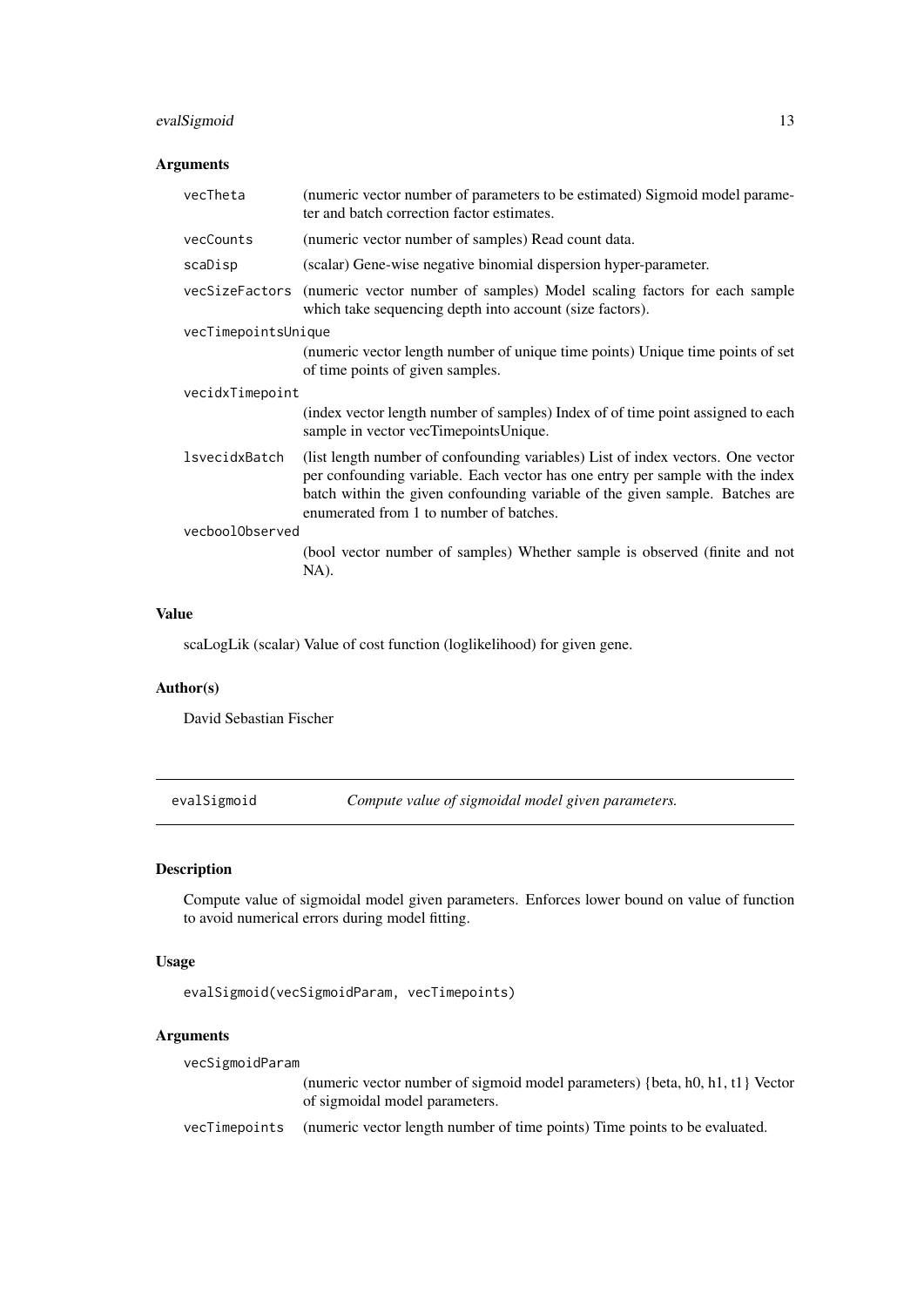### Arguments

| | |
|---|---|
| `vecTheta` | (numeric vector number of parameters to be estimated) Sigmoid model parameter and batch correction factor estimates. |
| `vecCounts` | (numeric vector number of samples) Read count data. |
| `scaDisp` | (scalar) Gene-wise negative binomial dispersion hyper-parameter. |
| `vecSizeFactors` | (numeric vector number of samples) Model scaling factors for each sample which take sequencing depth into account (size factors). |
| `vecTimepointsUnique` | (numeric vector length number of unique time points) Unique time points of set of time points of given samples. |
| `vecidxTimepoint` | (index vector length number of samples) Index of of time point assigned to each sample in vector vecTimepointsUnique. |
| `lsvecidxBatch` | (list length number of confounding variables) List of index vectors. One vector per confounding variable. Each vector has one entry per sample with the index batch within the given confounding variable of the given sample. Batches are enumerated from 1 to number of batches. |
| `vecboolObserved` | (bool vector number of samples) Whether sample is observed (finite and not NA). |

### Value

scaLogLik (scalar) Value of cost function (loglikelihood) for given gene.

### Author(s)

David Sebastian Fischer

---

## evalSigmoid — *Compute value of sigmoidal model given parameters.*

### Description

Compute value of sigmoidal model given parameters. Enforces lower bound on value of function to avoid numerical errors during model fitting.

### Usage

```
evalSigmoid(vecSigmoidParam, vecTimepoints)
```

### Arguments

| | |
|---|---|
| `vecSigmoidParam` | (numeric vector number of sigmoid model parameters) {beta, h0, h1, t1} Vector of sigmoidal model parameters. |
| `vecTimepoints` | (numeric vector length number of time points) Time points to be evaluated. |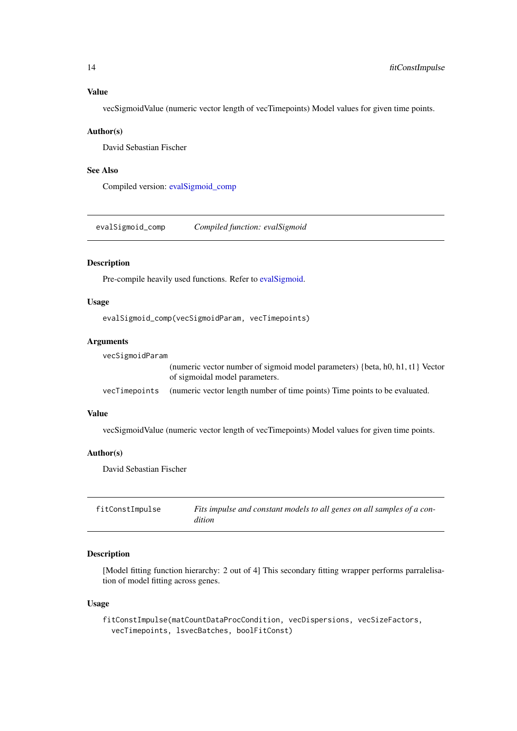### Value

vecSigmoidValue (numeric vector length of vecTimepoints) Model values for given time points.

### Author(s)

David Sebastian Fischer

### See Also

Compiled version: evalSigmoid_comp

---

## evalSigmoid_comp    *Compiled function: evalSigmoid*

---

### Description

Pre-compile heavily used functions. Refer to evalSigmoid.

### Usage

```
evalSigmoid_comp(vecSigmoidParam, vecTimepoints)
```

### Arguments

| | |
|---|---|
| vecSigmoidParam | (numeric vector number of sigmoid model parameters) {beta, h0, h1, t1} Vector of sigmoidal model parameters. |
| vecTimepoints | (numeric vector length number of time points) Time points to be evaluated. |

### Value

vecSigmoidValue (numeric vector length of vecTimepoints) Model values for given time points.

### Author(s)

David Sebastian Fischer

---

## fitConstImpulse    *Fits impulse and constant models to all genes on all samples of a condition*

---

### Description

[Model fitting function hierarchy: 2 out of 4] This secondary fitting wrapper performs parralelisation of model fitting across genes.

### Usage

```
fitConstImpulse(matCountDataProcCondition, vecDispersions, vecSizeFactors,
  vecTimepoints, lsvecBatches, boolFitConst)
```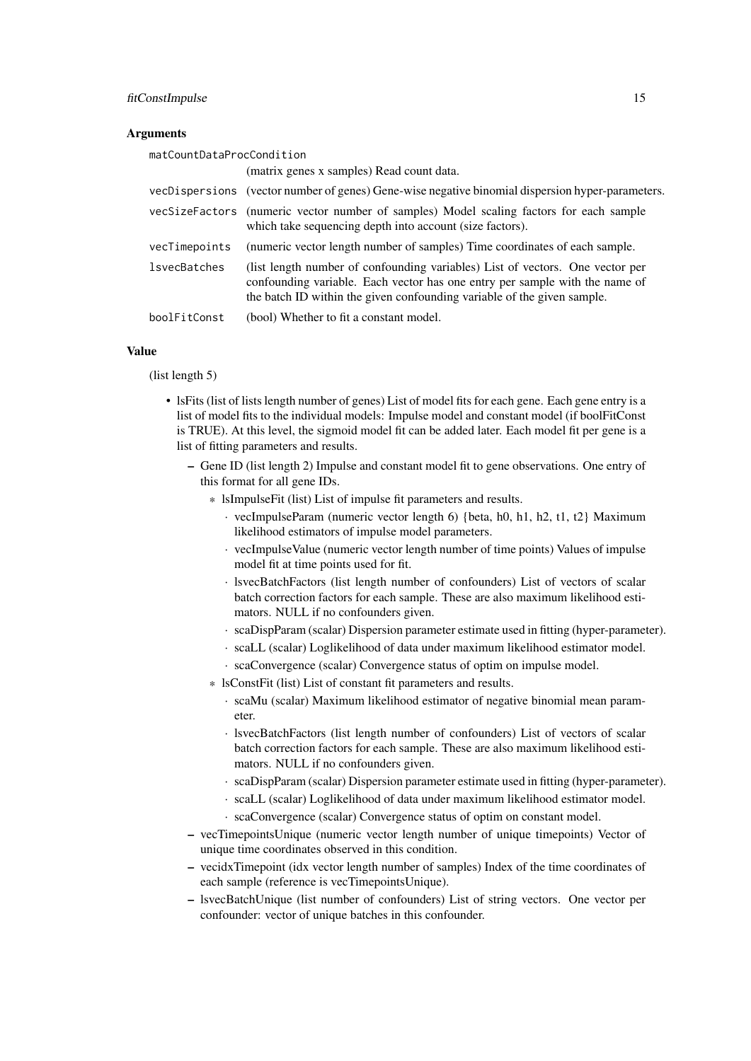### Arguments

**matCountDataProcCondition**
(matrix genes x samples) Read count data.

**vecDispersions** (vector number of genes) Gene-wise negative binomial dispersion hyper-parameters.

**vecSizeFactors** (numeric vector number of samples) Model scaling factors for each sample which take sequencing depth into account (size factors).

**vecTimepoints** (numeric vector length number of samples) Time coordinates of each sample.

**lsvecBatches** (list length number of confounding variables) List of vectors. One vector per confounding variable. Each vector has one entry per sample with the name of the batch ID within the given confounding variable of the given sample.

**boolFitConst** (bool) Whether to fit a constant model.

### Value

(list length 5)

- lsFits (list of lists length number of genes) List of model fits for each gene. Each gene entry is a list of model fits to the individual models: Impulse model and constant model (if boolFitConst is TRUE). At this level, the sigmoid model fit can be added later. Each model fit per gene is a list of fitting parameters and results.
  - Gene ID (list length 2) Impulse and constant model fit to gene observations. One entry of this format for all gene IDs.
    - lsImpulseFit (list) List of impulse fit parameters and results.
      - vecImpulseParam (numeric vector length 6) {beta, h0, h1, h2, t1, t2} Maximum likelihood estimators of impulse model parameters.
      - vecImpulseValue (numeric vector length number of time points) Values of impulse model fit at time points used for fit.
      - lsvecBatchFactors (list length number of confounders) List of vectors of scalar batch correction factors for each sample. These are also maximum likelihood estimators. NULL if no confounders given.
      - scaDispParam (scalar) Dispersion parameter estimate used in fitting (hyper-parameter).
      - scaLL (scalar) Loglikelihood of data under maximum likelihood estimator model.
      - scaConvergence (scalar) Convergence status of optim on impulse model.
    - lsConstFit (list) List of constant fit parameters and results.
      - scaMu (scalar) Maximum likelihood estimator of negative binomial mean parameter.
      - lsvecBatchFactors (list length number of confounders) List of vectors of scalar batch correction factors for each sample. These are also maximum likelihood estimators. NULL if no confounders given.
      - scaDispParam (scalar) Dispersion parameter estimate used in fitting (hyper-parameter).
      - scaLL (scalar) Loglikelihood of data under maximum likelihood estimator model.
      - scaConvergence (scalar) Convergence status of optim on constant model.
  - vecTimepointsUnique (numeric vector length number of unique timepoints) Vector of unique time coordinates observed in this condition.
  - vecidxTimepoint (idx vector length number of samples) Index of the time coordinates of each sample (reference is vecTimepointsUnique).
  - lsvecBatchUnique (list number of confounders) List of string vectors. One vector per confounder: vector of unique batches in this confounder.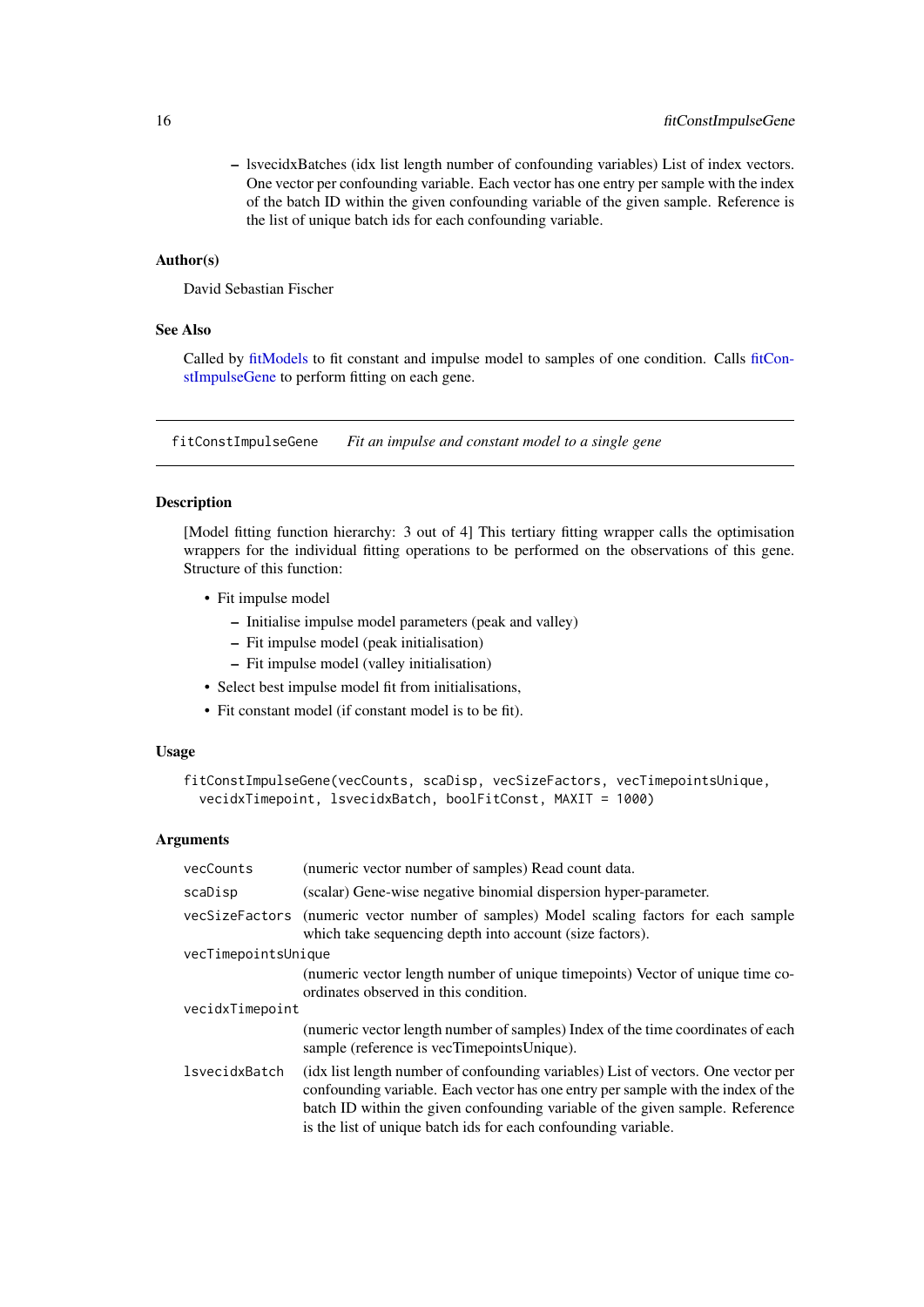- lsvecidxBatches (idx list length number of confounding variables) List of index vectors. One vector per confounding variable. Each vector has one entry per sample with the index of the batch ID within the given confounding variable of the given sample. Reference is the list of unique batch ids for each confounding variable.

### Author(s)

David Sebastian Fischer

### See Also

Called by fitModels to fit constant and impulse model to samples of one condition. Calls fitConstImpulseGene to perform fitting on each gene.

---

## fitConstImpulseGene *Fit an impulse and constant model to a single gene*

### Description

[Model fitting function hierarchy: 3 out of 4] This tertiary fitting wrapper calls the optimisation wrappers for the individual fitting operations to be performed on the observations of this gene. Structure of this function:

- Fit impulse model
  - Initialise impulse model parameters (peak and valley)
  - Fit impulse model (peak initialisation)
  - Fit impulse model (valley initialisation)
- Select best impulse model fit from initialisations,
- Fit constant model (if constant model is to be fit).

### Usage

```
fitConstImpulseGene(vecCounts, scaDisp, vecSizeFactors, vecTimepointsUnique,
  vecidxTimepoint, lsvecidxBatch, boolFitConst, MAXIT = 1000)
```

### Arguments

| | |
|---|---|
| vecCounts | (numeric vector number of samples) Read count data. |
| scaDisp | (scalar) Gene-wise negative binomial dispersion hyper-parameter. |
| vecSizeFactors | (numeric vector number of samples) Model scaling factors for each sample which take sequencing depth into account (size factors). |
| vecTimepointsUnique | (numeric vector length number of unique timepoints) Vector of unique time coordinates observed in this condition. |
| vecidxTimepoint | (numeric vector length number of samples) Index of the time coordinates of each sample (reference is vecTimepointsUnique). |
| lsvecidxBatch | (idx list length number of confounding variables) List of vectors. One vector per confounding variable. Each vector has one entry per sample with the index of the batch ID within the given confounding variable of the given sample. Reference is the list of unique batch ids for each confounding variable. |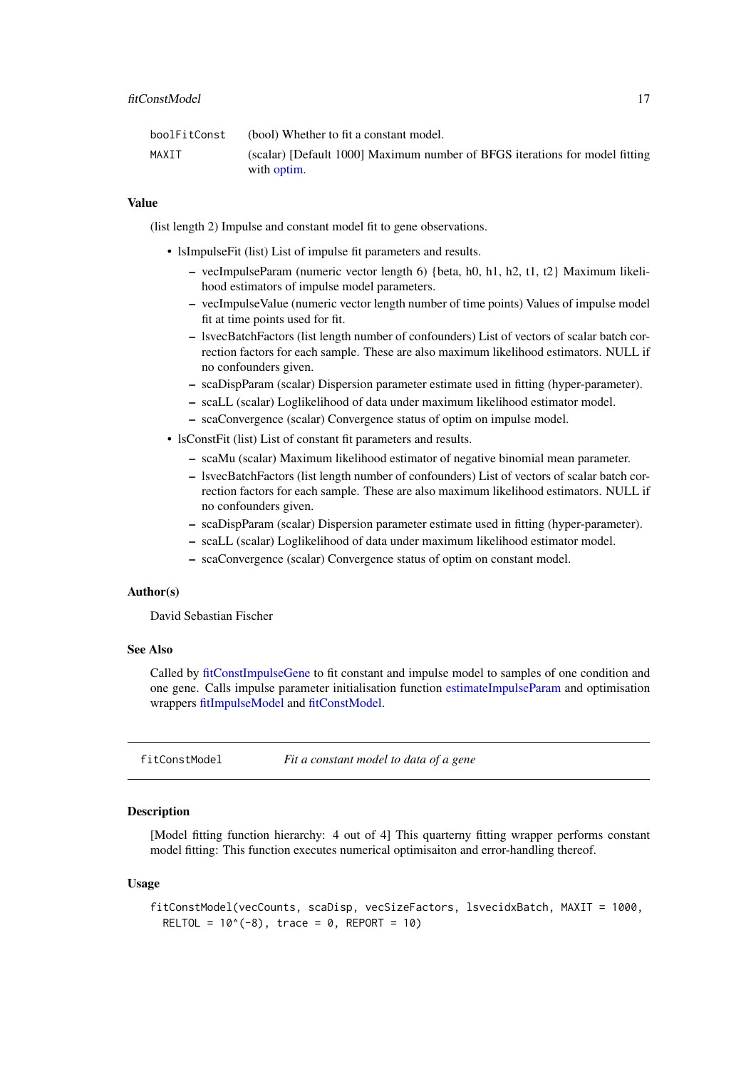| | |
|---|---|
| `boolFitConst` | (bool) Whether to fit a constant model. |
| `MAXIT` | (scalar) [Default 1000] Maximum number of BFGS iterations for model fitting with optim. |

### Value

(list length 2) Impulse and constant model fit to gene observations.

- lsImpulseFit (list) List of impulse fit parameters and results.
  - vecImpulseParam (numeric vector length 6) {beta, h0, h1, h2, t1, t2} Maximum likelihood estimators of impulse model parameters.
  - vecImpulseValue (numeric vector length number of time points) Values of impulse model fit at time points used for fit.
  - lsvecBatchFactors (list length number of confounders) List of vectors of scalar batch correction factors for each sample. These are also maximum likelihood estimators. NULL if no confounders given.
  - scaDispParam (scalar) Dispersion parameter estimate used in fitting (hyper-parameter).
  - scaLL (scalar) Loglikelihood of data under maximum likelihood estimator model.
  - scaConvergence (scalar) Convergence status of optim on impulse model.
- lsConstFit (list) List of constant fit parameters and results.
  - scaMu (scalar) Maximum likelihood estimator of negative binomial mean parameter.
  - lsvecBatchFactors (list length number of confounders) List of vectors of scalar batch correction factors for each sample. These are also maximum likelihood estimators. NULL if no confounders given.
  - scaDispParam (scalar) Dispersion parameter estimate used in fitting (hyper-parameter).
  - scaLL (scalar) Loglikelihood of data under maximum likelihood estimator model.
  - scaConvergence (scalar) Convergence status of optim on constant model.

### Author(s)

David Sebastian Fischer

### See Also

Called by fitConstImpulseGene to fit constant and impulse model to samples of one condition and one gene. Calls impulse parameter initialisation function estimateImpulseParam and optimisation wrappers fitImpulseModel and fitConstModel.

---

## fitConstModel — *Fit a constant model to data of a gene*

### Description

[Model fitting function hierarchy: 4 out of 4] This quarterny fitting wrapper performs constant model fitting: This function executes numerical optimisaiton and error-handling thereof.

### Usage

```
fitConstModel(vecCounts, scaDisp, vecSizeFactors, lsvecidxBatch, MAXIT = 1000,
  RELTOL = 10^(-8), trace = 0, REPORT = 10)
```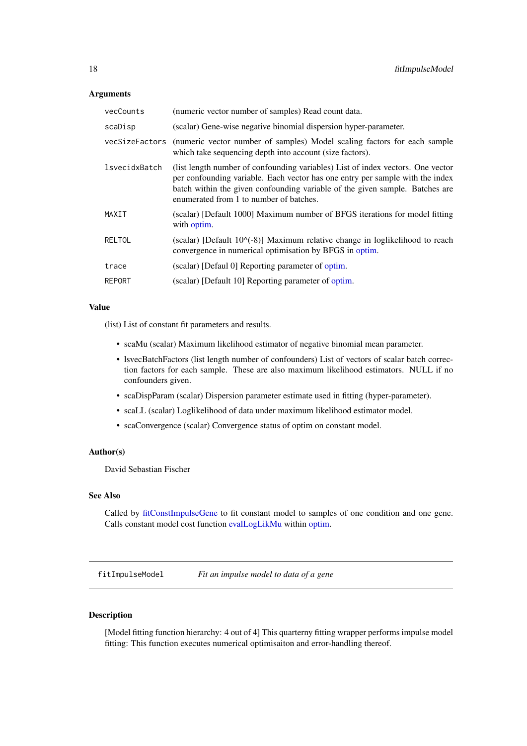### Arguments

| | |
|---|---|
| vecCounts | (numeric vector number of samples) Read count data. |
| scaDisp | (scalar) Gene-wise negative binomial dispersion hyper-parameter. |
| vecSizeFactors | (numeric vector number of samples) Model scaling factors for each sample which take sequencing depth into account (size factors). |
| lsvecidxBatch | (list length number of confounding variables) List of index vectors. One vector per confounding variable. Each vector has one entry per sample with the index batch within the given confounding variable of the given sample. Batches are enumerated from 1 to number of batches. |
| MAXIT | (scalar) [Default 1000] Maximum number of BFGS iterations for model fitting with optim. |
| RELTOL | (scalar) [Default 10^(-8)] Maximum relative change in loglikelihood to reach convergence in numerical optimisation by BFGS in optim. |
| trace | (scalar) [Defaul 0] Reporting parameter of optim. |
| REPORT | (scalar) [Default 10] Reporting parameter of optim. |

### Value

(list) List of constant fit parameters and results.

- scaMu (scalar) Maximum likelihood estimator of negative binomial mean parameter.
- lsvecBatchFactors (list length number of confounders) List of vectors of scalar batch correction factors for each sample. These are also maximum likelihood estimators. NULL if no confounders given.
- scaDispParam (scalar) Dispersion parameter estimate used in fitting (hyper-parameter).
- scaLL (scalar) Loglikelihood of data under maximum likelihood estimator model.
- scaConvergence (scalar) Convergence status of optim on constant model.

### Author(s)

David Sebastian Fischer

### See Also

Called by fitConstImpulseGene to fit constant model to samples of one condition and one gene. Calls constant model cost function evalLogLikMu within optim.

---

## fitImpulseModel *Fit an impulse model to data of a gene*

---

### Description

[Model fitting function hierarchy: 4 out of 4] This quarterny fitting wrapper performs impulse model fitting: This function executes numerical optimisaiton and error-handling thereof.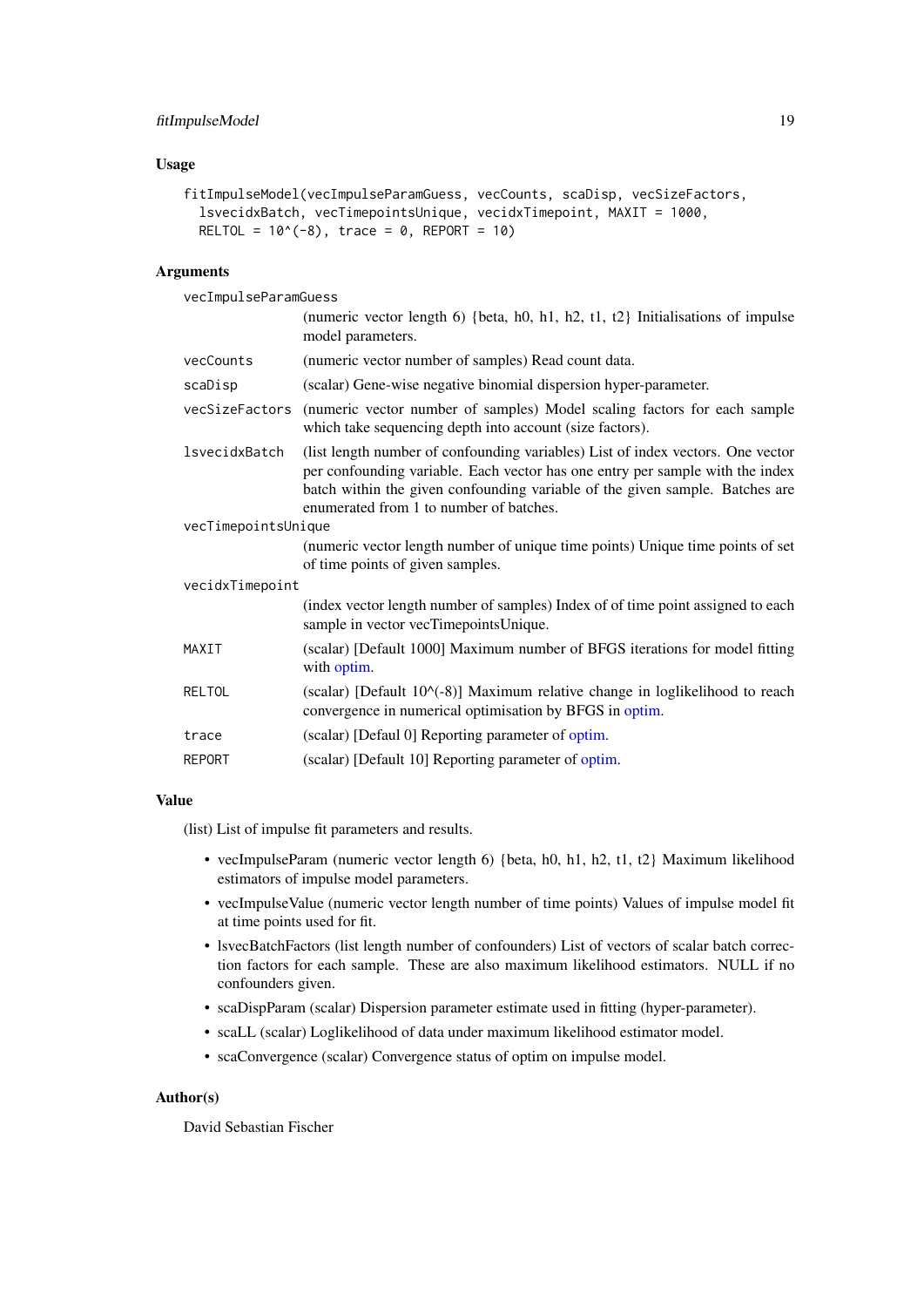### Usage

```
fitImpulseModel(vecImpulseParamGuess, vecCounts, scaDisp, vecSizeFactors,
  lsvecidxBatch, vecTimepointsUnique, vecidxTimepoint, MAXIT = 1000,
  RELTOL = 10^(-8), trace = 0, REPORT = 10)
```

### Arguments

| | |
|---|---|
| vecImpulseParamGuess | (numeric vector length 6) {beta, h0, h1, h2, t1, t2} Initialisations of impulse model parameters. |
| vecCounts | (numeric vector number of samples) Read count data. |
| scaDisp | (scalar) Gene-wise negative binomial dispersion hyper-parameter. |
| vecSizeFactors | (numeric vector number of samples) Model scaling factors for each sample which take sequencing depth into account (size factors). |
| lsvecidxBatch | (list length number of confounding variables) List of index vectors. One vector per confounding variable. Each vector has one entry per sample with the index batch within the given confounding variable of the given sample. Batches are enumerated from 1 to number of batches. |
| vecTimepointsUnique | (numeric vector length number of unique time points) Unique time points of set of time points of given samples. |
| vecidxTimepoint | (index vector length number of samples) Index of of time point assigned to each sample in vector vecTimepointsUnique. |
| MAXIT | (scalar) [Default 1000] Maximum number of BFGS iterations for model fitting with optim. |
| RELTOL | (scalar) [Default 10^(-8)] Maximum relative change in loglikelihood to reach convergence in numerical optimisation by BFGS in optim. |
| trace | (scalar) [Defaul 0] Reporting parameter of optim. |
| REPORT | (scalar) [Default 10] Reporting parameter of optim. |

### Value

(list) List of impulse fit parameters and results.

- vecImpulseParam (numeric vector length 6) {beta, h0, h1, h2, t1, t2} Maximum likelihood estimators of impulse model parameters.
- vecImpulseValue (numeric vector length number of time points) Values of impulse model fit at time points used for fit.
- lsvecBatchFactors (list length number of confounders) List of vectors of scalar batch correction factors for each sample. These are also maximum likelihood estimators. NULL if no confounders given.
- scaDispParam (scalar) Dispersion parameter estimate used in fitting (hyper-parameter).
- scaLL (scalar) Loglikelihood of data under maximum likelihood estimator model.
- scaConvergence (scalar) Convergence status of optim on impulse model.

### Author(s)

David Sebastian Fischer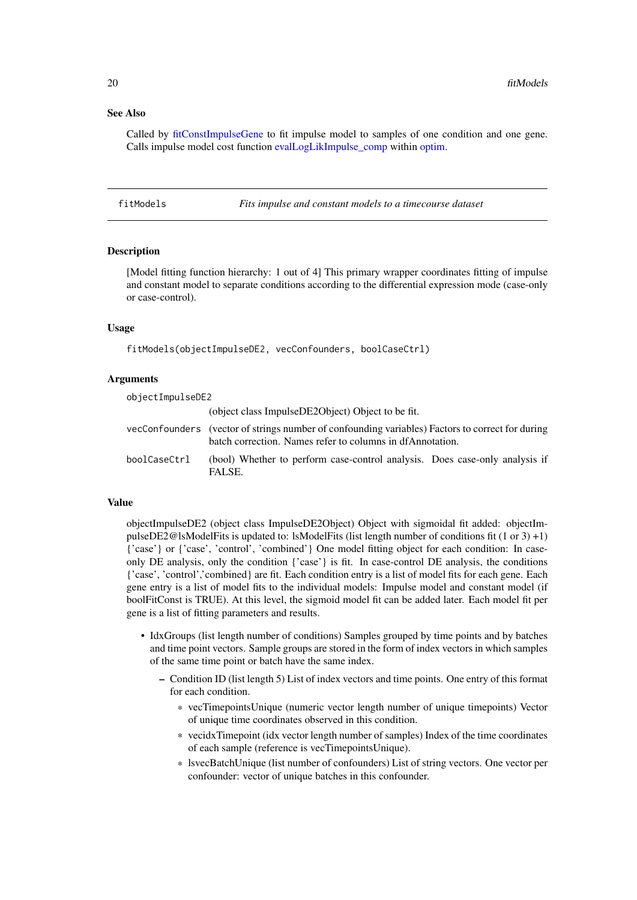### See Also

Called by fitConstImpulseGene to fit impulse model to samples of one condition and one gene. Calls impulse model cost function evalLogLikImpulse_comp within optim.

---

## fitModels *Fits impulse and constant models to a timecourse dataset*

### Description

[Model fitting function hierarchy: 1 out of 4] This primary wrapper coordinates fitting of impulse and constant model to separate conditions according to the differential expression mode (case-only or case-control).

### Usage

```
fitModels(objectImpulseDE2, vecConfounders, boolCaseCtrl)
```

### Arguments

- `objectImpulseDE2` (object class ImpulseDE2Object) Object to be fit.
- `vecConfounders` (vector of strings number of confounding variables) Factors to correct for during batch correction. Names refer to columns in dfAnnotation.
- `boolCaseCtrl` (bool) Whether to perform case-control analysis. Does case-only analysis if FALSE.

### Value

objectImpulseDE2 (object class ImpulseDE2Object) Object with sigmoidal fit added: objectImpulseDE2@lsModelFits is updated to: lsModelFits (list length number of conditions fit (1 or 3) +1) {'case'} or {'case', 'control', 'combined'} One model fitting object for each condition: In case-only DE analysis, only the condition {'case'} is fit. In case-control DE analysis, the conditions {'case', 'control','combined} are fit. Each condition entry is a list of model fits for each gene. Each gene entry is a list of model fits to the individual models: Impulse model and constant model (if boolFitConst is TRUE). At this level, the sigmoid model fit can be added later. Each model fit per gene is a list of fitting parameters and results.

- IdxGroups (list length number of conditions) Samples grouped by time points and by batches and time point vectors. Sample groups are stored in the form of index vectors in which samples of the same time point or batch have the same index.
  - Condition ID (list length 5) List of index vectors and time points. One entry of this format for each condition.
    - vecTimepointsUnique (numeric vector length number of unique timepoints) Vector of unique time coordinates observed in this condition.
    - vecidxTimepoint (idx vector length number of samples) Index of the time coordinates of each sample (reference is vecTimepointsUnique).
    - lsvecBatchUnique (list number of confounders) List of string vectors. One vector per confounder: vector of unique batches in this confounder.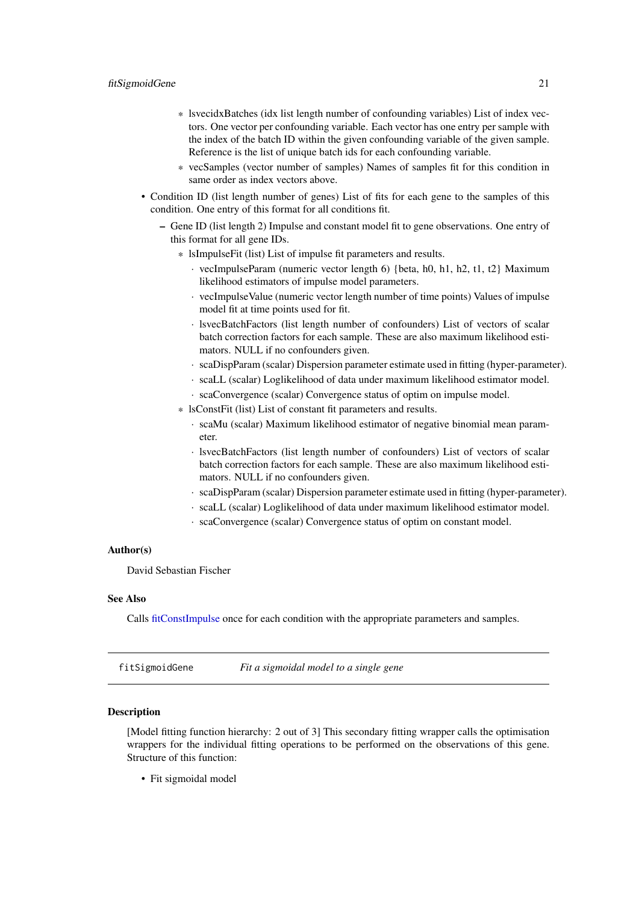- lsvecidxBatches (idx list length number of confounding variables) List of index vectors. One vector per confounding variable. Each vector has one entry per sample with the index of the batch ID within the given confounding variable of the given sample. Reference is the list of unique batch ids for each confounding variable.
        - vecSamples (vector number of samples) Names of samples fit for this condition in same order as index vectors above.
- Condition ID (list length number of genes) List of fits for each gene to the samples of this condition. One entry of this format for all conditions fit.
    - Gene ID (list length 2) Impulse and constant model fit to gene observations. One entry of this format for all gene IDs.
        - lsImpulseFit (list) List of impulse fit parameters and results.
            - vecImpulseParam (numeric vector length 6) {beta, h0, h1, h2, t1, t2} Maximum likelihood estimators of impulse model parameters.
            - vecImpulseValue (numeric vector length number of time points) Values of impulse model fit at time points used for fit.
            - lsvecBatchFactors (list length number of confounders) List of vectors of scalar batch correction factors for each sample. These are also maximum likelihood estimators. NULL if no confounders given.
            - scaDispParam (scalar) Dispersion parameter estimate used in fitting (hyper-parameter).
            - scaLL (scalar) Loglikelihood of data under maximum likelihood estimator model.
            - scaConvergence (scalar) Convergence status of optim on impulse model.
        - lsConstFit (list) List of constant fit parameters and results.
            - scaMu (scalar) Maximum likelihood estimator of negative binomial mean parameter.
            - lsvecBatchFactors (list length number of confounders) List of vectors of scalar batch correction factors for each sample. These are also maximum likelihood estimators. NULL if no confounders given.
            - scaDispParam (scalar) Dispersion parameter estimate used in fitting (hyper-parameter).
            - scaLL (scalar) Loglikelihood of data under maximum likelihood estimator model.
            - scaConvergence (scalar) Convergence status of optim on constant model.

### Author(s)

David Sebastian Fischer

### See Also

Calls fitConstImpulse once for each condition with the appropriate parameters and samples.

---

## fitSigmoidGene *Fit a sigmoidal model to a single gene*

### Description

[Model fitting function hierarchy: 2 out of 3] This secondary fitting wrapper calls the optimisation wrappers for the individual fitting operations to be performed on the observations of this gene. Structure of this function:

- Fit sigmoidal model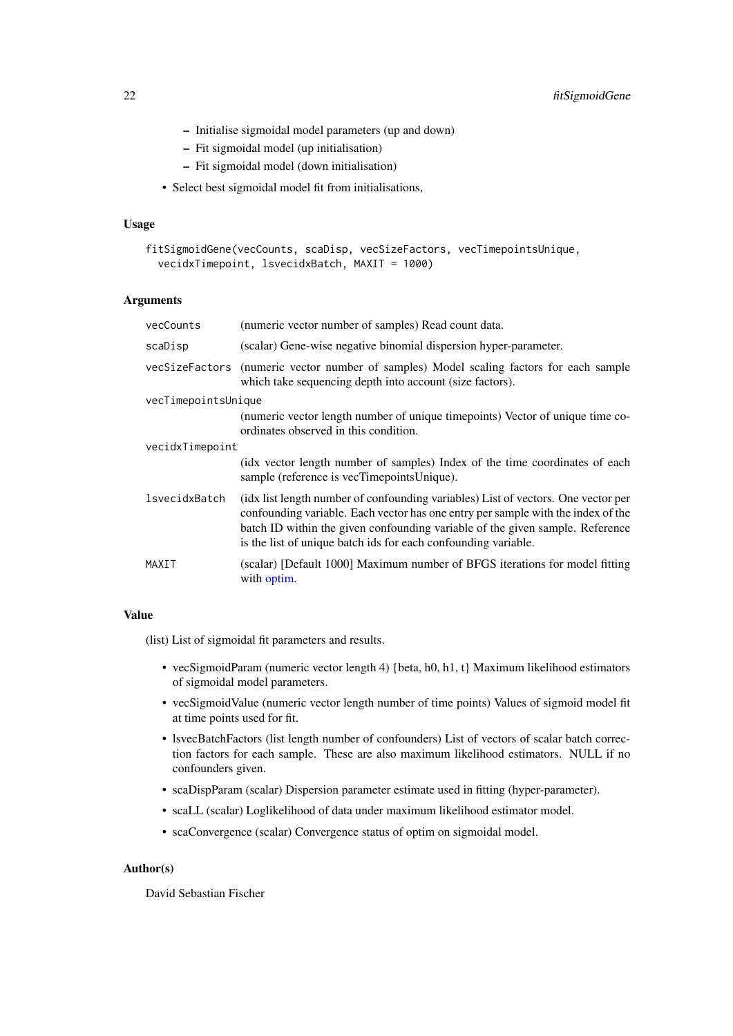- Initialise sigmoidal model parameters (up and down)
  - Fit sigmoidal model (up initialisation)
  - Fit sigmoidal model (down initialisation)
- Select best sigmoidal model fit from initialisations,

### Usage

```
fitSigmoidGene(vecCounts, scaDisp, vecSizeFactors, vecTimepointsUnique,
  vecidxTimepoint, lsvecidxBatch, MAXIT = 1000)
```

### Arguments

| | |
|---|---|
| vecCounts | (numeric vector number of samples) Read count data. |
| scaDisp | (scalar) Gene-wise negative binomial dispersion hyper-parameter. |
| vecSizeFactors | (numeric vector number of samples) Model scaling factors for each sample which take sequencing depth into account (size factors). |
| vecTimepointsUnique | (numeric vector length number of unique timepoints) Vector of unique time coordinates observed in this condition. |
| vecidxTimepoint | (idx vector length number of samples) Index of the time coordinates of each sample (reference is vecTimepointsUnique). |
| lsvecidxBatch | (idx list length number of confounding variables) List of vectors. One vector per confounding variable. Each vector has one entry per sample with the index of the batch ID within the given confounding variable of the given sample. Reference is the list of unique batch ids for each confounding variable. |
| MAXIT | (scalar) [Default 1000] Maximum number of BFGS iterations for model fitting with optim. |

### Value

(list) List of sigmoidal fit parameters and results.

- vecSigmoidParam (numeric vector length 4) {beta, h0, h1, t} Maximum likelihood estimators of sigmoidal model parameters.
- vecSigmoidValue (numeric vector length number of time points) Values of sigmoid model fit at time points used for fit.
- lsvecBatchFactors (list length number of confounders) List of vectors of scalar batch correction factors for each sample. These are also maximum likelihood estimators. NULL if no confounders given.
- scaDispParam (scalar) Dispersion parameter estimate used in fitting (hyper-parameter).
- scaLL (scalar) Loglikelihood of data under maximum likelihood estimator model.
- scaConvergence (scalar) Convergence status of optim on sigmoidal model.

### Author(s)

David Sebastian Fischer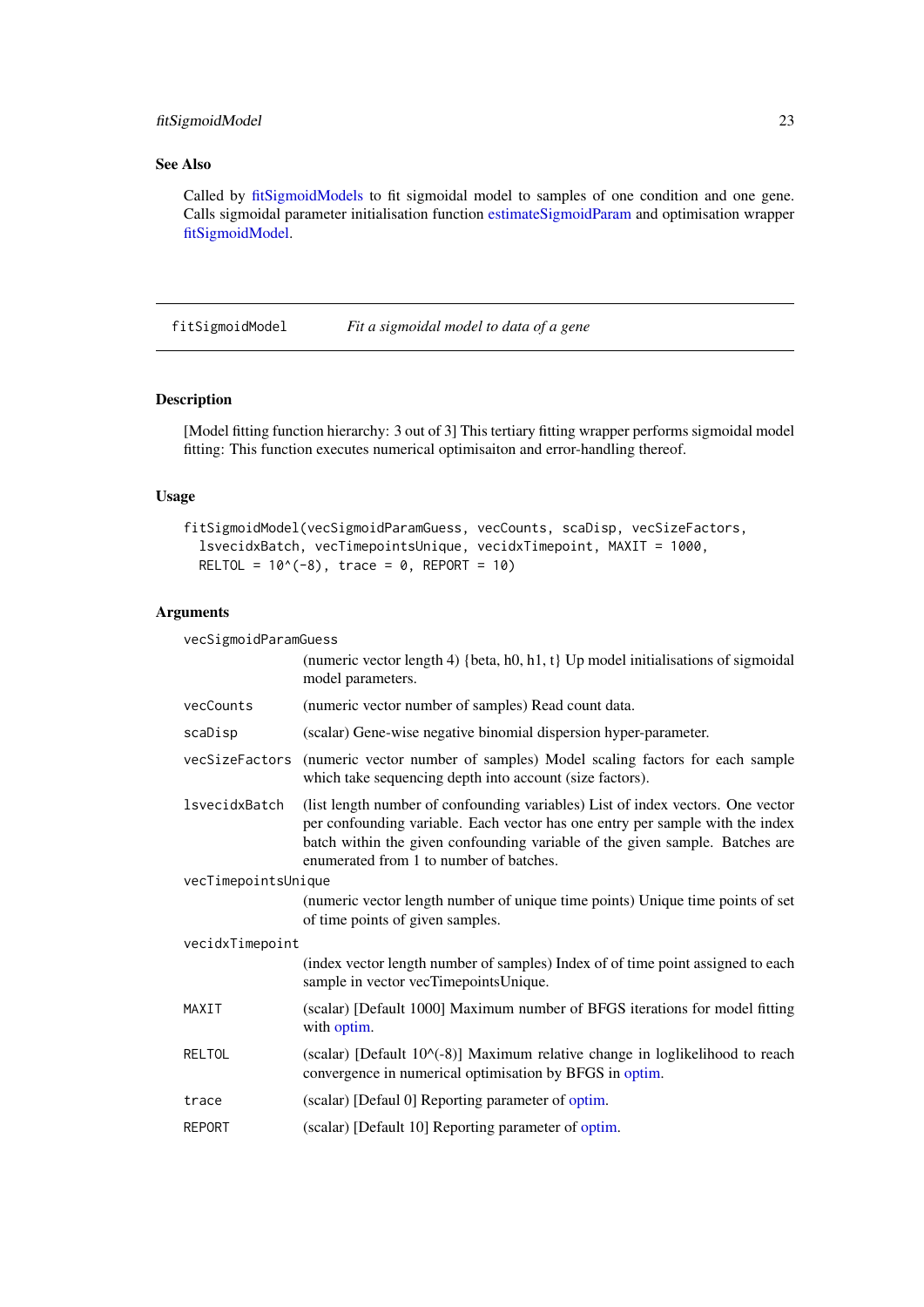## See Also

Called by fitSigmoidModels to fit sigmoidal model to samples of one condition and one gene. Calls sigmoidal parameter initialisation function estimateSigmoidParam and optimisation wrapper fitSigmoidModel.

---

## fitSigmoidModel — *Fit a sigmoidal model to data of a gene*

### Description

[Model fitting function hierarchy: 3 out of 3] This tertiary fitting wrapper performs sigmoidal model fitting: This function executes numerical optimisaiton and error-handling thereof.

### Usage

```
fitSigmoidModel(vecSigmoidParamGuess, vecCounts, scaDisp, vecSizeFactors,
  lsvecidxBatch, vecTimepointsUnique, vecidxTimepoint, MAXIT = 1000,
  RELTOL = 10^(-8), trace = 0, REPORT = 10)
```

### Arguments

- `vecSigmoidParamGuess` (numeric vector length 4) {beta, h0, h1, t} Up model initialisations of sigmoidal model parameters.
- `vecCounts` (numeric vector number of samples) Read count data.
- `scaDisp` (scalar) Gene-wise negative binomial dispersion hyper-parameter.
- `vecSizeFactors` (numeric vector number of samples) Model scaling factors for each sample which take sequencing depth into account (size factors).
- `lsvecidxBatch` (list length number of confounding variables) List of index vectors. One vector per confounding variable. Each vector has one entry per sample with the index batch within the given confounding variable of the given sample. Batches are enumerated from 1 to number of batches.
- `vecTimepointsUnique` (numeric vector length number of unique time points) Unique time points of set of time points of given samples.
- `vecidxTimepoint` (index vector length number of samples) Index of of time point assigned to each sample in vector vecTimepointsUnique.
- `MAXIT` (scalar) [Default 1000] Maximum number of BFGS iterations for model fitting with optim.
- `RELTOL` (scalar) [Default 10^(-8)] Maximum relative change in loglikelihood to reach convergence in numerical optimisation by BFGS in optim.
- `trace` (scalar) [Defaul 0] Reporting parameter of optim.
- `REPORT` (scalar) [Default 10] Reporting parameter of optim.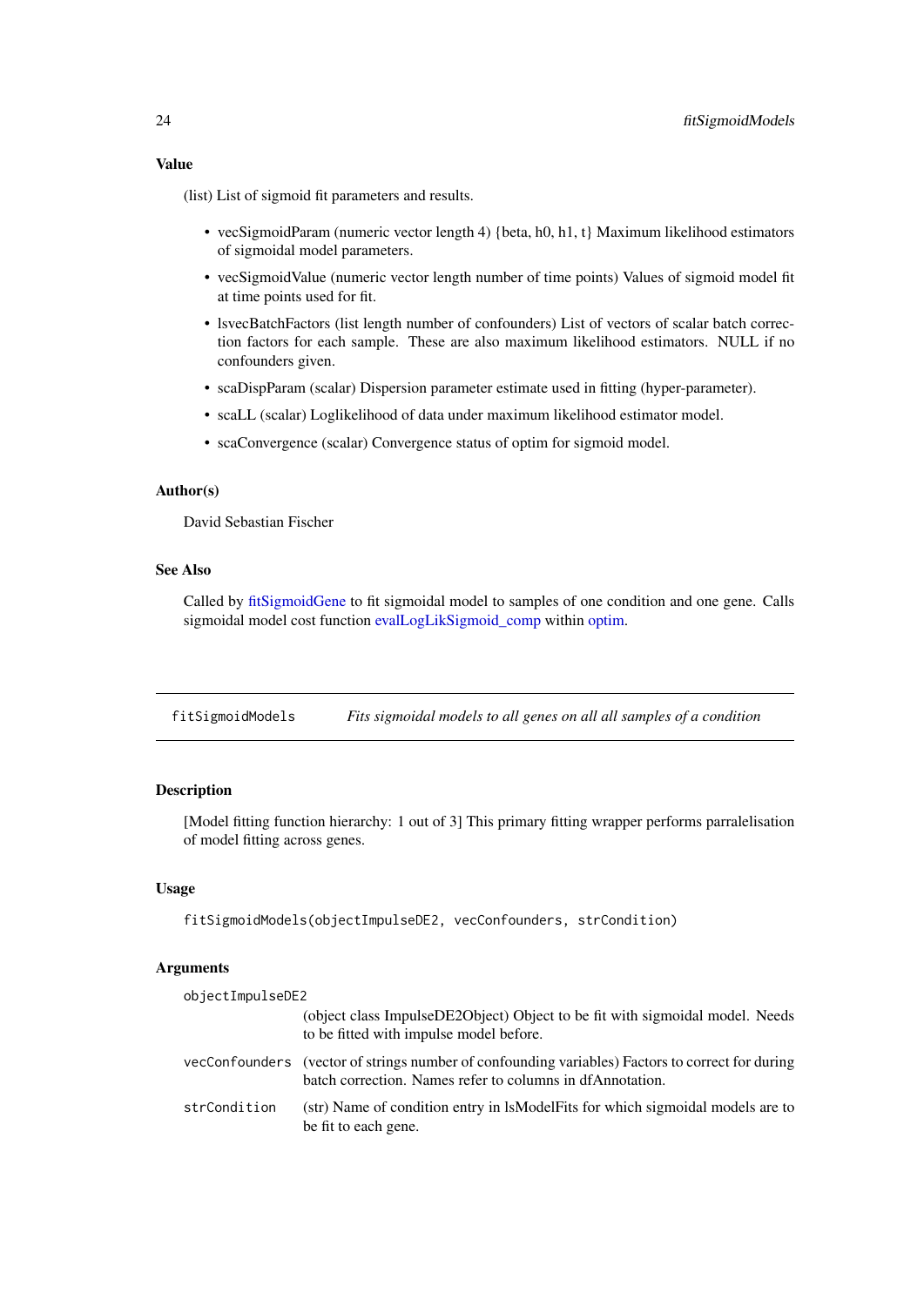### Value

(list) List of sigmoid fit parameters and results.

- vecSigmoidParam (numeric vector length 4) {beta, h0, h1, t} Maximum likelihood estimators of sigmoidal model parameters.
- vecSigmoidValue (numeric vector length number of time points) Values of sigmoid model fit at time points used for fit.
- lsvecBatchFactors (list length number of confounders) List of vectors of scalar batch correction factors for each sample. These are also maximum likelihood estimators. NULL if no confounders given.
- scaDispParam (scalar) Dispersion parameter estimate used in fitting (hyper-parameter).
- scaLL (scalar) Loglikelihood of data under maximum likelihood estimator model.
- scaConvergence (scalar) Convergence status of optim for sigmoid model.

### Author(s)

David Sebastian Fischer

### See Also

Called by fitSigmoidGene to fit sigmoidal model to samples of one condition and one gene. Calls sigmoidal model cost function evalLogLikSigmoid_comp within optim.

---

## fitSigmoidModels — *Fits sigmoidal models to all genes on all all samples of a condition*

### Description

[Model fitting function hierarchy: 1 out of 3] This primary fitting wrapper performs parralelisation of model fitting across genes.

### Usage

```
fitSigmoidModels(objectImpulseDE2, vecConfounders, strCondition)
```

### Arguments

| | |
|---|---|
| objectImpulseDE2 | (object class ImpulseDE2Object) Object to be fit with sigmoidal model. Needs to be fitted with impulse model before. |
| vecConfounders | (vector of strings number of confounding variables) Factors to correct for during batch correction. Names refer to columns in dfAnnotation. |
| strCondition | (str) Name of condition entry in lsModelFits for which sigmoidal models are to be fit to each gene. |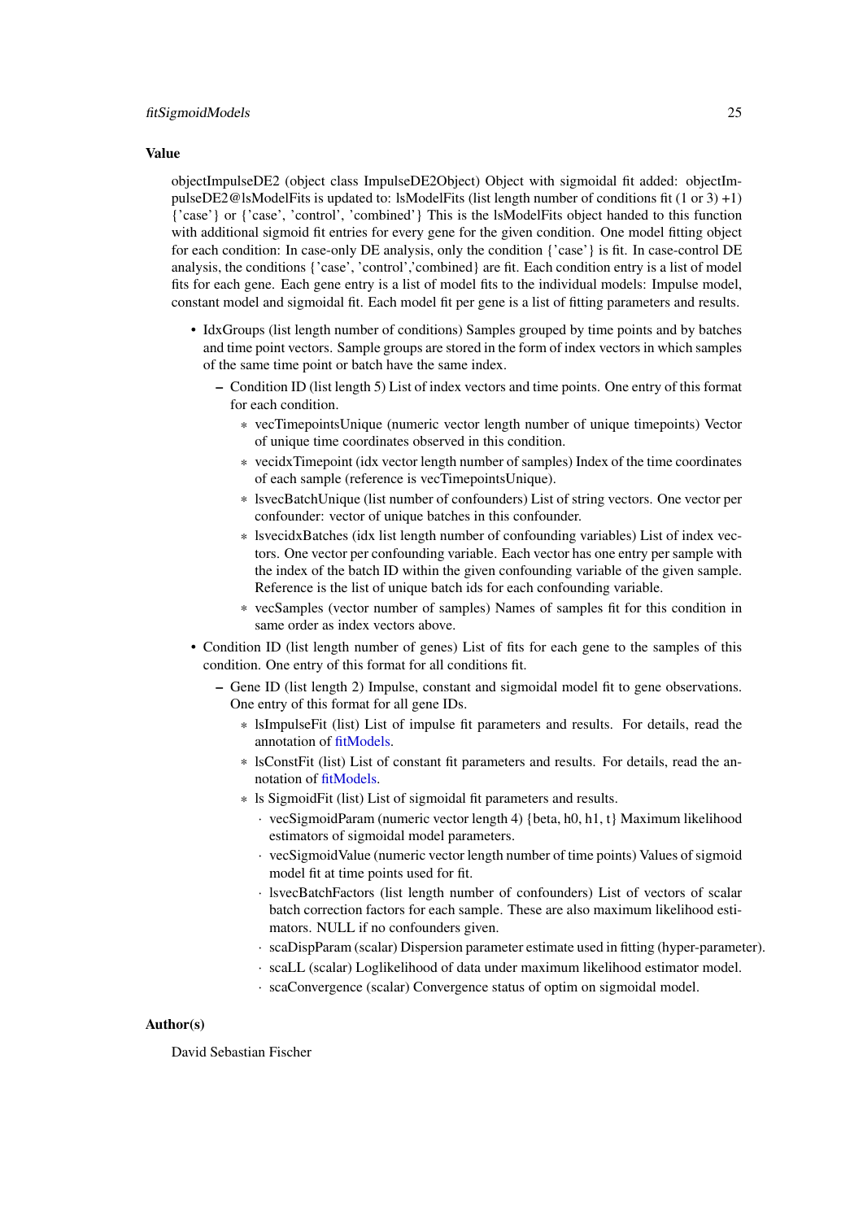### Value

objectImpulseDE2 (object class ImpulseDE2Object) Object with sigmoidal fit added: objectImpulseDE2@lsModelFits is updated to: lsModelFits (list length number of conditions fit (1 or 3) +1) {'case'} or {'case', 'control', 'combined'} This is the lsModelFits object handed to this function with additional sigmoid fit entries for every gene for the given condition. One model fitting object for each condition: In case-only DE analysis, only the condition {'case'} is fit. In case-control DE analysis, the conditions {'case', 'control','combined} are fit. Each condition entry is a list of model fits for each gene. Each gene entry is a list of model fits to the individual models: Impulse model, constant model and sigmoidal fit. Each model fit per gene is a list of fitting parameters and results.

- IdxGroups (list length number of conditions) Samples grouped by time points and by batches and time point vectors. Sample groups are stored in the form of index vectors in which samples of the same time point or batch have the same index.
  - Condition ID (list length 5) List of index vectors and time points. One entry of this format for each condition.
    - vecTimepointsUnique (numeric vector length number of unique timepoints) Vector of unique time coordinates observed in this condition.
    - vecidxTimepoint (idx vector length number of samples) Index of the time coordinates of each sample (reference is vecTimepointsUnique).
    - lsvecBatchUnique (list number of confounders) List of string vectors. One vector per confounder: vector of unique batches in this confounder.
    - lsvecidxBatches (idx list length number of confounding variables) List of index vectors. One vector per confounding variable. Each vector has one entry per sample with the index of the batch ID within the given confounding variable of the given sample. Reference is the list of unique batch ids for each confounding variable.
    - vecSamples (vector number of samples) Names of samples fit for this condition in same order as index vectors above.
- Condition ID (list length number of genes) List of fits for each gene to the samples of this condition. One entry of this format for all conditions fit.
  - Gene ID (list length 2) Impulse, constant and sigmoidal model fit to gene observations. One entry of this format for all gene IDs.
    - lsImpulseFit (list) List of impulse fit parameters and results. For details, read the annotation of fitModels.
    - lsConstFit (list) List of constant fit parameters and results. For details, read the annotation of fitModels.
    - ls SigmoidFit (list) List of sigmoidal fit parameters and results.
      - vecSigmoidParam (numeric vector length 4) {beta, h0, h1, t} Maximum likelihood estimators of sigmoidal model parameters.
      - vecSigmoidValue (numeric vector length number of time points) Values of sigmoid model fit at time points used for fit.
      - lsvecBatchFactors (list length number of confounders) List of vectors of scalar batch correction factors for each sample. These are also maximum likelihood estimators. NULL if no confounders given.
      - scaDispParam (scalar) Dispersion parameter estimate used in fitting (hyper-parameter).
      - scaLL (scalar) Loglikelihood of data under maximum likelihood estimator model.
      - scaConvergence (scalar) Convergence status of optim on sigmoidal model.

### Author(s)

David Sebastian Fischer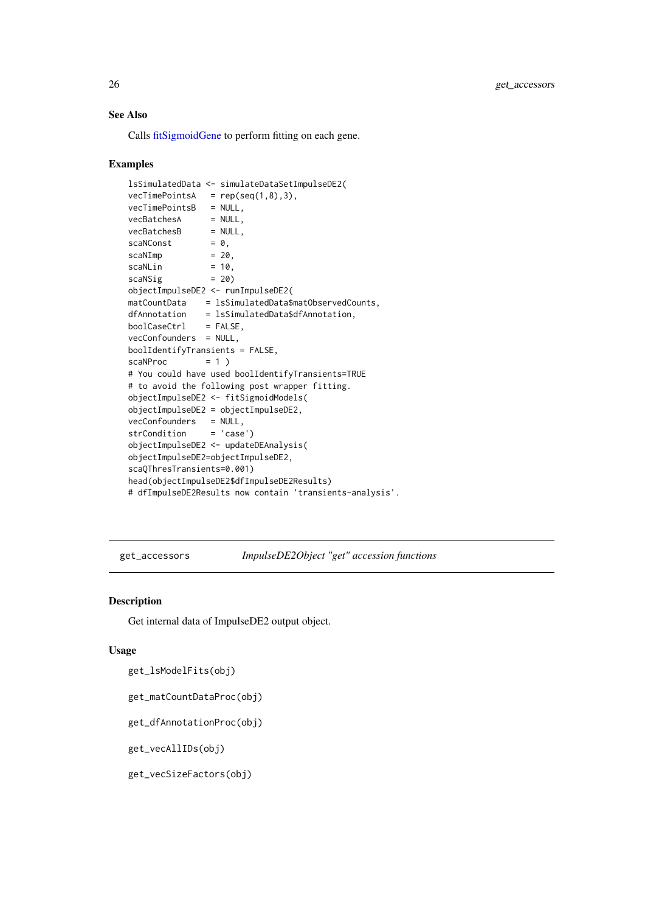### See Also

Calls fitSigmoidGene to perform fitting on each gene.

### Examples

```
lsSimulatedData <- simulateDataSetImpulseDE2(
vecTimePointsA   = rep(seq(1,8),3),
vecTimePointsB   = NULL,
vecBatchesA      = NULL,
vecBatchesB      = NULL,
scaNConst        = 0,
scaNImp          = 20,
scaNLin          = 10,
scaNSig          = 20)
objectImpulseDE2 <- runImpulseDE2(
matCountData    = lsSimulatedData$matObservedCounts,
dfAnnotation    = lsSimulatedData$dfAnnotation,
boolCaseCtrl    = FALSE,
vecConfounders  = NULL,
boolIdentifyTransients = FALSE,
scaNProc        = 1 )
# You could have used boolIdentifyTransients=TRUE
# to avoid the following post wrapper fitting.
objectImpulseDE2 <- fitSigmoidModels(
objectImpulseDE2 = objectImpulseDE2,
vecConfounders   = NULL,
strCondition     = 'case')
objectImpulseDE2 <- updateDEAnalysis(
objectImpulseDE2=objectImpulseDE2,
scaQThresTransients=0.001)
head(objectImpulseDE2$dfImpulseDE2Results)
# dfImpulseDE2Results now contain 'transients-analysis'.
```

---

## get_accessors *ImpulseDE2Object "get" accession functions*

### Description

Get internal data of ImpulseDE2 output object.

### Usage

```
get_lsModelFits(obj)

get_matCountDataProc(obj)

get_dfAnnotationProc(obj)

get_vecAllIDs(obj)

get_vecSizeFactors(obj)
```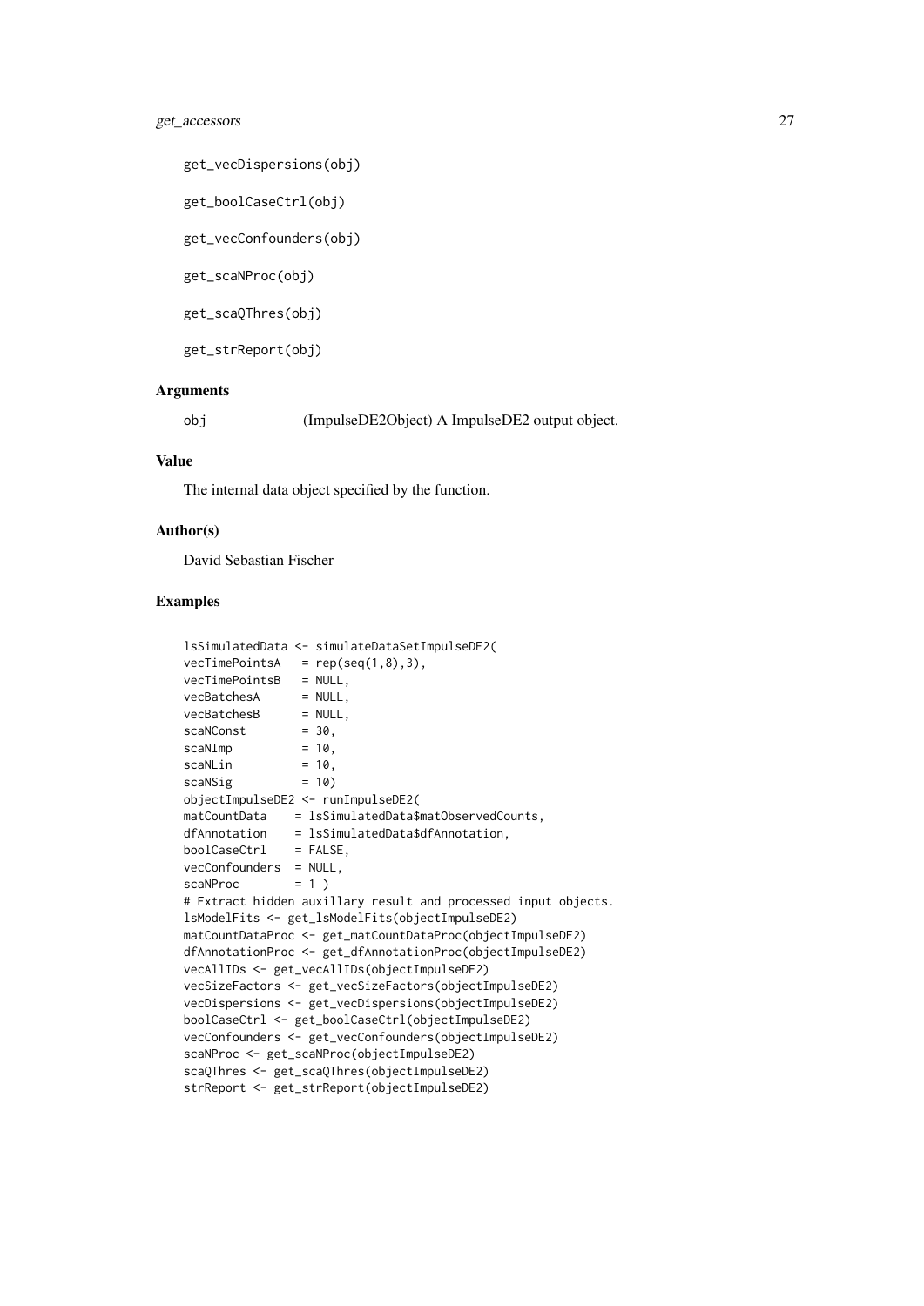```
get_vecDispersions(obj)

get_boolCaseCtrl(obj)

get_vecConfounders(obj)

get_scaNProc(obj)

get_scaQThres(obj)

get_strReport(obj)
```

## Arguments

obj (ImpulseDE2Object) A ImpulseDE2 output object.

## Value

The internal data object specified by the function.

## Author(s)

David Sebastian Fischer

## Examples

```
lsSimulatedData <- simulateDataSetImpulseDE2(
vecTimePointsA   = rep(seq(1,8),3),
vecTimePointsB   = NULL,
vecBatchesA      = NULL,
vecBatchesB      = NULL,
scaNConst        = 30,
scaNImp          = 10,
scaNLin          = 10,
scaNSig          = 10)
objectImpulseDE2 <- runImpulseDE2(
matCountData    = lsSimulatedData$matObservedCounts,
dfAnnotation    = lsSimulatedData$dfAnnotation,
boolCaseCtrl    = FALSE,
vecConfounders  = NULL,
scaNProc        = 1 )
# Extract hidden auxillary result and processed input objects.
lsModelFits <- get_lsModelFits(objectImpulseDE2)
matCountDataProc <- get_matCountDataProc(objectImpulseDE2)
dfAnnotationProc <- get_dfAnnotationProc(objectImpulseDE2)
vecAllIDs <- get_vecAllIDs(objectImpulseDE2)
vecSizeFactors <- get_vecSizeFactors(objectImpulseDE2)
vecDispersions <- get_vecDispersions(objectImpulseDE2)
boolCaseCtrl <- get_boolCaseCtrl(objectImpulseDE2)
vecConfounders <- get_vecConfounders(objectImpulseDE2)
scaNProc <- get_scaNProc(objectImpulseDE2)
scaQThres <- get_scaQThres(objectImpulseDE2)
strReport <- get_strReport(objectImpulseDE2)
```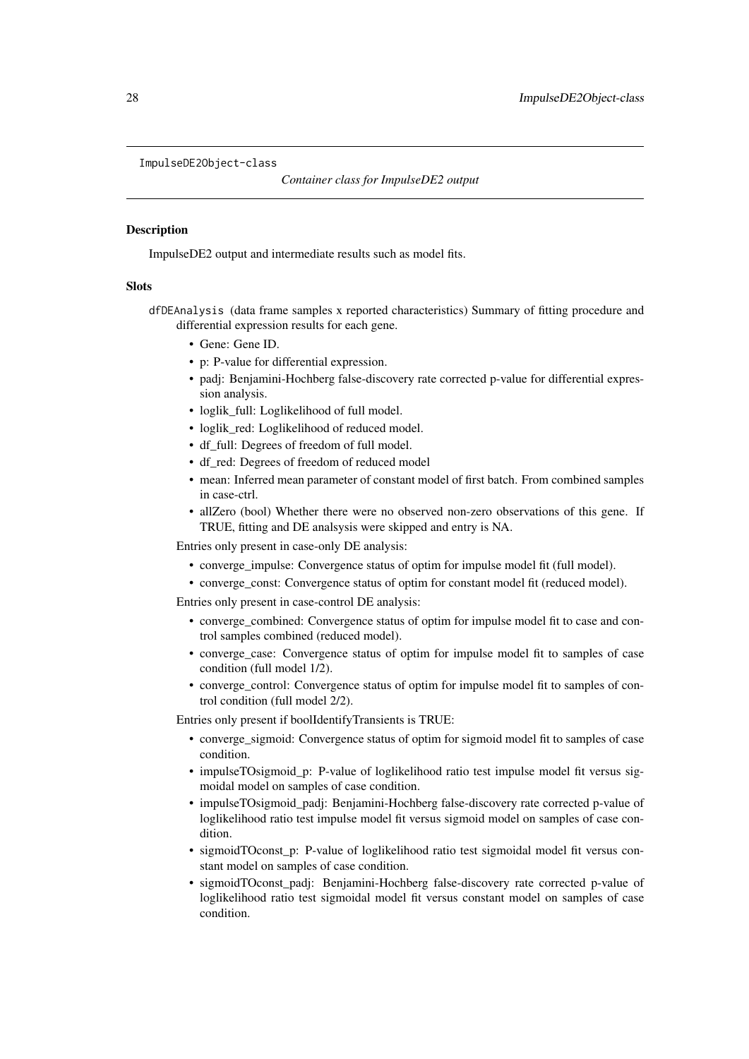ImpulseDE2Object-class

*Container class for ImpulseDE2 output*

### Description

ImpulseDE2 output and intermediate results such as model fits.

### Slots

dfDEAnalysis (data frame samples x reported characteristics) Summary of fitting procedure and differential expression results for each gene.

- Gene: Gene ID.
- p: P-value for differential expression.
- padj: Benjamini-Hochberg false-discovery rate corrected p-value for differential expression analysis.
- loglik_full: Loglikelihood of full model.
- loglik_red: Loglikelihood of reduced model.
- df_full: Degrees of freedom of full model.
- df_red: Degrees of freedom of reduced model
- mean: Inferred mean parameter of constant model of first batch. From combined samples in case-ctrl.
- allZero (bool) Whether there were no observed non-zero observations of this gene. If TRUE, fitting and DE analsysis were skipped and entry is NA.

Entries only present in case-only DE analysis:

- converge_impulse: Convergence status of optim for impulse model fit (full model).
- converge_const: Convergence status of optim for constant model fit (reduced model).

Entries only present in case-control DE analysis:

- converge_combined: Convergence status of optim for impulse model fit to case and control samples combined (reduced model).
- converge_case: Convergence status of optim for impulse model fit to samples of case condition (full model 1/2).
- converge_control: Convergence status of optim for impulse model fit to samples of control condition (full model 2/2).

Entries only present if boolIdentifyTransients is TRUE:

- converge_sigmoid: Convergence status of optim for sigmoid model fit to samples of case condition.
- impulseTOsigmoid_p: P-value of loglikelihood ratio test impulse model fit versus sigmoidal model on samples of case condition.
- impulseTOsigmoid_padj: Benjamini-Hochberg false-discovery rate corrected p-value of loglikelihood ratio test impulse model fit versus sigmoid model on samples of case condition.
- sigmoidTOconst_p: P-value of loglikelihood ratio test sigmoidal model fit versus constant model on samples of case condition.
- sigmoidTOconst_padj: Benjamini-Hochberg false-discovery rate corrected p-value of loglikelihood ratio test sigmoidal model fit versus constant model on samples of case condition.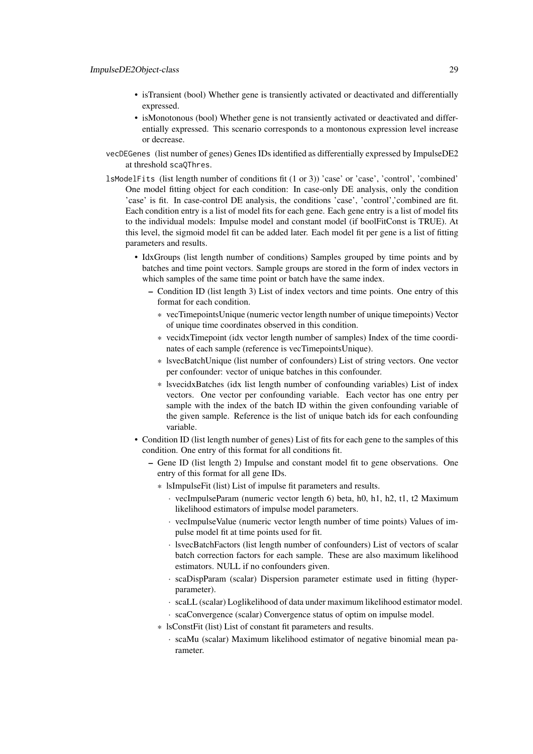- isTransient (bool) Whether gene is transiently activated or deactivated and differentially expressed.
- isMonotonous (bool) Whether gene is not transiently activated or deactivated and differentially expressed. This scenario corresponds to a montonous expression level increase or decrease.

vecDEGenes (list number of genes) Genes IDs identified as differentially expressed by ImpulseDE2 at threshold scaQThres.

lsModelFits (list length number of conditions fit (1 or 3)) 'case' or 'case', 'control', 'combined' One model fitting object for each condition: In case-only DE analysis, only the condition 'case' is fit. In case-control DE analysis, the conditions 'case', 'control','combined are fit. Each condition entry is a list of model fits for each gene. Each gene entry is a list of model fits to the individual models: Impulse model and constant model (if boolFitConst is TRUE). At this level, the sigmoid model fit can be added later. Each model fit per gene is a list of fitting parameters and results.

- IdxGroups (list length number of conditions) Samples grouped by time points and by batches and time point vectors. Sample groups are stored in the form of index vectors in which samples of the same time point or batch have the same index.
  - Condition ID (list length 3) List of index vectors and time points. One entry of this format for each condition.
    - vecTimepointsUnique (numeric vector length number of unique timepoints) Vector of unique time coordinates observed in this condition.
    - vecidxTimepoint (idx vector length number of samples) Index of the time coordinates of each sample (reference is vecTimepointsUnique).
    - lsvecBatchUnique (list number of confounders) List of string vectors. One vector per confounder: vector of unique batches in this confounder.
    - lsvecidxBatches (idx list length number of confounding variables) List of index vectors. One vector per confounding variable. Each vector has one entry per sample with the index of the batch ID within the given confounding variable of the given sample. Reference is the list of unique batch ids for each confounding variable.
- Condition ID (list length number of genes) List of fits for each gene to the samples of this condition. One entry of this format for all conditions fit.
  - Gene ID (list length 2) Impulse and constant model fit to gene observations. One entry of this format for all gene IDs.
    - lsImpulseFit (list) List of impulse fit parameters and results.
      - vecImpulseParam (numeric vector length 6) beta, h0, h1, h2, t1, t2 Maximum likelihood estimators of impulse model parameters.
      - vecImpulseValue (numeric vector length number of time points) Values of impulse model fit at time points used for fit.
      - lsvecBatchFactors (list length number of confounders) List of vectors of scalar batch correction factors for each sample. These are also maximum likelihood estimators. NULL if no confounders given.
      - scaDispParam (scalar) Dispersion parameter estimate used in fitting (hyperparameter).
      - scaLL (scalar) Loglikelihood of data under maximum likelihood estimator model.
      - scaConvergence (scalar) Convergence status of optim on impulse model.
    - lsConstFit (list) List of constant fit parameters and results.
      - scaMu (scalar) Maximum likelihood estimator of negative binomial mean parameter.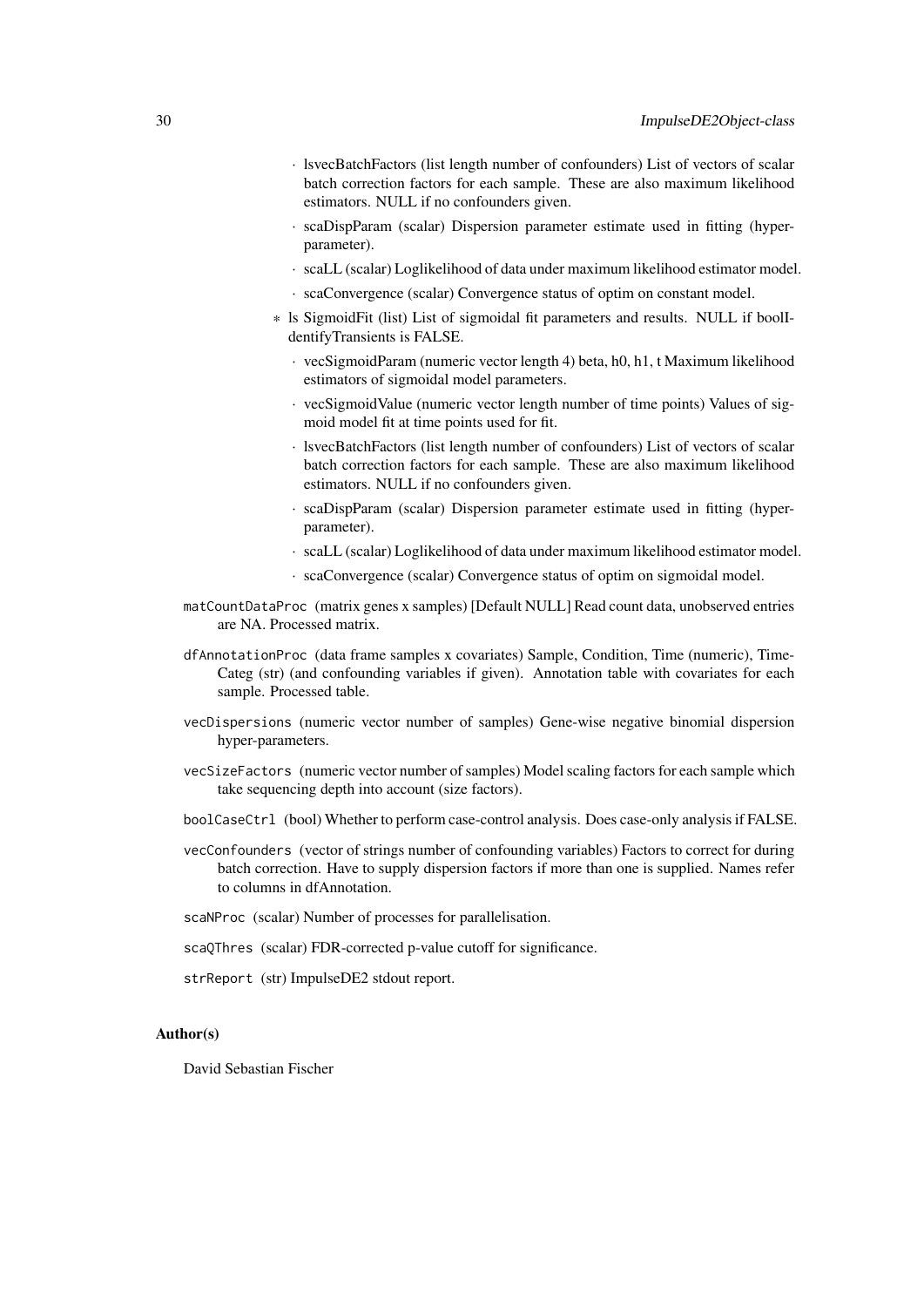- lsvecBatchFactors (list length number of confounders) List of vectors of scalar batch correction factors for each sample. These are also maximum likelihood estimators. NULL if no confounders given.
- scaDispParam (scalar) Dispersion parameter estimate used in fitting (hyper-parameter).
- scaLL (scalar) Loglikelihood of data under maximum likelihood estimator model.
- scaConvergence (scalar) Convergence status of optim on constant model.

* ls SigmoidFit (list) List of sigmoidal fit parameters and results. NULL if boolIdentifyTransients is FALSE.
  - vecSigmoidParam (numeric vector length 4) beta, h0, h1, t Maximum likelihood estimators of sigmoidal model parameters.
  - vecSigmoidValue (numeric vector length number of time points) Values of sigmoid model fit at time points used for fit.
  - lsvecBatchFactors (list length number of confounders) List of vectors of scalar batch correction factors for each sample. These are also maximum likelihood estimators. NULL if no confounders given.
  - scaDispParam (scalar) Dispersion parameter estimate used in fitting (hyper-parameter).
  - scaLL (scalar) Loglikelihood of data under maximum likelihood estimator model.
  - scaConvergence (scalar) Convergence status of optim on sigmoidal model.

`matCountDataProc` (matrix genes x samples) [Default NULL] Read count data, unobserved entries are NA. Processed matrix.

`dfAnnotationProc` (data frame samples x covariates) Sample, Condition, Time (numeric), TimeCateg (str) (and confounding variables if given). Annotation table with covariates for each sample. Processed table.

`vecDispersions` (numeric vector number of samples) Gene-wise negative binomial dispersion hyper-parameters.

`vecSizeFactors` (numeric vector number of samples) Model scaling factors for each sample which take sequencing depth into account (size factors).

`boolCaseCtrl` (bool) Whether to perform case-control analysis. Does case-only analysis if FALSE.

`vecConfounders` (vector of strings number of confounding variables) Factors to correct for during batch correction. Have to supply dispersion factors if more than one is supplied. Names refer to columns in dfAnnotation.

`scaNProc` (scalar) Number of processes for parallelisation.

`scaQThres` (scalar) FDR-corrected p-value cutoff for significance.

`strReport` (str) ImpulseDE2 stdout report.

### Author(s)

David Sebastian Fischer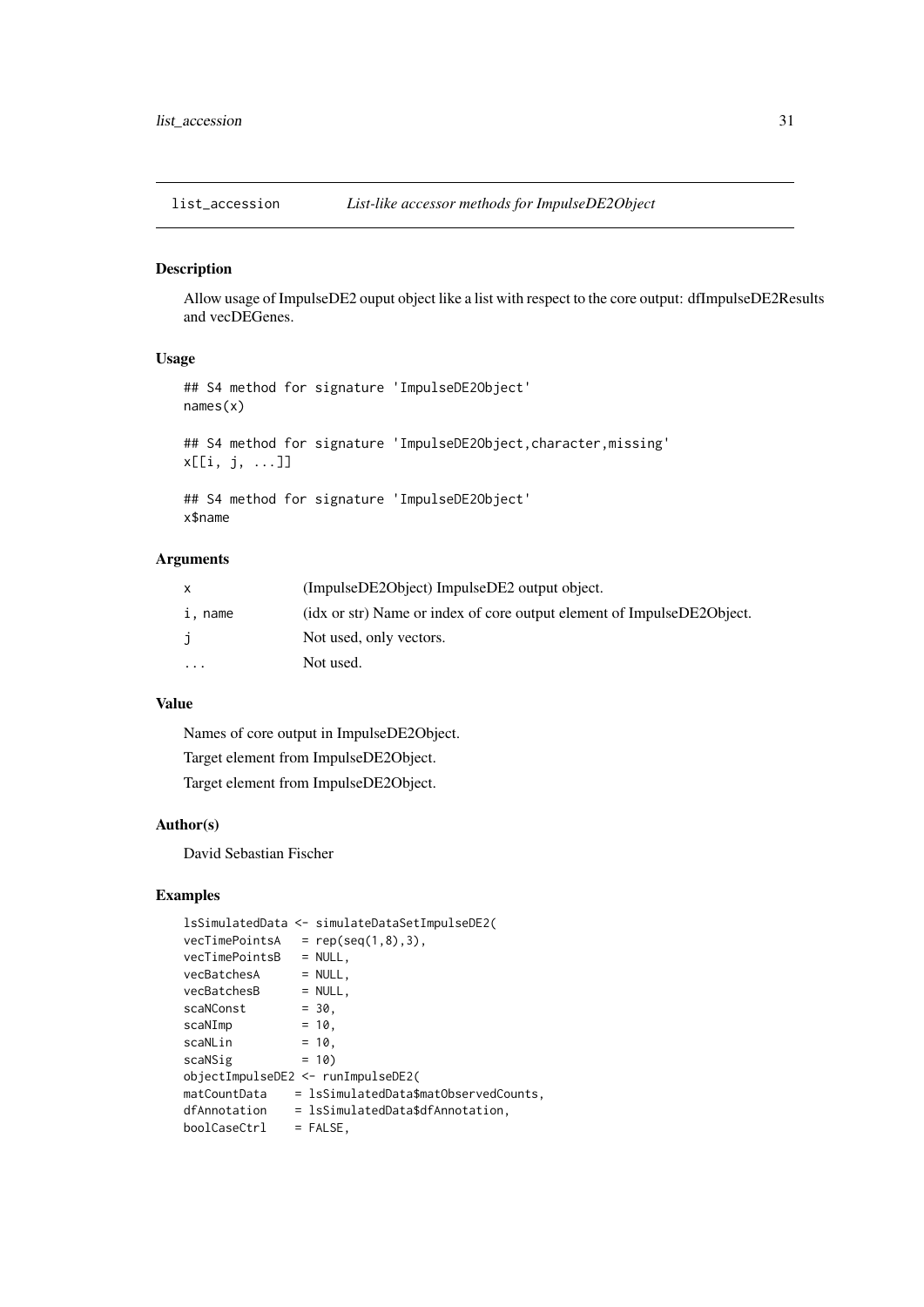## list_accession *List-like accessor methods for ImpulseDE2Object*

### Description

Allow usage of ImpulseDE2 ouput object like a list with respect to the core output: dfImpulseDE2Results and vecDEGenes.

### Usage

```
## S4 method for signature 'ImpulseDE2Object'
names(x)

## S4 method for signature 'ImpulseDE2Object,character,missing'
x[[i, j, ...]]

## S4 method for signature 'ImpulseDE2Object'
x$name
```

### Arguments

| | |
|---|---|
| x | (ImpulseDE2Object) ImpulseDE2 output object. |
| i, name | (idx or str) Name or index of core output element of ImpulseDE2Object. |
| j | Not used, only vectors. |
| ... | Not used. |

### Value

Names of core output in ImpulseDE2Object.

Target element from ImpulseDE2Object.

Target element from ImpulseDE2Object.

### Author(s)

David Sebastian Fischer

### Examples

```
lsSimulatedData <- simulateDataSetImpulseDE2(
vecTimePointsA   = rep(seq(1,8),3),
vecTimePointsB   = NULL,
vecBatchesA      = NULL,
vecBatchesB      = NULL,
scaNConst        = 30,
scaNImp          = 10,
scaNLin          = 10,
scaNSig          = 10)
objectImpulseDE2 <- runImpulseDE2(
matCountData    = lsSimulatedData$matObservedCounts,
dfAnnotation    = lsSimulatedData$dfAnnotation,
boolCaseCtrl    = FALSE,
```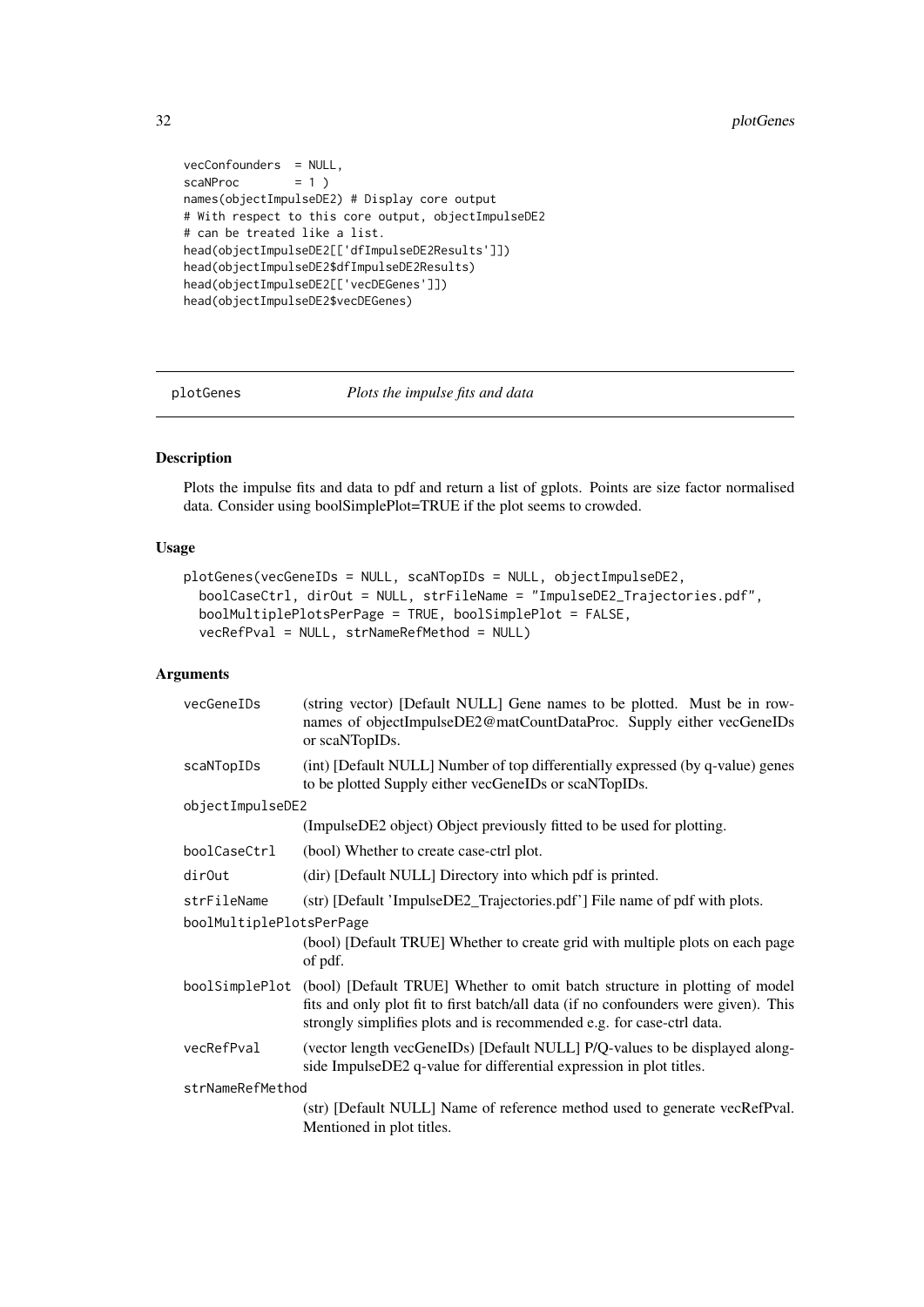```
vecConfounders  = NULL,
scaNProc        = 1 )
names(objectImpulseDE2) # Display core output
# With respect to this core output, objectImpulseDE2
# can be treated like a list.
head(objectImpulseDE2[['dfImpulseDE2Results']])
head(objectImpulseDE2$dfImpulseDE2Results)
head(objectImpulseDE2[['vecDEGenes']])
head(objectImpulseDE2$vecDEGenes)
```

## plotGenes *Plots the impulse fits and data*

### Description

Plots the impulse fits and data to pdf and return a list of gplots. Points are size factor normalised data. Consider using boolSimplePlot=TRUE if the plot seems to crowded.

### Usage

```
plotGenes(vecGeneIDs = NULL, scaNTopIDs = NULL, objectImpulseDE2,
  boolCaseCtrl, dirOut = NULL, strFileName = "ImpulseDE2_Trajectories.pdf",
  boolMultiplePlotsPerPage = TRUE, boolSimplePlot = FALSE,
  vecRefPval = NULL, strNameRefMethod = NULL)
```

### Arguments

| | |
|---|---|
| `vecGeneIDs` | (string vector) [Default NULL] Gene names to be plotted. Must be in rownames of objectImpulseDE2@matCountDataProc. Supply either vecGeneIDs or scaNTopIDs. |
| `scaNTopIDs` | (int) [Default NULL] Number of top differentially expressed (by q-value) genes to be plotted Supply either vecGeneIDs or scaNTopIDs. |
| `objectImpulseDE2` | (ImpulseDE2 object) Object previously fitted to be used for plotting. |
| `boolCaseCtrl` | (bool) Whether to create case-ctrl plot. |
| `dirOut` | (dir) [Default NULL] Directory into which pdf is printed. |
| `strFileName` | (str) [Default 'ImpulseDE2_Trajectories.pdf'] File name of pdf with plots. |
| `boolMultiplePlotsPerPage` | (bool) [Default TRUE] Whether to create grid with multiple plots on each page of pdf. |
| `boolSimplePlot` | (bool) [Default TRUE] Whether to omit batch structure in plotting of model fits and only plot fit to first batch/all data (if no confounders were given). This strongly simplifies plots and is recommended e.g. for case-ctrl data. |
| `vecRefPval` | (vector length vecGeneIDs) [Default NULL] P/Q-values to be displayed alongside ImpulseDE2 q-value for differential expression in plot titles. |
| `strNameRefMethod` | (str) [Default NULL] Name of reference method used to generate vecRefPval. Mentioned in plot titles. |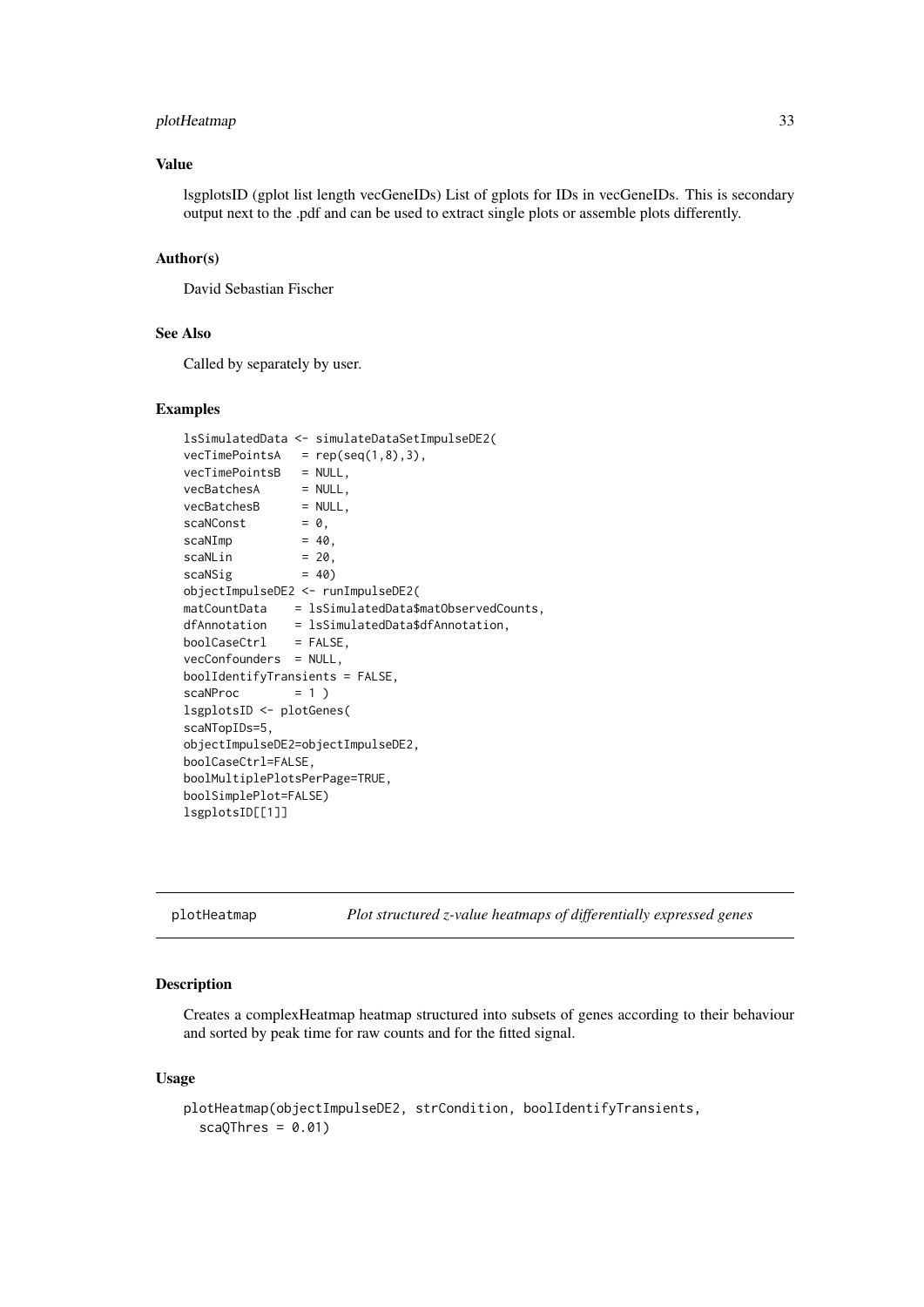### Value

lsgplotsID (gplot list length vecGeneIDs) List of gplots for IDs in vecGeneIDs. This is secondary output next to the .pdf and can be used to extract single plots or assemble plots differently.

### Author(s)

David Sebastian Fischer

### See Also

Called by separately by user.

### Examples

```
lsSimulatedData <- simulateDataSetImpulseDE2(
vecTimePointsA   = rep(seq(1,8),3),
vecTimePointsB   = NULL,
vecBatchesA      = NULL,
vecBatchesB      = NULL,
scaNConst        = 0,
scaNImp          = 40,
scaNLin          = 20,
scaNSig          = 40)
objectImpulseDE2 <- runImpulseDE2(
matCountData    = lsSimulatedData$matObservedCounts,
dfAnnotation    = lsSimulatedData$dfAnnotation,
boolCaseCtrl    = FALSE,
vecConfounders  = NULL,
boolIdentifyTransients = FALSE,
scaNProc        = 1 )
lsgplotsID <- plotGenes(
scaNTopIDs=5,
objectImpulseDE2=objectImpulseDE2,
boolCaseCtrl=FALSE,
boolMultiplePlotsPerPage=TRUE,
boolSimplePlot=FALSE)
lsgplotsID[[1]]
```

---

## plotHeatmap — *Plot structured z-value heatmaps of differentially expressed genes*

### Description

Creates a complexHeatmap heatmap structured into subsets of genes according to their behaviour and sorted by peak time for raw counts and for the fitted signal.

### Usage

```
plotHeatmap(objectImpulseDE2, strCondition, boolIdentifyTransients,
  scaQThres = 0.01)
```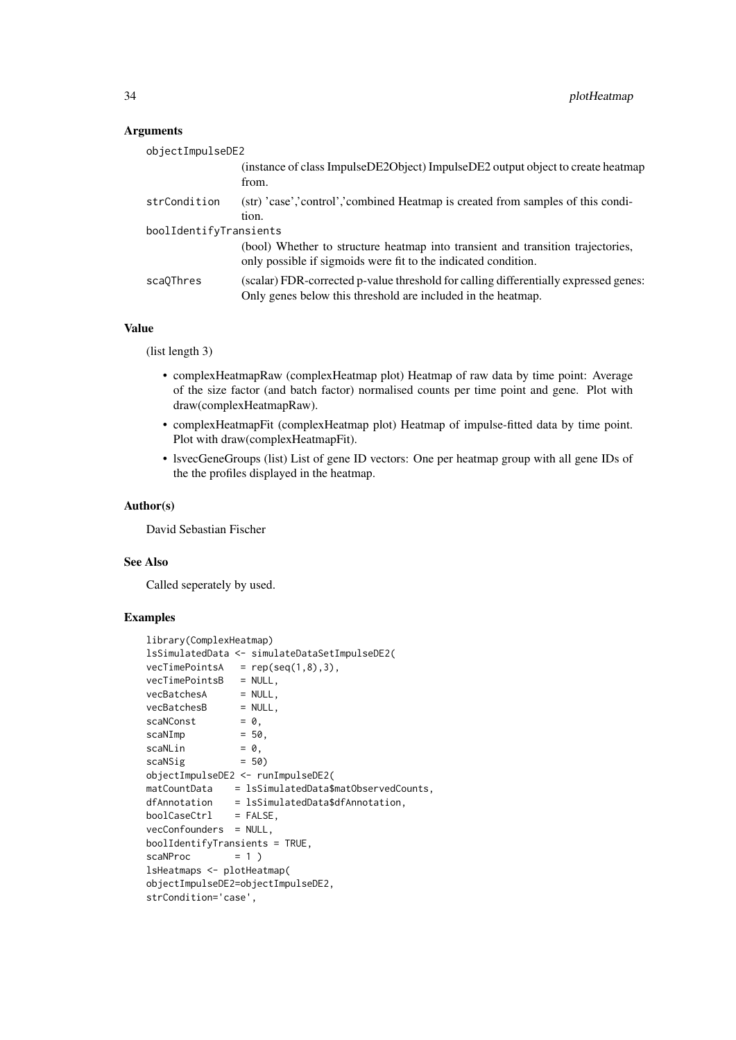## Arguments

**objectImpulseDE2**
(instance of class ImpulseDE2Object) ImpulseDE2 output object to create heatmap from.

**strCondition**
(str) 'case','control','combined Heatmap is created from samples of this condition.

**boolIdentifyTransients**
(bool) Whether to structure heatmap into transient and transition trajectories, only possible if sigmoids were fit to the indicated condition.

**scaQThres**
(scalar) FDR-corrected p-value threshold for calling differentially expressed genes: Only genes below this threshold are included in the heatmap.

## Value

(list length 3)

- complexHeatmapRaw (complexHeatmap plot) Heatmap of raw data by time point: Average of the size factor (and batch factor) normalised counts per time point and gene. Plot with draw(complexHeatmapRaw).
- complexHeatmapFit (complexHeatmap plot) Heatmap of impulse-fitted data by time point. Plot with draw(complexHeatmapFit).
- lsvecGeneGroups (list) List of gene ID vectors: One per heatmap group with all gene IDs of the the profiles displayed in the heatmap.

## Author(s)

David Sebastian Fischer

## See Also

Called seperately by used.

## Examples

```
library(ComplexHeatmap)
lsSimulatedData <- simulateDataSetImpulseDE2(
vecTimePointsA   = rep(seq(1,8),3),
vecTimePointsB   = NULL,
vecBatchesA      = NULL,
vecBatchesB      = NULL,
scaNConst        = 0,
scaNImp          = 50,
scaNLin          = 0,
scaNSig          = 50)
objectImpulseDE2 <- runImpulseDE2(
matCountData    = lsSimulatedData$matObservedCounts,
dfAnnotation    = lsSimulatedData$dfAnnotation,
boolCaseCtrl    = FALSE,
vecConfounders  = NULL,
boolIdentifyTransients = TRUE,
scaNProc        = 1 )
lsHeatmaps <- plotHeatmap(
objectImpulseDE2=objectImpulseDE2,
strCondition='case',
```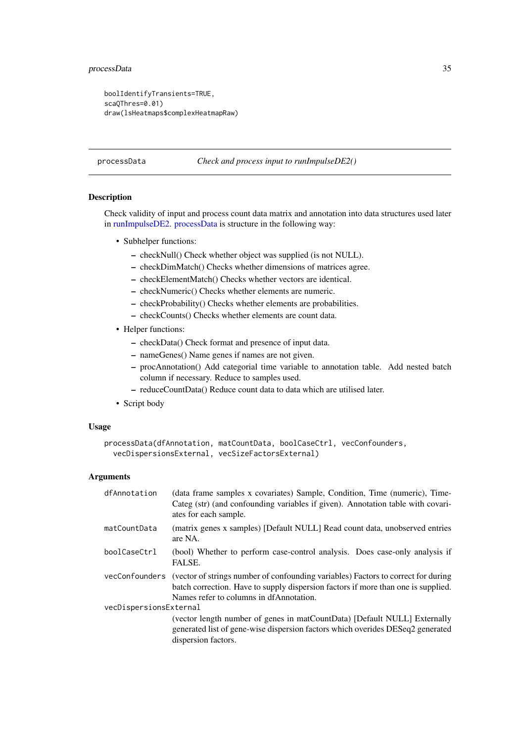```
boolIdentifyTransients=TRUE,
scaQThres=0.01)
draw(lsHeatmaps$complexHeatmapRaw)
```

## processData — *Check and process input to runImpulseDE2()*

### Description

Check validity of input and process count data matrix and annotation into data structures used later in runImpulseDE2. processData is structure in the following way:

- Subhelper functions:
  - checkNull() Check whether object was supplied (is not NULL).
  - checkDimMatch() Checks whether dimensions of matrices agree.
  - checkElementMatch() Checks whether vectors are identical.
  - checkNumeric() Checks whether elements are numeric.
  - checkProbability() Checks whether elements are probabilities.
  - checkCounts() Checks whether elements are count data.
- Helper functions:
  - checkData() Check format and presence of input data.
  - nameGenes() Name genes if names are not given.
  - procAnnotation() Add categorial time variable to annotation table. Add nested batch column if necessary. Reduce to samples used.
  - reduceCountData() Reduce count data to data which are utilised later.
- Script body

### Usage

```
processData(dfAnnotation, matCountData, boolCaseCtrl, vecConfounders,
  vecDispersionsExternal, vecSizeFactorsExternal)
```

### Arguments

| | |
|---|---|
| dfAnnotation | (data frame samples x covariates) Sample, Condition, Time (numeric), TimeCateg (str) (and confounding variables if given). Annotation table with covariates for each sample. |
| matCountData | (matrix genes x samples) [Default NULL] Read count data, unobserved entries are NA. |
| boolCaseCtrl | (bool) Whether to perform case-control analysis. Does case-only analysis if FALSE. |
| vecConfounders | (vector of strings number of confounding variables) Factors to correct for during batch correction. Have to supply dispersion factors if more than one is supplied. Names refer to columns in dfAnnotation. |
| vecDispersionsExternal | (vector length number of genes in matCountData) [Default NULL] Externally generated list of gene-wise dispersion factors which overides DESeq2 generated dispersion factors. |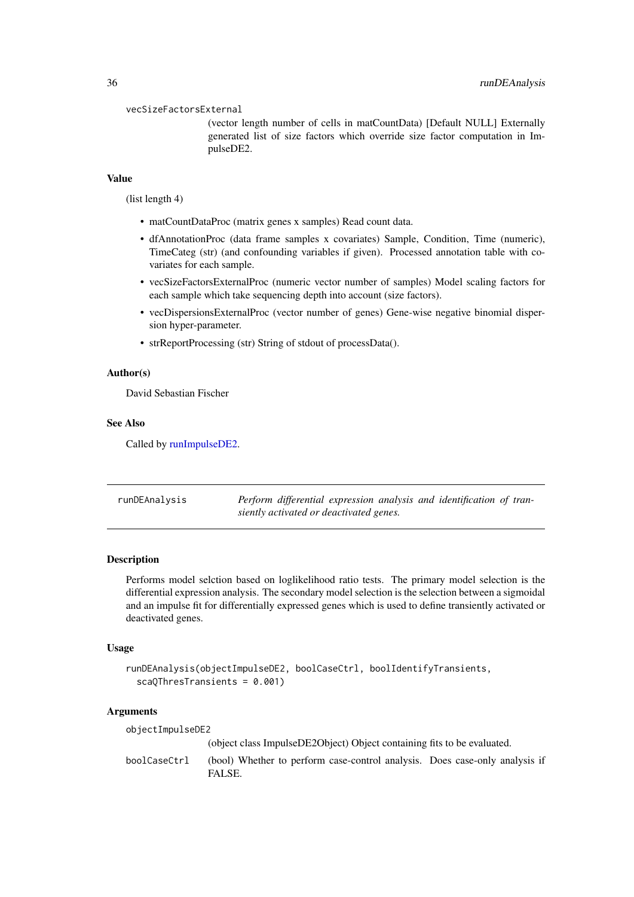vecSizeFactorsExternal
: (vector length number of cells in matCountData) [Default NULL] Externally generated list of size factors which override size factor computation in ImpulseDE2.

### Value

(list length 4)

- matCountDataProc (matrix genes x samples) Read count data.
- dfAnnotationProc (data frame samples x covariates) Sample, Condition, Time (numeric), TimeCateg (str) (and confounding variables if given). Processed annotation table with covariates for each sample.
- vecSizeFactorsExternalProc (numeric vector number of samples) Model scaling factors for each sample which take sequencing depth into account (size factors).
- vecDispersionsExternalProc (vector number of genes) Gene-wise negative binomial dispersion hyper-parameter.
- strReportProcessing (str) String of stdout of processData().

### Author(s)

David Sebastian Fischer

### See Also

Called by runImpulseDE2.

---

## runDEAnalysis — *Perform differential expression analysis and identification of transiently activated or deactivated genes.*

---

### Description

Performs model selction based on loglikelihood ratio tests. The primary model selection is the differential expression analysis. The secondary model selection is the selection between a sigmoidal and an impulse fit for differentially expressed genes which is used to define transiently activated or deactivated genes.

### Usage

```
runDEAnalysis(objectImpulseDE2, boolCaseCtrl, boolIdentifyTransients,
  scaQThresTransients = 0.001)
```

### Arguments

objectImpulseDE2
: (object class ImpulseDE2Object) Object containing fits to be evaluated.

boolCaseCtrl
: (bool) Whether to perform case-control analysis. Does case-only analysis if FALSE.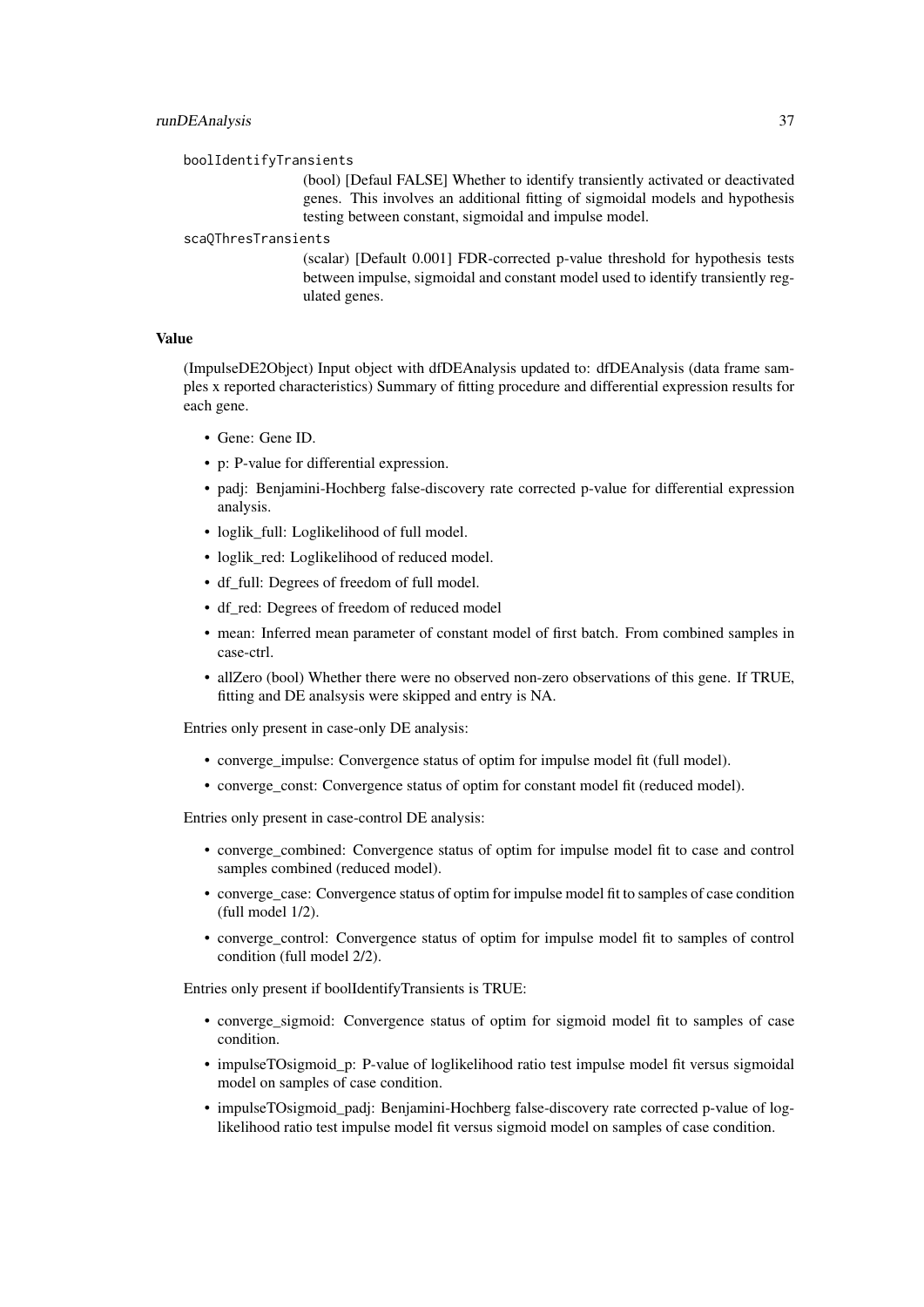`boolIdentifyTransients`
: (bool) [Defaul FALSE] Whether to identify transiently activated or deactivated genes. This involves an additional fitting of sigmoidal models and hypothesis testing between constant, sigmoidal and impulse model.

`scaQThresTransients`
: (scalar) [Default 0.001] FDR-corrected p-value threshold for hypothesis tests between impulse, sigmoidal and constant model used to identify transiently regulated genes.

### Value

(ImpulseDE2Object) Input object with dfDEAnalysis updated to: dfDEAnalysis (data frame samples x reported characteristics) Summary of fitting procedure and differential expression results for each gene.

- Gene: Gene ID.
- p: P-value for differential expression.
- padj: Benjamini-Hochberg false-discovery rate corrected p-value for differential expression analysis.
- loglik_full: Loglikelihood of full model.
- loglik_red: Loglikelihood of reduced model.
- df_full: Degrees of freedom of full model.
- df_red: Degrees of freedom of reduced model
- mean: Inferred mean parameter of constant model of first batch. From combined samples in case-ctrl.
- allZero (bool) Whether there were no observed non-zero observations of this gene. If TRUE, fitting and DE analsysis were skipped and entry is NA.

Entries only present in case-only DE analysis:

- converge_impulse: Convergence status of optim for impulse model fit (full model).
- converge_const: Convergence status of optim for constant model fit (reduced model).

Entries only present in case-control DE analysis:

- converge_combined: Convergence status of optim for impulse model fit to case and control samples combined (reduced model).
- converge_case: Convergence status of optim for impulse model fit to samples of case condition (full model 1/2).
- converge_control: Convergence status of optim for impulse model fit to samples of control condition (full model 2/2).

Entries only present if boolIdentifyTransients is TRUE:

- converge_sigmoid: Convergence status of optim for sigmoid model fit to samples of case condition.
- impulseTOsigmoid_p: P-value of loglikelihood ratio test impulse model fit versus sigmoidal model on samples of case condition.
- impulseTOsigmoid_padj: Benjamini-Hochberg false-discovery rate corrected p-value of loglikelihood ratio test impulse model fit versus sigmoid model on samples of case condition.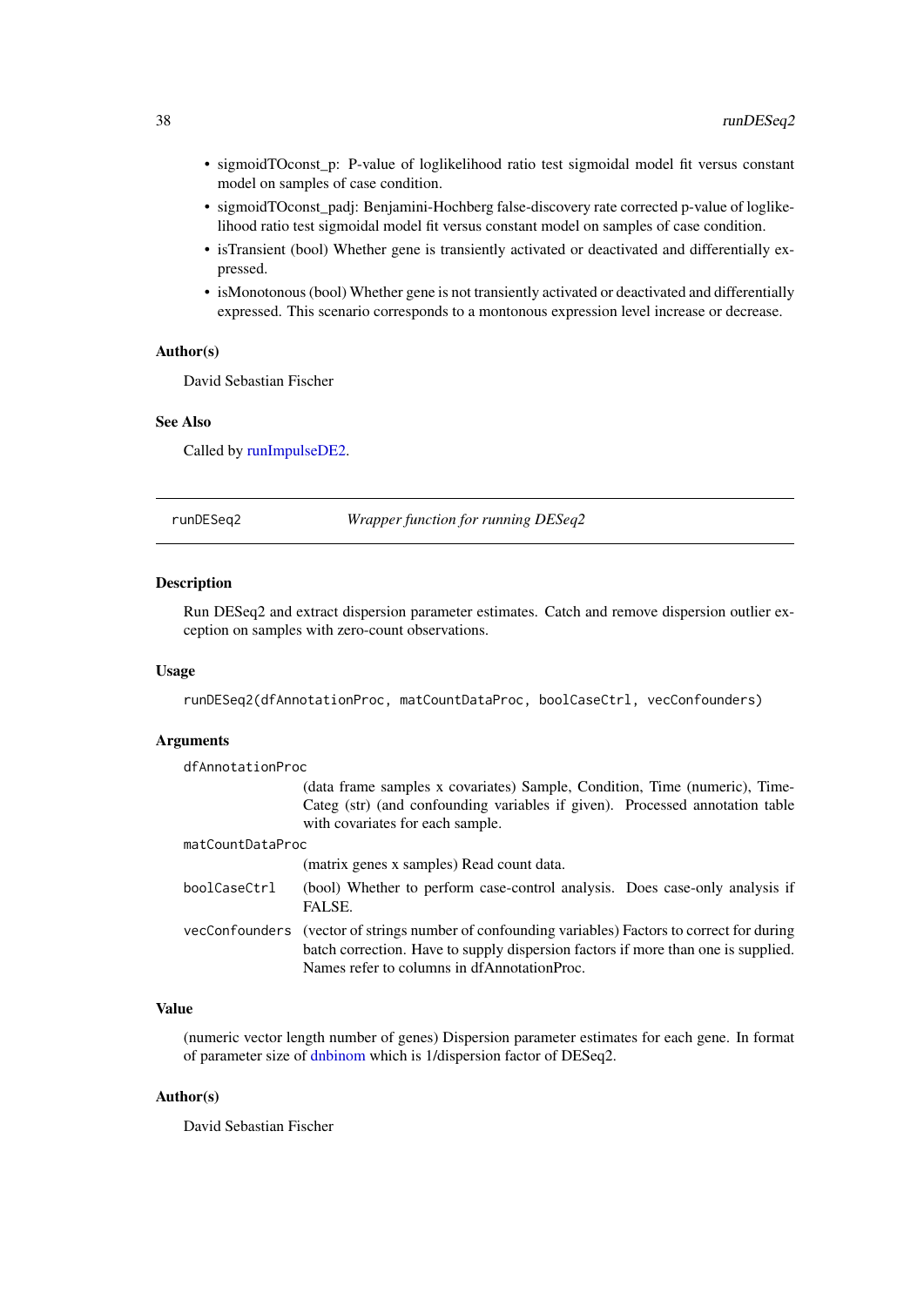- sigmoidTOconst_p: P-value of loglikelihood ratio test sigmoidal model fit versus constant model on samples of case condition.
- sigmoidTOconst_padj: Benjamini-Hochberg false-discovery rate corrected p-value of loglikelihood ratio test sigmoidal model fit versus constant model on samples of case condition.
- isTransient (bool) Whether gene is transiently activated or deactivated and differentially expressed.
- isMonotonous (bool) Whether gene is not transiently activated or deactivated and differentially expressed. This scenario corresponds to a montonous expression level increase or decrease.

### Author(s)

David Sebastian Fischer

### See Also

Called by runImpulseDE2.

---

## runDESeq2 — *Wrapper function for running DESeq2*

### Description

Run DESeq2 and extract dispersion parameter estimates. Catch and remove dispersion outlier exception on samples with zero-count observations.

### Usage

```
runDESeq2(dfAnnotationProc, matCountDataProc, boolCaseCtrl, vecConfounders)
```

### Arguments

| | |
|---|---|
| `dfAnnotationProc` | (data frame samples x covariates) Sample, Condition, Time (numeric), TimeCateg (str) (and confounding variables if given). Processed annotation table with covariates for each sample. |
| `matCountDataProc` | (matrix genes x samples) Read count data. |
| `boolCaseCtrl` | (bool) Whether to perform case-control analysis. Does case-only analysis if FALSE. |
| `vecConfounders` | (vector of strings number of confounding variables) Factors to correct for during batch correction. Have to supply dispersion factors if more than one is supplied. Names refer to columns in dfAnnotationProc. |

### Value

(numeric vector length number of genes) Dispersion parameter estimates for each gene. In format of parameter size of dnbinom which is 1/dispersion factor of DESeq2.

### Author(s)

David Sebastian Fischer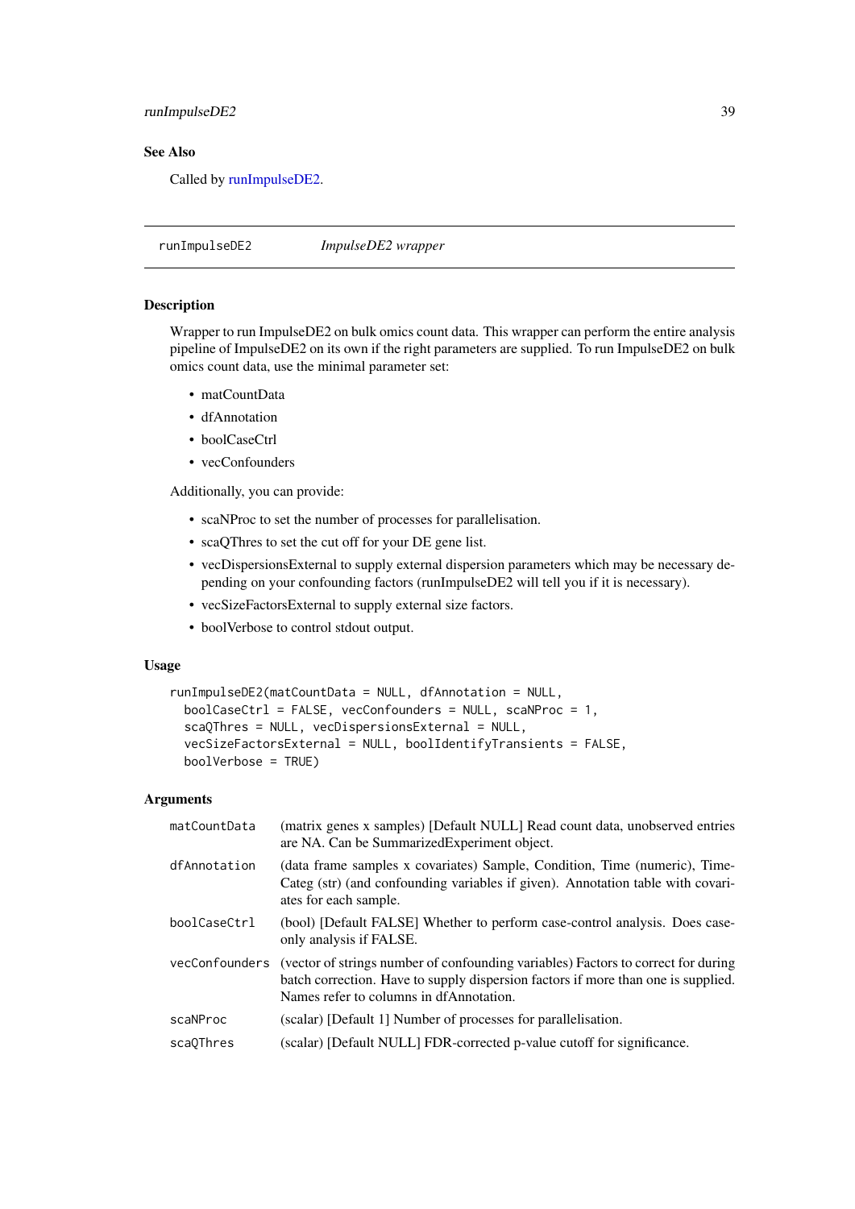## See Also

Called by runImpulseDE2.

---

runImpulseDE2 *ImpulseDE2 wrapper*

---

### Description

Wrapper to run ImpulseDE2 on bulk omics count data. This wrapper can perform the entire analysis pipeline of ImpulseDE2 on its own if the right parameters are supplied. To run ImpulseDE2 on bulk omics count data, use the minimal parameter set:

- matCountData
- dfAnnotation
- boolCaseCtrl
- vecConfounders

Additionally, you can provide:

- scaNProc to set the number of processes for parallelisation.
- scaQThres to set the cut off for your DE gene list.
- vecDispersionsExternal to supply external dispersion parameters which may be necessary depending on your confounding factors (runImpulseDE2 will tell you if it is necessary).
- vecSizeFactorsExternal to supply external size factors.
- boolVerbose to control stdout output.

### Usage

```
runImpulseDE2(matCountData = NULL, dfAnnotation = NULL,
  boolCaseCtrl = FALSE, vecConfounders = NULL, scaNProc = 1,
  scaQThres = NULL, vecDispersionsExternal = NULL,
  vecSizeFactorsExternal = NULL, boolIdentifyTransients = FALSE,
  boolVerbose = TRUE)
```

### Arguments

| | |
|---|---|
| matCountData | (matrix genes x samples) [Default NULL] Read count data, unobserved entries are NA. Can be SummarizedExperiment object. |
| dfAnnotation | (data frame samples x covariates) Sample, Condition, Time (numeric), TimeCateg (str) (and confounding variables if given). Annotation table with covariates for each sample. |
| boolCaseCtrl | (bool) [Default FALSE] Whether to perform case-control analysis. Does case-only analysis if FALSE. |
| vecConfounders | (vector of strings number of confounding variables) Factors to correct for during batch correction. Have to supply dispersion factors if more than one is supplied. Names refer to columns in dfAnnotation. |
| scaNProc | (scalar) [Default 1] Number of processes for parallelisation. |
| scaQThres | (scalar) [Default NULL] FDR-corrected p-value cutoff for significance. |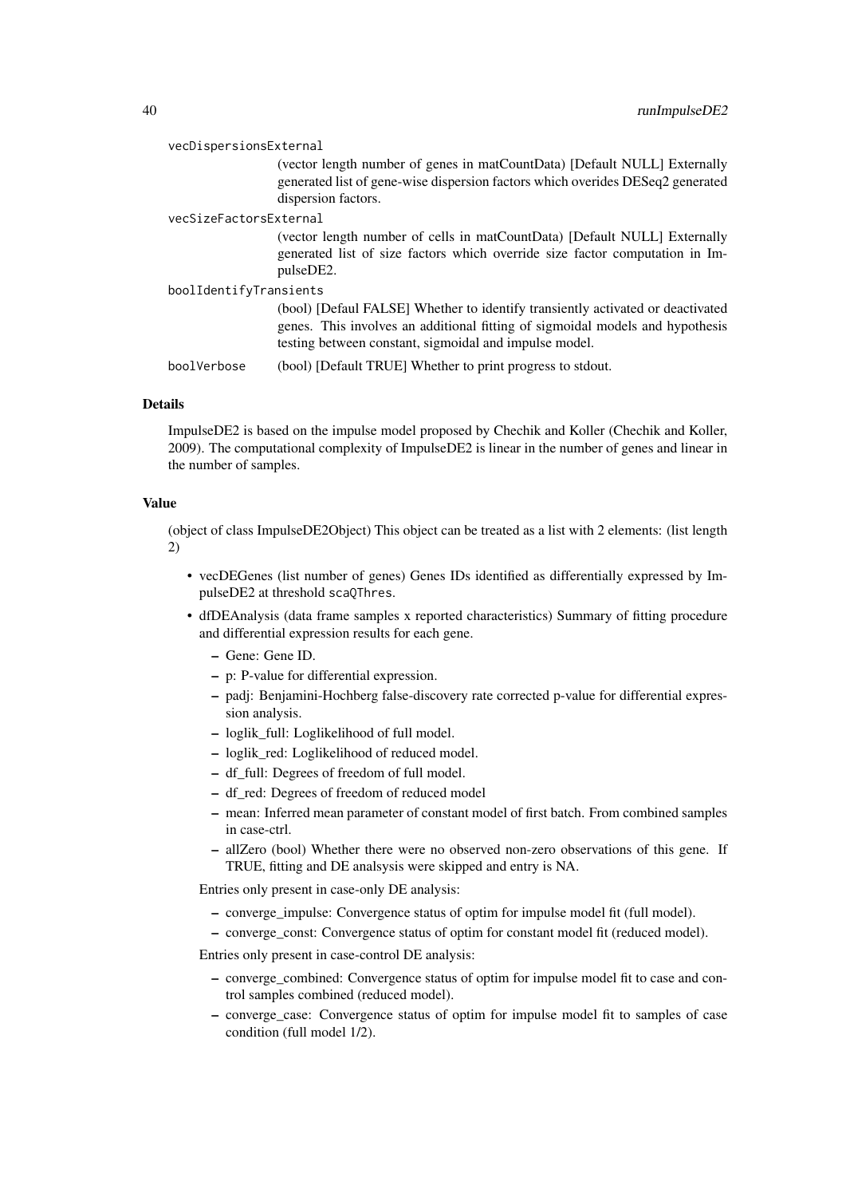vecDispersionsExternal
: (vector length number of genes in matCountData) [Default NULL] Externally generated list of gene-wise dispersion factors which overides DESeq2 generated dispersion factors.

vecSizeFactorsExternal
: (vector length number of cells in matCountData) [Default NULL] Externally generated list of size factors which override size factor computation in ImpulseDE2.

boolIdentifyTransients
: (bool) [Defaul FALSE] Whether to identify transiently activated or deactivated genes. This involves an additional fitting of sigmoidal models and hypothesis testing between constant, sigmoidal and impulse model.

boolVerbose
: (bool) [Default TRUE] Whether to print progress to stdout.

## Details

ImpulseDE2 is based on the impulse model proposed by Chechik and Koller (Chechik and Koller, 2009). The computational complexity of ImpulseDE2 is linear in the number of genes and linear in the number of samples.

## Value

(object of class ImpulseDE2Object) This object can be treated as a list with 2 elements: (list length 2)

- vecDEGenes (list number of genes) Genes IDs identified as differentially expressed by ImpulseDE2 at threshold `scaQThres`.
- dfDEAnalysis (data frame samples x reported characteristics) Summary of fitting procedure and differential expression results for each gene.
  - Gene: Gene ID.
  - p: P-value for differential expression.
  - padj: Benjamini-Hochberg false-discovery rate corrected p-value for differential expression analysis.
  - loglik_full: Loglikelihood of full model.
  - loglik_red: Loglikelihood of reduced model.
  - df_full: Degrees of freedom of full model.
  - df_red: Degrees of freedom of reduced model
  - mean: Inferred mean parameter of constant model of first batch. From combined samples in case-ctrl.
  - allZero (bool) Whether there were no observed non-zero observations of this gene. If TRUE, fitting and DE analsysis were skipped and entry is NA.

  Entries only present in case-only DE analysis:

  - converge_impulse: Convergence status of optim for impulse model fit (full model).
  - converge_const: Convergence status of optim for constant model fit (reduced model).

  Entries only present in case-control DE analysis:

  - converge_combined: Convergence status of optim for impulse model fit to case and control samples combined (reduced model).
  - converge_case: Convergence status of optim for impulse model fit to samples of case condition (full model 1/2).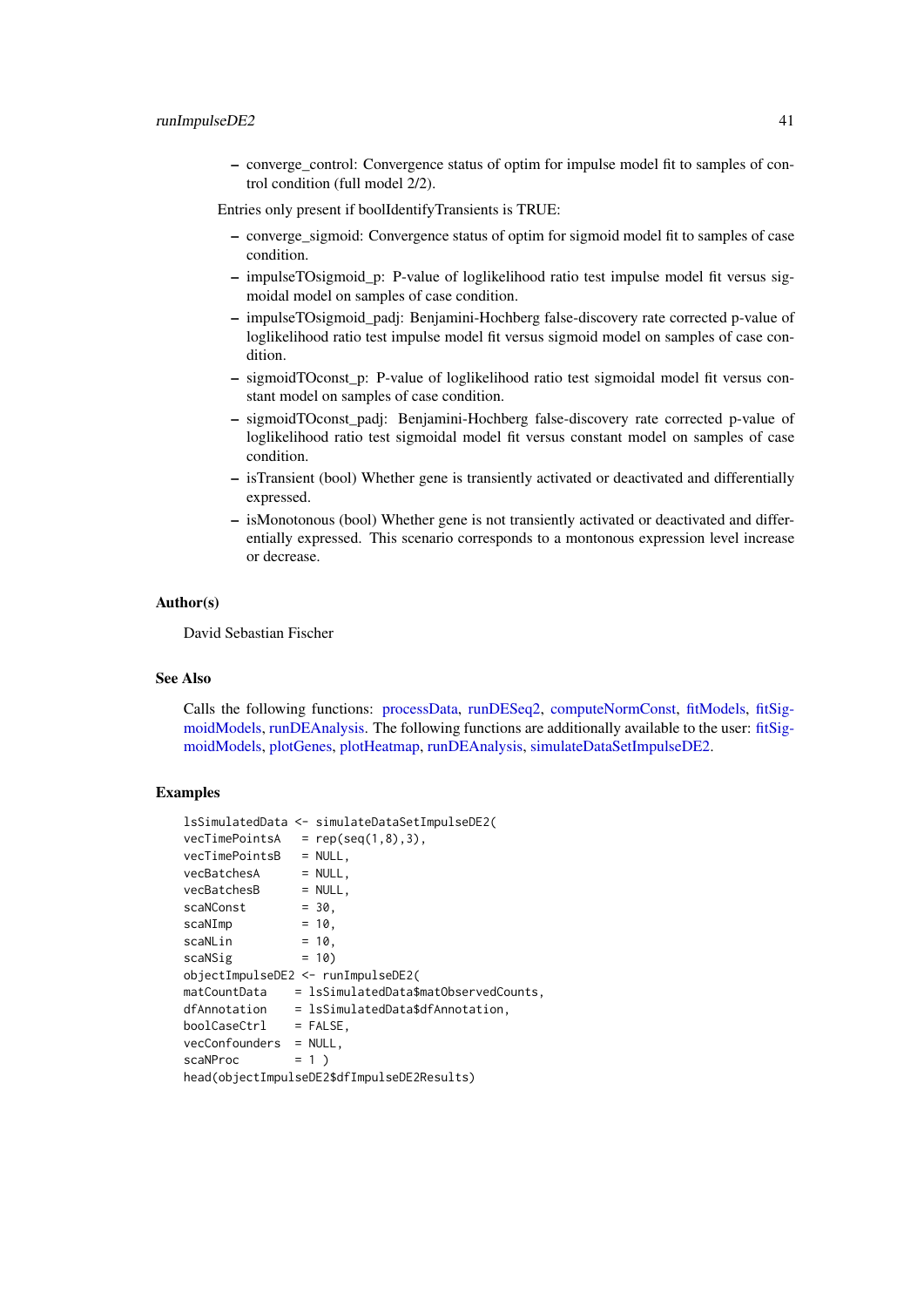- converge_control: Convergence status of optim for impulse model fit to samples of control condition (full model 2/2).

Entries only present if boolIdentifyTransients is TRUE:

- converge_sigmoid: Convergence status of optim for sigmoid model fit to samples of case condition.
- impulseTOsigmoid_p: P-value of loglikelihood ratio test impulse model fit versus sigmoidal model on samples of case condition.
- impulseTOsigmoid_padj: Benjamini-Hochberg false-discovery rate corrected p-value of loglikelihood ratio test impulse model fit versus sigmoid model on samples of case condition.
- sigmoidTOconst_p: P-value of loglikelihood ratio test sigmoidal model fit versus constant model on samples of case condition.
- sigmoidTOconst_padj: Benjamini-Hochberg false-discovery rate corrected p-value of loglikelihood ratio test sigmoidal model fit versus constant model on samples of case condition.
- isTransient (bool) Whether gene is transiently activated or deactivated and differentially expressed.
- isMonotonous (bool) Whether gene is not transiently activated or deactivated and differentially expressed. This scenario corresponds to a montonous expression level increase or decrease.

## Author(s)

David Sebastian Fischer

## See Also

Calls the following functions: processData, runDESeq2, computeNormConst, fitModels, fitSigmoidModels, runDEAnalysis. The following functions are additionally available to the user: fitSigmoidModels, plotGenes, plotHeatmap, runDEAnalysis, simulateDataSetImpulseDE2.

## Examples

```
lsSimulatedData <- simulateDataSetImpulseDE2(
vecTimePointsA   = rep(seq(1,8),3),
vecTimePointsB   = NULL,
vecBatchesA      = NULL,
vecBatchesB      = NULL,
scaNConst        = 30,
scaNImp          = 10,
scaNLin          = 10,
scaNSig          = 10)
objectImpulseDE2 <- runImpulseDE2(
matCountData    = lsSimulatedData$matObservedCounts,
dfAnnotation    = lsSimulatedData$dfAnnotation,
boolCaseCtrl    = FALSE,
vecConfounders  = NULL,
scaNProc        = 1 )
head(objectImpulseDE2$dfImpulseDE2Results)
```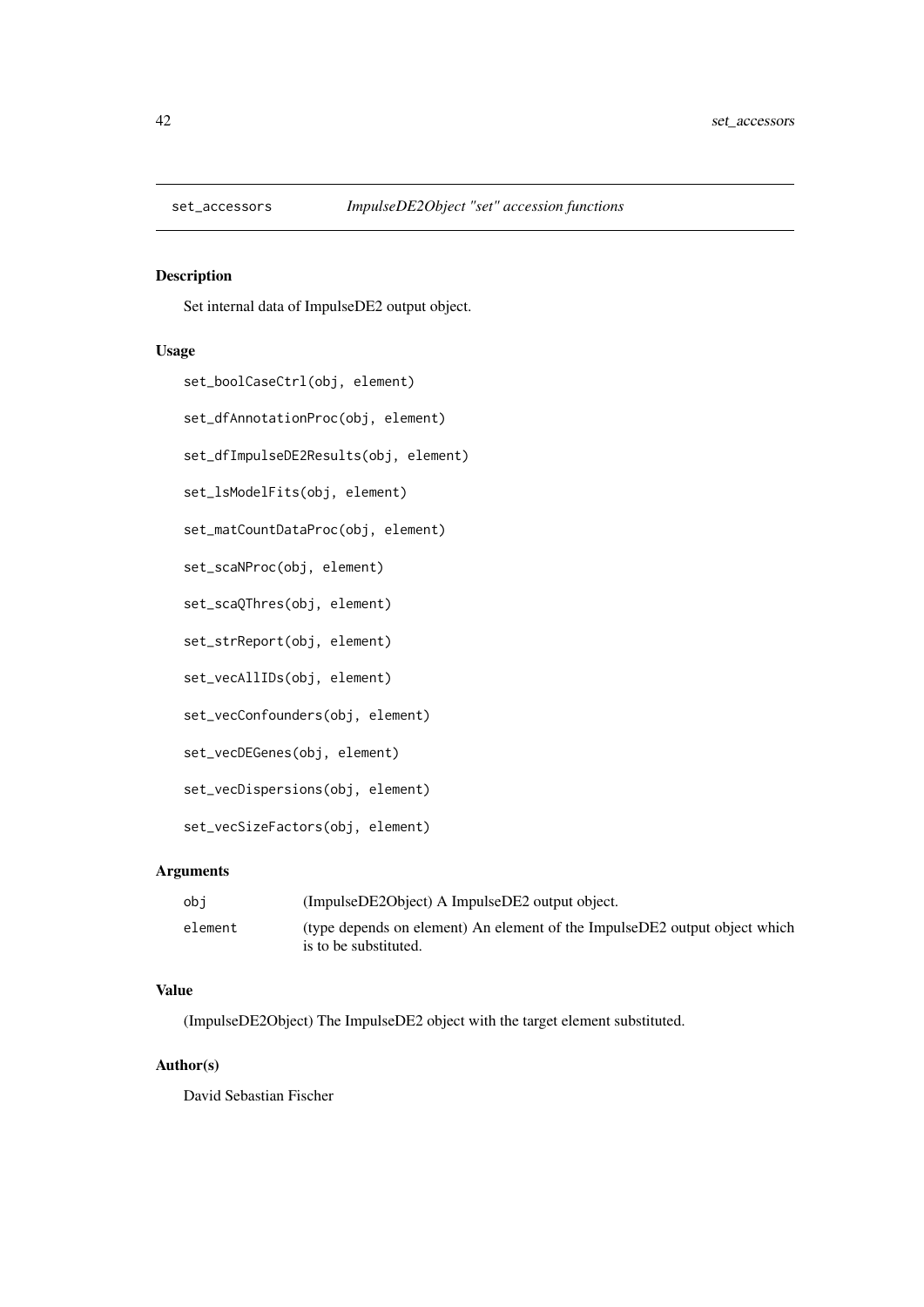`set_accessors` *ImpulseDE2Object "set" accession functions*

## Description

Set internal data of ImpulseDE2 output object.

## Usage

```
set_boolCaseCtrl(obj, element)

set_dfAnnotationProc(obj, element)

set_dfImpulseDE2Results(obj, element)

set_lsModelFits(obj, element)

set_matCountDataProc(obj, element)

set_scaNProc(obj, element)

set_scaQThres(obj, element)

set_strReport(obj, element)

set_vecAllIDs(obj, element)

set_vecConfounders(obj, element)

set_vecDEGenes(obj, element)

set_vecDispersions(obj, element)

set_vecSizeFactors(obj, element)
```

## Arguments

| | |
|---|---|
| obj | (ImpulseDE2Object) A ImpulseDE2 output object. |
| element | (type depends on element) An element of the ImpulseDE2 output object which is to be substituted. |

## Value

(ImpulseDE2Object) The ImpulseDE2 object with the target element substituted.

## Author(s)

David Sebastian Fischer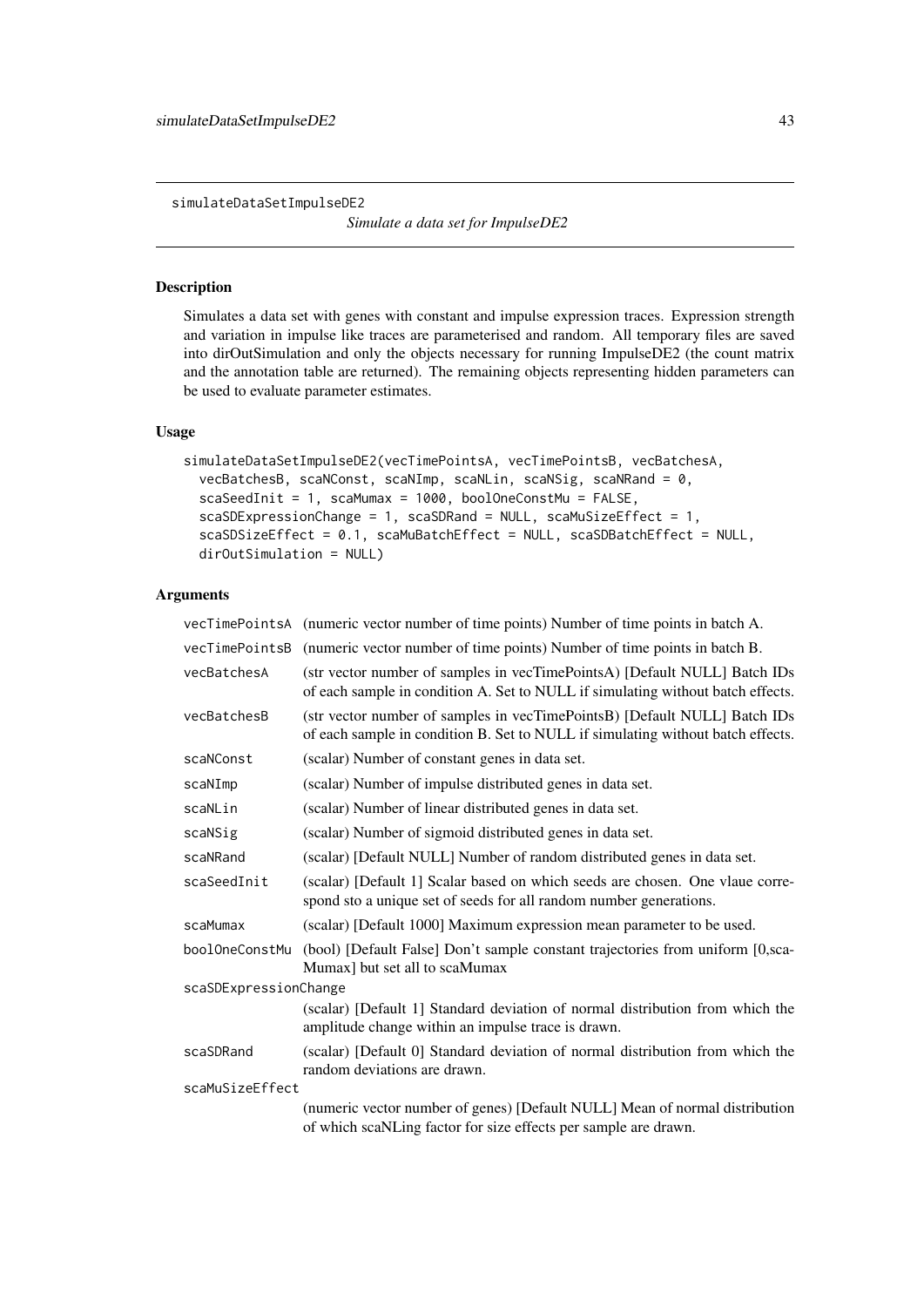simulateDataSetImpulseDE2

*Simulate a data set for ImpulseDE2*

## Description

Simulates a data set with genes with constant and impulse expression traces. Expression strength and variation in impulse like traces are parameterised and random. All temporary files are saved into dirOutSimulation and only the objects necessary for running ImpulseDE2 (the count matrix and the annotation table are returned). The remaining objects representing hidden parameters can be used to evaluate parameter estimates.

## Usage

```
simulateDataSetImpulseDE2(vecTimePointsA, vecTimePointsB, vecBatchesA,
  vecBatchesB, scaNConst, scaNImp, scaNLin, scaNSig, scaNRand = 0,
  scaSeedInit = 1, scaMumax = 1000, boolOneConstMu = FALSE,
  scaSDExpressionChange = 1, scaSDRand = NULL, scaMuSizeEffect = 1,
  scaSDSizeEffect = 0.1, scaMuBatchEffect = NULL, scaSDBatchEffect = NULL,
  dirOutSimulation = NULL)
```

## Arguments

| | |
|---|---|
| vecTimePointsA | (numeric vector number of time points) Number of time points in batch A. |
| vecTimePointsB | (numeric vector number of time points) Number of time points in batch B. |
| vecBatchesA | (str vector number of samples in vecTimePointsA) [Default NULL] Batch IDs of each sample in condition A. Set to NULL if simulating without batch effects. |
| vecBatchesB | (str vector number of samples in vecTimePointsB) [Default NULL] Batch IDs of each sample in condition B. Set to NULL if simulating without batch effects. |
| scaNConst | (scalar) Number of constant genes in data set. |
| scaNImp | (scalar) Number of impulse distributed genes in data set. |
| scaNLin | (scalar) Number of linear distributed genes in data set. |
| scaNSig | (scalar) Number of sigmoid distributed genes in data set. |
| scaNRand | (scalar) [Default NULL] Number of random distributed genes in data set. |
| scaSeedInit | (scalar) [Default 1] Scalar based on which seeds are chosen. One vlaue corre-spond sto a unique set of seeds for all random number generations. |
| scaMumax | (scalar) [Default 1000] Maximum expression mean parameter to be used. |
| boolOneConstMu | (bool) [Default False] Don't sample constant trajectories from uniform [0,sca-Mumax] but set all to scaMumax |
| scaSDExpressionChange | (scalar) [Default 1] Standard deviation of normal distribution from which the amplitude change within an impulse trace is drawn. |
| scaSDRand | (scalar) [Default 0] Standard deviation of normal distribution from which the random deviations are drawn. |
| scaMuSizeEffect | (numeric vector number of genes) [Default NULL] Mean of normal distribution of which scaNLing factor for size effects per sample are drawn. |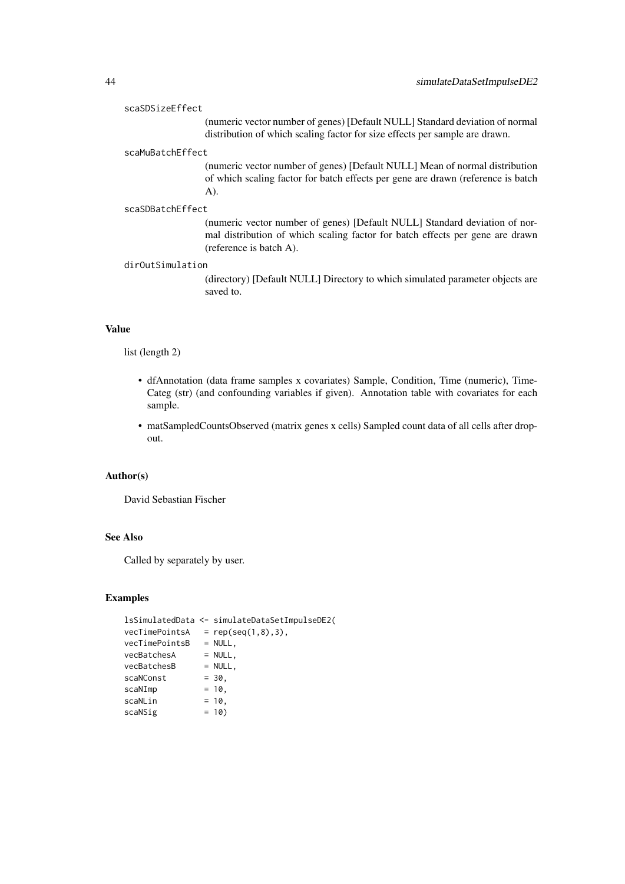scaSDSizeEffect
: (numeric vector number of genes) [Default NULL] Standard deviation of normal distribution of which scaling factor for size effects per sample are drawn.

scaMuBatchEffect
: (numeric vector number of genes) [Default NULL] Mean of normal distribution of which scaling factor for batch effects per gene are drawn (reference is batch A).

scaSDBatchEffect
: (numeric vector number of genes) [Default NULL] Standard deviation of normal distribution of which scaling factor for batch effects per gene are drawn (reference is batch A).

dirOutSimulation
: (directory) [Default NULL] Directory to which simulated parameter objects are saved to.

### Value

list (length 2)

- dfAnnotation (data frame samples x covariates) Sample, Condition, Time (numeric), TimeCateg (str) (and confounding variables if given). Annotation table with covariates for each sample.
- matSampledCountsObserved (matrix genes x cells) Sampled count data of all cells after dropout.

### Author(s)

David Sebastian Fischer

### See Also

Called by separately by user.

### Examples

```
lsSimulatedData <- simulateDataSetImpulseDE2(
vecTimePointsA   = rep(seq(1,8),3),
vecTimePointsB   = NULL,
vecBatchesA      = NULL,
vecBatchesB      = NULL,
scaNConst        = 30,
scaNImp          = 10,
scaNLin          = 10,
scaNSig          = 10)
```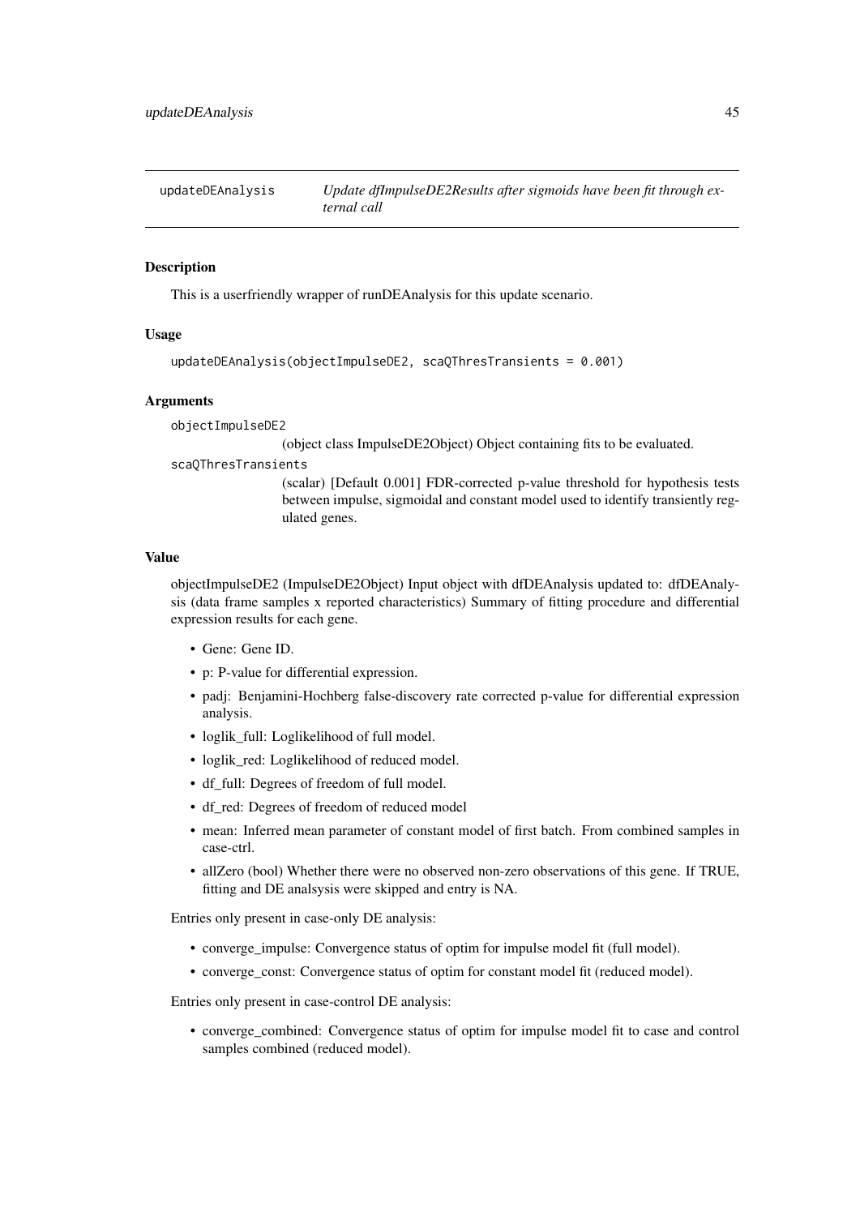## updateDEAnalysis — *Update dfImpulseDE2Results after sigmoids have been fit through external call*

### Description

This is a userfriendly wrapper of runDEAnalysis for this update scenario.

### Usage

```
updateDEAnalysis(objectImpulseDE2, scaQThresTransients = 0.001)
```

### Arguments

`objectImpulseDE2`
: (object class ImpulseDE2Object) Object containing fits to be evaluated.

`scaQThresTransients`
: (scalar) [Default 0.001] FDR-corrected p-value threshold for hypothesis tests between impulse, sigmoidal and constant model used to identify transiently regulated genes.

### Value

objectImpulseDE2 (ImpulseDE2Object) Input object with dfDEAnalysis updated to: dfDEAnalysis (data frame samples x reported characteristics) Summary of fitting procedure and differential expression results for each gene.

- Gene: Gene ID.
- p: P-value for differential expression.
- padj: Benjamini-Hochberg false-discovery rate corrected p-value for differential expression analysis.
- loglik_full: Loglikelihood of full model.
- loglik_red: Loglikelihood of reduced model.
- df_full: Degrees of freedom of full model.
- df_red: Degrees of freedom of reduced model
- mean: Inferred mean parameter of constant model of first batch. From combined samples in case-ctrl.
- allZero (bool) Whether there were no observed non-zero observations of this gene. If TRUE, fitting and DE analsysis were skipped and entry is NA.

Entries only present in case-only DE analysis:

- converge_impulse: Convergence status of optim for impulse model fit (full model).
- converge_const: Convergence status of optim for constant model fit (reduced model).

Entries only present in case-control DE analysis:

- converge_combined: Convergence status of optim for impulse model fit to case and control samples combined (reduced model).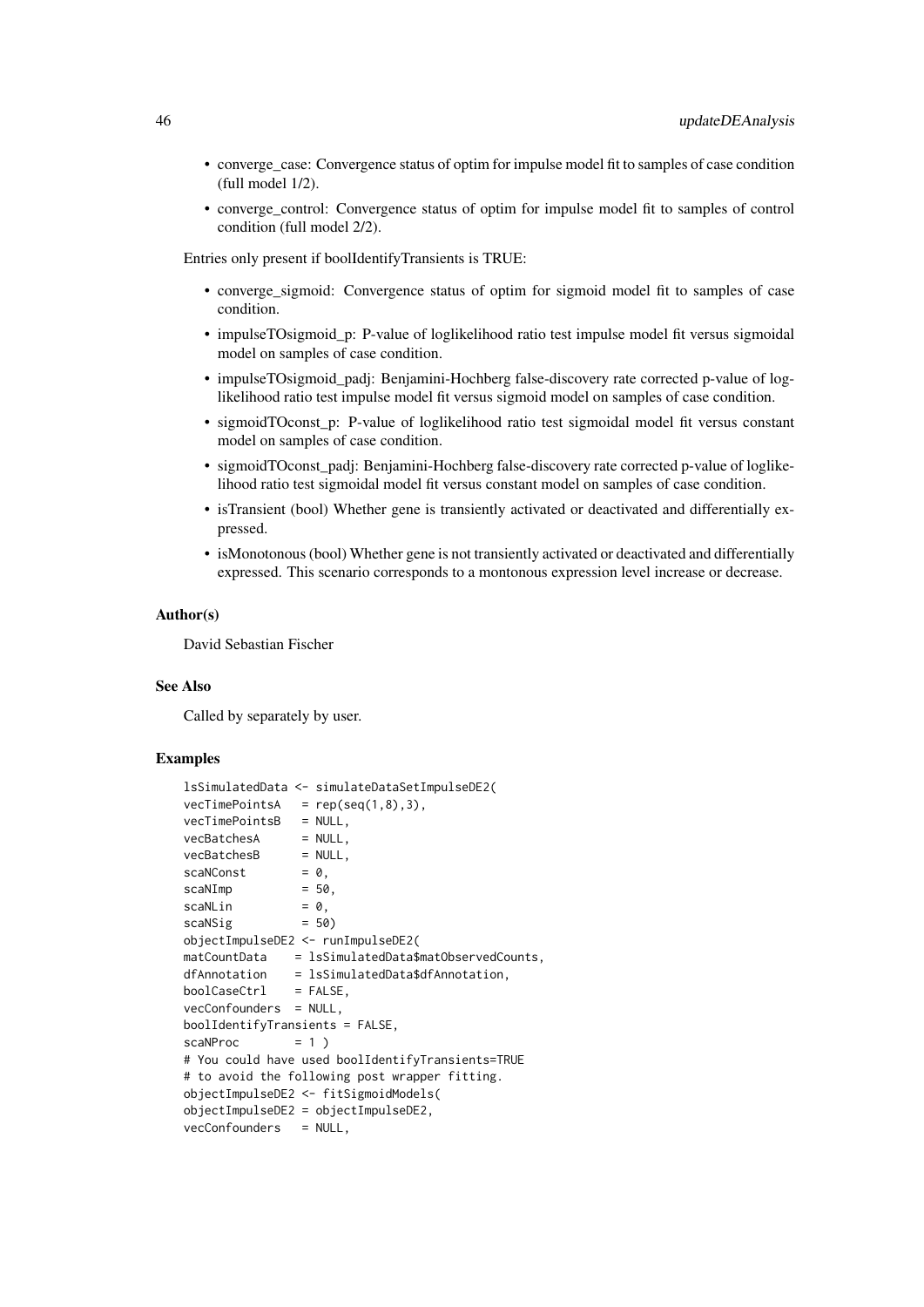- converge_case: Convergence status of optim for impulse model fit to samples of case condition (full model 1/2).
- converge_control: Convergence status of optim for impulse model fit to samples of control condition (full model 2/2).

Entries only present if boolIdentifyTransients is TRUE:

- converge_sigmoid: Convergence status of optim for sigmoid model fit to samples of case condition.
- impulseTOsigmoid_p: P-value of loglikelihood ratio test impulse model fit versus sigmoidal model on samples of case condition.
- impulseTOsigmoid_padj: Benjamini-Hochberg false-discovery rate corrected p-value of log-likelihood ratio test impulse model fit versus sigmoid model on samples of case condition.
- sigmoidTOconst_p: P-value of loglikelihood ratio test sigmoidal model fit versus constant model on samples of case condition.
- sigmoidTOconst_padj: Benjamini-Hochberg false-discovery rate corrected p-value of loglikelihood ratio test sigmoidal model fit versus constant model on samples of case condition.
- isTransient (bool) Whether gene is transiently activated or deactivated and differentially expressed.
- isMonotonous (bool) Whether gene is not transiently activated or deactivated and differentially expressed. This scenario corresponds to a montonous expression level increase or decrease.

### Author(s)

David Sebastian Fischer

### See Also

Called by separately by user.

### Examples

```
lsSimulatedData <- simulateDataSetImpulseDE2(
vecTimePointsA   = rep(seq(1,8),3),
vecTimePointsB   = NULL,
vecBatchesA      = NULL,
vecBatchesB      = NULL,
scaNConst        = 0,
scaNImp          = 50,
scaNLin          = 0,
scaNSig          = 50)
objectImpulseDE2 <- runImpulseDE2(
matCountData    = lsSimulatedData$matObservedCounts,
dfAnnotation    = lsSimulatedData$dfAnnotation,
boolCaseCtrl    = FALSE,
vecConfounders  = NULL,
boolIdentifyTransients = FALSE,
scaNProc        = 1 )
# You could have used boolIdentifyTransients=TRUE
# to avoid the following post wrapper fitting.
objectImpulseDE2 <- fitSigmoidModels(
objectImpulseDE2 = objectImpulseDE2,
vecConfounders   = NULL,
```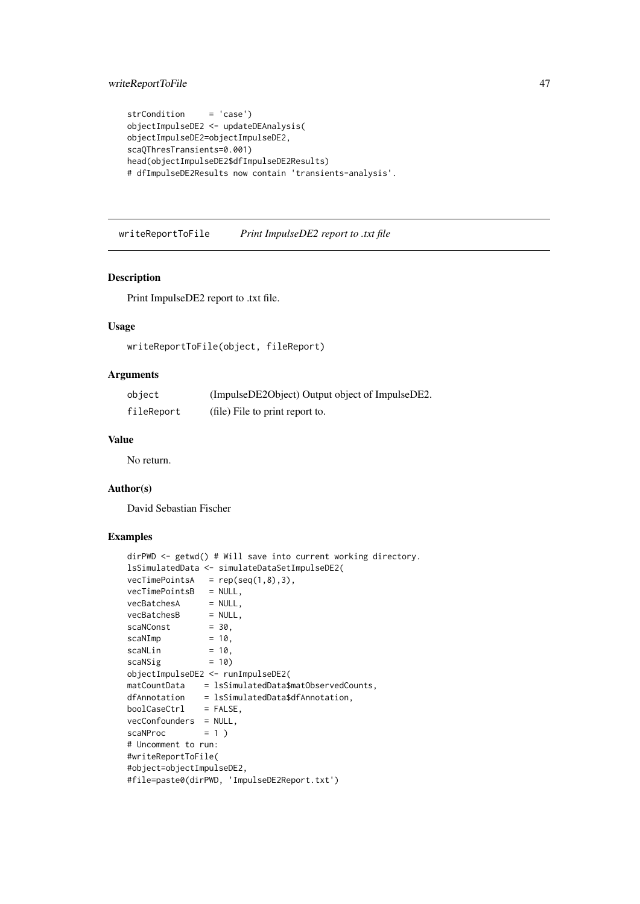```
strCondition     = 'case')
objectImpulseDE2 <- updateDEAnalysis(
objectImpulseDE2=objectImpulseDE2,
scaQThresTransients=0.001)
head(objectImpulseDE2$dfImpulseDE2Results)
# dfImpulseDE2Results now contain 'transients-analysis'.
```

## writeReportToFile — *Print ImpulseDE2 report to .txt file*

### Description

Print ImpulseDE2 report to .txt file.

### Usage

```
writeReportToFile(object, fileReport)
```

### Arguments

| | |
|---|---|
| object | (ImpulseDE2Object) Output object of ImpulseDE2. |
| fileReport | (file) File to print report to. |

### Value

No return.

### Author(s)

David Sebastian Fischer

### Examples

```
dirPWD <- getwd() # Will save into current working directory.
lsSimulatedData <- simulateDataSetImpulseDE2(
vecTimePointsA   = rep(seq(1,8),3),
vecTimePointsB   = NULL,
vecBatchesA      = NULL,
vecBatchesB      = NULL,
scaNConst        = 30,
scaNImp          = 10,
scaNLin          = 10,
scaNSig          = 10)
objectImpulseDE2 <- runImpulseDE2(
matCountData    = lsSimulatedData$matObservedCounts,
dfAnnotation    = lsSimulatedData$dfAnnotation,
boolCaseCtrl    = FALSE,
vecConfounders  = NULL,
scaNProc        = 1 )
# Uncomment to run:
#writeReportToFile(
#object=objectImpulseDE2,
#file=paste0(dirPWD, 'ImpulseDE2Report.txt')
```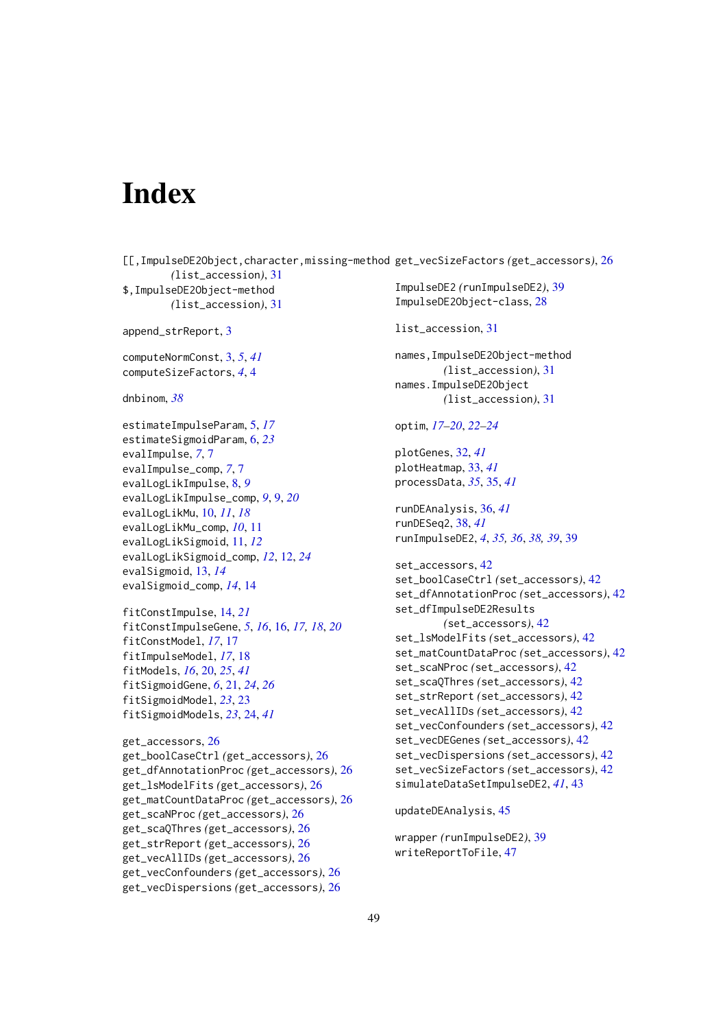# Index

[[,ImpulseDE2Object,character,missing-method (list_accession), 31
$,ImpulseDE2Object-method (list_accession), 31

append_strReport, 3

computeNormConst, 3, *5*, *41*
computeSizeFactors, *4*, 4

dnbinom, *38*

estimateImpulseParam, 5, *17*
estimateSigmoidParam, 6, *23*
evalImpulse, *7*, 7
evalImpulse_comp, *7*, 7
evalLogLikImpulse, 8, *9*
evalLogLikImpulse_comp, *9*, 9, *20*
evalLogLikMu, 10, *11*, *18*
evalLogLikMu_comp, *10*, 11
evalLogLikSigmoid, 11, *12*
evalLogLikSigmoid_comp, *12*, 12, *24*
evalSigmoid, 13, *14*
evalSigmoid_comp, *14*, 14

fitConstImpulse, 14, *21*
fitConstImpulseGene, *5*, *16*, 16, *17*, *18*, *20*
fitConstModel, *17*, 17
fitImpulseModel, *17*, 18
fitModels, *16*, 20, *25*, *41*
fitSigmoidGene, *6*, 21, *24*, *26*
fitSigmoidModel, *23*, 23
fitSigmoidModels, *23*, 24, *41*

get_accessors, 26
get_boolCaseCtrl *(get_accessors)*, 26
get_dfAnnotationProc *(get_accessors)*, 26
get_lsModelFits *(get_accessors)*, 26
get_matCountDataProc *(get_accessors)*, 26
get_scaNProc *(get_accessors)*, 26
get_scaQThres *(get_accessors)*, 26
get_strReport *(get_accessors)*, 26
get_vecAllIDs *(get_accessors)*, 26
get_vecConfounders *(get_accessors)*, 26
get_vecDispersions *(get_accessors)*, 26
get_vecSizeFactors *(get_accessors)*, 26

ImpulseDE2 *(runImpulseDE2)*, 39
ImpulseDE2Object-class, 28

list_accession, 31

names,ImpulseDE2Object-method *(list_accession)*, 31
names.ImpulseDE2Object *(list_accession)*, 31

optim, *17–20*, *22–24*

plotGenes, 32, *41*
plotHeatmap, 33, *41*
processData, *35*, 35, *41*

runDEAnalysis, 36, *41*
runDESeq2, 38, *41*
runImpulseDE2, *4*, *35*, *36*, *38*, *39*, 39

set_accessors, 42
set_boolCaseCtrl *(set_accessors)*, 42
set_dfAnnotationProc *(set_accessors)*, 42
set_dfImpulseDE2Results *(set_accessors)*, 42
set_lsModelFits *(set_accessors)*, 42
set_matCountDataProc *(set_accessors)*, 42
set_scaNProc *(set_accessors)*, 42
set_scaQThres *(set_accessors)*, 42
set_strReport *(set_accessors)*, 42
set_vecAllIDs *(set_accessors)*, 42
set_vecConfounders *(set_accessors)*, 42
set_vecDEGenes *(set_accessors)*, 42
set_vecDispersions *(set_accessors)*, 42
set_vecSizeFactors *(set_accessors)*, 42
simulateDataSetImpulseDE2, *41*, 43

updateDEAnalysis, 45

wrapper *(runImpulseDE2)*, 39
writeReportToFile, 47